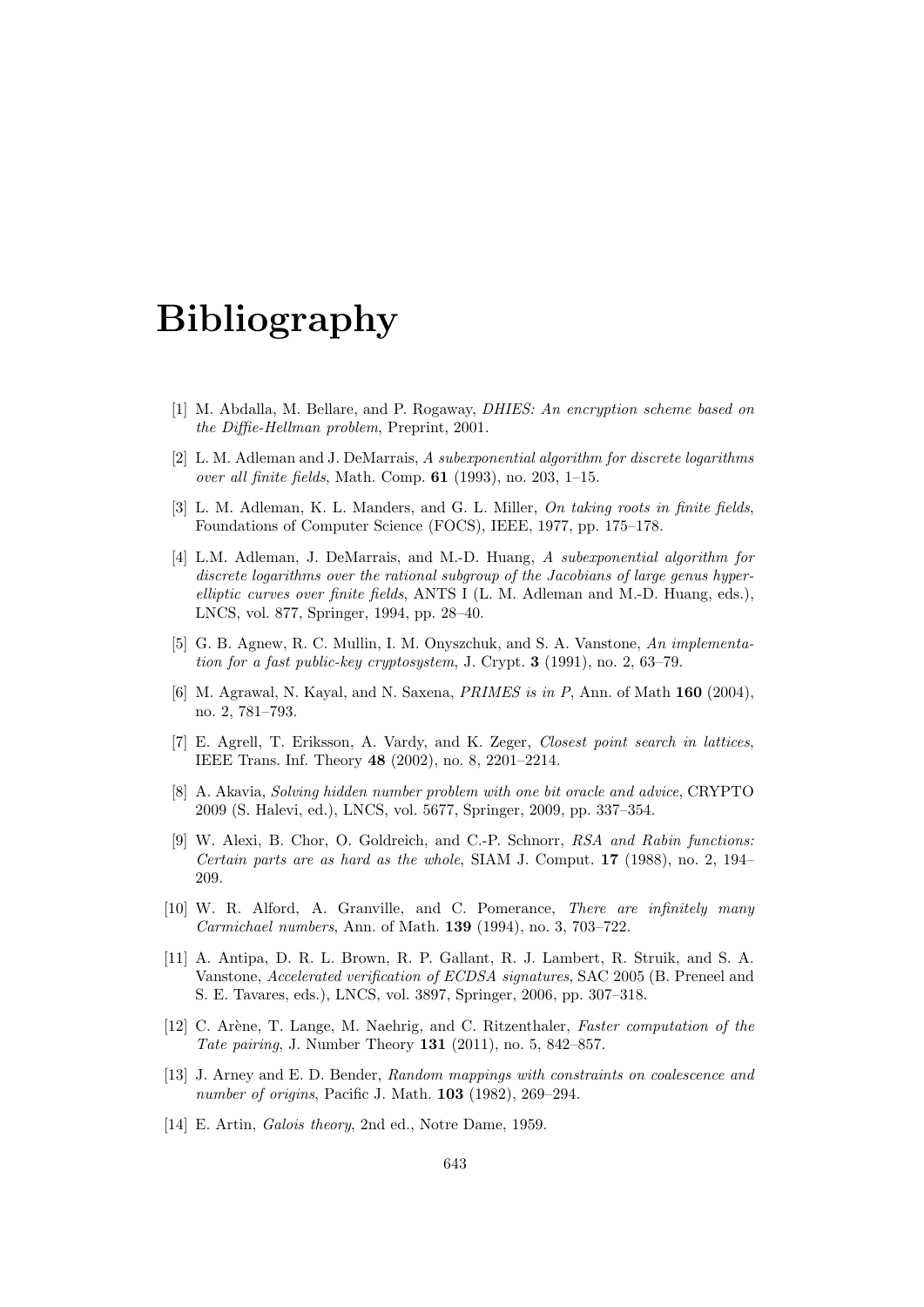# Bibliography

[1] M. Abdalla, M. Bellare, and P. Rogaway, *DHIES: An encryption scheme based on the Diffie-Hellman problem*, Preprint, 2001.

[2] L. M. Adleman and J. DeMarrais, *A subexponential algorithm for discrete logarithms over all finite fields*, Math. Comp. **61** (1993), no. 203, 1–15.

[3] L. M. Adleman, K. L. Manders, and G. L. Miller, *On taking roots in finite fields*, Foundations of Computer Science (FOCS), IEEE, 1977, pp. 175–178.

[4] L.M. Adleman, J. DeMarrais, and M.-D. Huang, *A subexponential algorithm for discrete logarithms over the rational subgroup of the Jacobians of large genus hyperelliptic curves over finite fields*, ANTS I (L. M. Adleman and M.-D. Huang, eds.), LNCS, vol. 877, Springer, 1994, pp. 28–40.

[5] G. B. Agnew, R. C. Mullin, I. M. Onyszchuk, and S. A. Vanstone, *An implementation for a fast public-key cryptosystem*, J. Crypt. **3** (1991), no. 2, 63–79.

[6] M. Agrawal, N. Kayal, and N. Saxena, *PRIMES is in P*, Ann. of Math **160** (2004), no. 2, 781–793.

[7] E. Agrell, T. Eriksson, A. Vardy, and K. Zeger, *Closest point search in lattices*, IEEE Trans. Inf. Theory **48** (2002), no. 8, 2201–2214.

[8] A. Akavia, *Solving hidden number problem with one bit oracle and advice*, CRYPTO 2009 (S. Halevi, ed.), LNCS, vol. 5677, Springer, 2009, pp. 337–354.

[9] W. Alexi, B. Chor, O. Goldreich, and C.-P. Schnorr, *RSA and Rabin functions: Certain parts are as hard as the whole*, SIAM J. Comput. **17** (1988), no. 2, 194–209.

[10] W. R. Alford, A. Granville, and C. Pomerance, *There are infinitely many Carmichael numbers*, Ann. of Math. **139** (1994), no. 3, 703–722.

[11] A. Antipa, D. R. L. Brown, R. P. Gallant, R. J. Lambert, R. Struik, and S. A. Vanstone, *Accelerated verification of ECDSA signatures*, SAC 2005 (B. Preneel and S. E. Tavares, eds.), LNCS, vol. 3897, Springer, 2006, pp. 307–318.

[12] C. Arène, T. Lange, M. Naehrig, and C. Ritzenthaler, *Faster computation of the Tate pairing*, J. Number Theory **131** (2011), no. 5, 842–857.

[13] J. Arney and E. D. Bender, *Random mappings with constraints on coalescence and number of origins*, Pacific J. Math. **103** (1982), 269–294.

[14] E. Artin, *Galois theory*, 2nd ed., Notre Dame, 1959.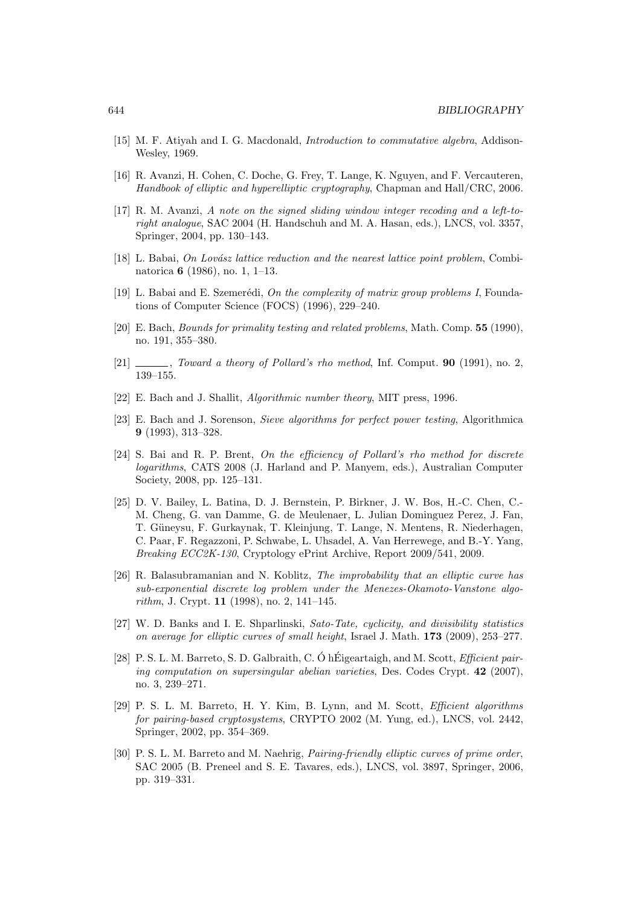[15] M. F. Atiyah and I. G. Macdonald, *Introduction to commutative algebra*, Addison-Wesley, 1969.

[16] R. Avanzi, H. Cohen, C. Doche, G. Frey, T. Lange, K. Nguyen, and F. Vercauteren, *Handbook of elliptic and hyperelliptic cryptography*, Chapman and Hall/CRC, 2006.

[17] R. M. Avanzi, *A note on the signed sliding window integer recoding and a left-to-right analogue*, SAC 2004 (H. Handschuh and M. A. Hasan, eds.), LNCS, vol. 3357, Springer, 2004, pp. 130–143.

[18] L. Babai, *On Lovász lattice reduction and the nearest lattice point problem*, Combinatorica **6** (1986), no. 1, 1–13.

[19] L. Babai and E. Szemerédi, *On the complexity of matrix group problems I*, Foundations of Computer Science (FOCS) (1996), 229–240.

[20] E. Bach, *Bounds for primality testing and related problems*, Math. Comp. **55** (1990), no. 191, 355–380.

[21] ______, *Toward a theory of Pollard's rho method*, Inf. Comput. **90** (1991), no. 2, 139–155.

[22] E. Bach and J. Shallit, *Algorithmic number theory*, MIT press, 1996.

[23] E. Bach and J. Sorenson, *Sieve algorithms for perfect power testing*, Algorithmica **9** (1993), 313–328.

[24] S. Bai and R. P. Brent, *On the efficiency of Pollard's rho method for discrete logarithms*, CATS 2008 (J. Harland and P. Manyem, eds.), Australian Computer Society, 2008, pp. 125–131.

[25] D. V. Bailey, L. Batina, D. J. Bernstein, P. Birkner, J. W. Bos, H.-C. Chen, C.-M. Cheng, G. van Damme, G. de Meulenaer, L. Julian Dominguez Perez, J. Fan, T. Güneysu, F. Gurkaynak, T. Kleinjung, T. Lange, N. Mentens, R. Niederhagen, C. Paar, F. Regazzoni, P. Schwabe, L. Uhsadel, A. Van Herrewege, and B.-Y. Yang, *Breaking ECC2K-130*, Cryptology ePrint Archive, Report 2009/541, 2009.

[26] R. Balasubramanian and N. Koblitz, *The improbability that an elliptic curve has sub-exponential discrete log problem under the Menezes-Okamoto-Vanstone algorithm*, J. Crypt. **11** (1998), no. 2, 141–145.

[27] W. D. Banks and I. E. Shparlinski, *Sato-Tate, cyclicity, and divisibility statistics on average for elliptic curves of small height*, Israel J. Math. **173** (2009), 253–277.

[28] P. S. L. M. Barreto, S. D. Galbraith, C. Ó hÉigeartaigh, and M. Scott, *Efficient pairing computation on supersingular abelian varieties*, Des. Codes Crypt. **42** (2007), no. 3, 239–271.

[29] P. S. L. M. Barreto, H. Y. Kim, B. Lynn, and M. Scott, *Efficient algorithms for pairing-based cryptosystems*, CRYPTO 2002 (M. Yung, ed.), LNCS, vol. 2442, Springer, 2002, pp. 354–369.

[30] P. S. L. M. Barreto and M. Naehrig, *Pairing-friendly elliptic curves of prime order*, SAC 2005 (B. Preneel and S. E. Tavares, eds.), LNCS, vol. 3897, Springer, 2006, pp. 319–331.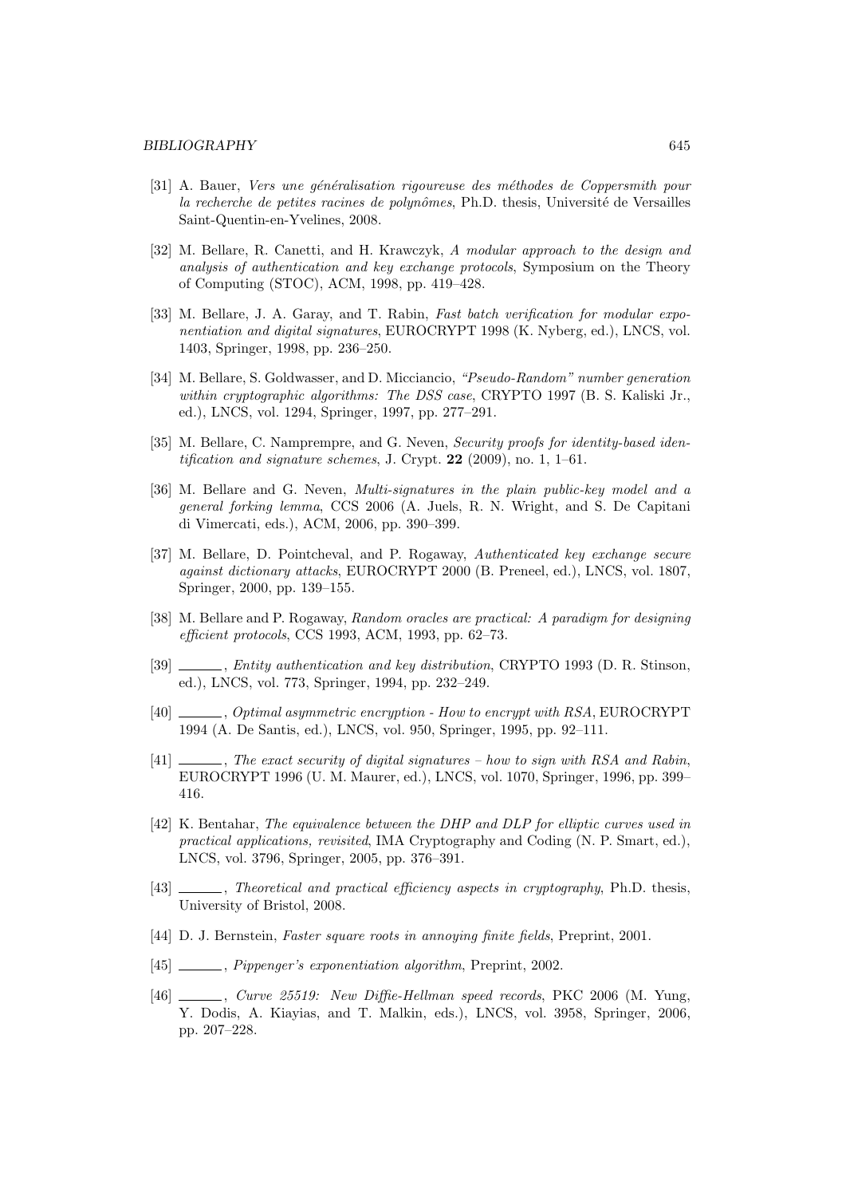[31] A. Bauer, *Vers une généralisation rigoureuse des méthodes de Coppersmith pour la recherche de petites racines de polynômes*, Ph.D. thesis, Université de Versailles Saint-Quentin-en-Yvelines, 2008.

[32] M. Bellare, R. Canetti, and H. Krawczyk, *A modular approach to the design and analysis of authentication and key exchange protocols*, Symposium on the Theory of Computing (STOC), ACM, 1998, pp. 419–428.

[33] M. Bellare, J. A. Garay, and T. Rabin, *Fast batch verification for modular exponentiation and digital signatures*, EUROCRYPT 1998 (K. Nyberg, ed.), LNCS, vol. 1403, Springer, 1998, pp. 236–250.

[34] M. Bellare, S. Goldwasser, and D. Micciancio, *"Pseudo-Random" number generation within cryptographic algorithms: The DSS case*, CRYPTO 1997 (B. S. Kaliski Jr., ed.), LNCS, vol. 1294, Springer, 1997, pp. 277–291.

[35] M. Bellare, C. Namprempre, and G. Neven, *Security proofs for identity-based identification and signature schemes*, J. Crypt. **22** (2009), no. 1, 1–61.

[36] M. Bellare and G. Neven, *Multi-signatures in the plain public-key model and a general forking lemma*, CCS 2006 (A. Juels, R. N. Wright, and S. De Capitani di Vimercati, eds.), ACM, 2006, pp. 390–399.

[37] M. Bellare, D. Pointcheval, and P. Rogaway, *Authenticated key exchange secure against dictionary attacks*, EUROCRYPT 2000 (B. Preneel, ed.), LNCS, vol. 1807, Springer, 2000, pp. 139–155.

[38] M. Bellare and P. Rogaway, *Random oracles are practical: A paradigm for designing efficient protocols*, CCS 1993, ACM, 1993, pp. 62–73.

[39] ______, *Entity authentication and key distribution*, CRYPTO 1993 (D. R. Stinson, ed.), LNCS, vol. 773, Springer, 1994, pp. 232–249.

[40] ______, *Optimal asymmetric encryption - How to encrypt with RSA*, EUROCRYPT 1994 (A. De Santis, ed.), LNCS, vol. 950, Springer, 1995, pp. 92–111.

[41] ______, *The exact security of digital signatures – how to sign with RSA and Rabin*, EUROCRYPT 1996 (U. M. Maurer, ed.), LNCS, vol. 1070, Springer, 1996, pp. 399–416.

[42] K. Bentahar, *The equivalence between the DHP and DLP for elliptic curves used in practical applications, revisited*, IMA Cryptography and Coding (N. P. Smart, ed.), LNCS, vol. 3796, Springer, 2005, pp. 376–391.

[43] ______, *Theoretical and practical efficiency aspects in cryptography*, Ph.D. thesis, University of Bristol, 2008.

[44] D. J. Bernstein, *Faster square roots in annoying finite fields*, Preprint, 2001.

[45] ______, *Pippenger's exponentiation algorithm*, Preprint, 2002.

[46] ______, *Curve 25519: New Diffie-Hellman speed records*, PKC 2006 (M. Yung, Y. Dodis, A. Kiayias, and T. Malkin, eds.), LNCS, vol. 3958, Springer, 2006, pp. 207–228.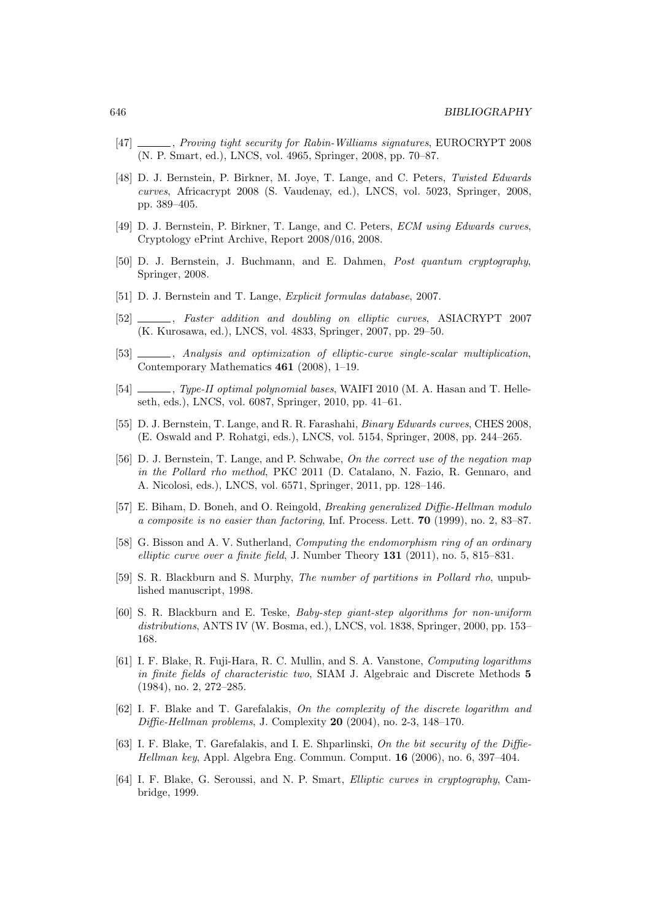[47] ———, *Proving tight security for Rabin-Williams signatures*, EUROCRYPT 2008 (N. P. Smart, ed.), LNCS, vol. 4965, Springer, 2008, pp. 70–87.

[48] D. J. Bernstein, P. Birkner, M. Joye, T. Lange, and C. Peters, *Twisted Edwards curves*, Africacrypt 2008 (S. Vaudenay, ed.), LNCS, vol. 5023, Springer, 2008, pp. 389–405.

[49] D. J. Bernstein, P. Birkner, T. Lange, and C. Peters, *ECM using Edwards curves*, Cryptology ePrint Archive, Report 2008/016, 2008.

[50] D. J. Bernstein, J. Buchmann, and E. Dahmen, *Post quantum cryptography*, Springer, 2008.

[51] D. J. Bernstein and T. Lange, *Explicit formulas database*, 2007.

[52] ———, *Faster addition and doubling on elliptic curves*, ASIACRYPT 2007 (K. Kurosawa, ed.), LNCS, vol. 4833, Springer, 2007, pp. 29–50.

[53] ———, *Analysis and optimization of elliptic-curve single-scalar multiplication*, Contemporary Mathematics **461** (2008), 1–19.

[54] ———, *Type-II optimal polynomial bases*, WAIFI 2010 (M. A. Hasan and T. Helleseth, eds.), LNCS, vol. 6087, Springer, 2010, pp. 41–61.

[55] D. J. Bernstein, T. Lange, and R. R. Farashahi, *Binary Edwards curves*, CHES 2008, (E. Oswald and P. Rohatgi, eds.), LNCS, vol. 5154, Springer, 2008, pp. 244–265.

[56] D. J. Bernstein, T. Lange, and P. Schwabe, *On the correct use of the negation map in the Pollard rho method*, PKC 2011 (D. Catalano, N. Fazio, R. Gennaro, and A. Nicolosi, eds.), LNCS, vol. 6571, Springer, 2011, pp. 128–146.

[57] E. Biham, D. Boneh, and O. Reingold, *Breaking generalized Diffie-Hellman modulo a composite is no easier than factoring*, Inf. Process. Lett. **70** (1999), no. 2, 83–87.

[58] G. Bisson and A. V. Sutherland, *Computing the endomorphism ring of an ordinary elliptic curve over a finite field*, J. Number Theory **131** (2011), no. 5, 815–831.

[59] S. R. Blackburn and S. Murphy, *The number of partitions in Pollard rho*, unpublished manuscript, 1998.

[60] S. R. Blackburn and E. Teske, *Baby-step giant-step algorithms for non-uniform distributions*, ANTS IV (W. Bosma, ed.), LNCS, vol. 1838, Springer, 2000, pp. 153–168.

[61] I. F. Blake, R. Fuji-Hara, R. C. Mullin, and S. A. Vanstone, *Computing logarithms in finite fields of characteristic two*, SIAM J. Algebraic and Discrete Methods **5** (1984), no. 2, 272–285.

[62] I. F. Blake and T. Garefalakis, *On the complexity of the discrete logarithm and Diffie-Hellman problems*, J. Complexity **20** (2004), no. 2-3, 148–170.

[63] I. F. Blake, T. Garefalakis, and I. E. Shparlinski, *On the bit security of the Diffie-Hellman key*, Appl. Algebra Eng. Commun. Comput. **16** (2006), no. 6, 397–404.

[64] I. F. Blake, G. Seroussi, and N. P. Smart, *Elliptic curves in cryptography*, Cambridge, 1999.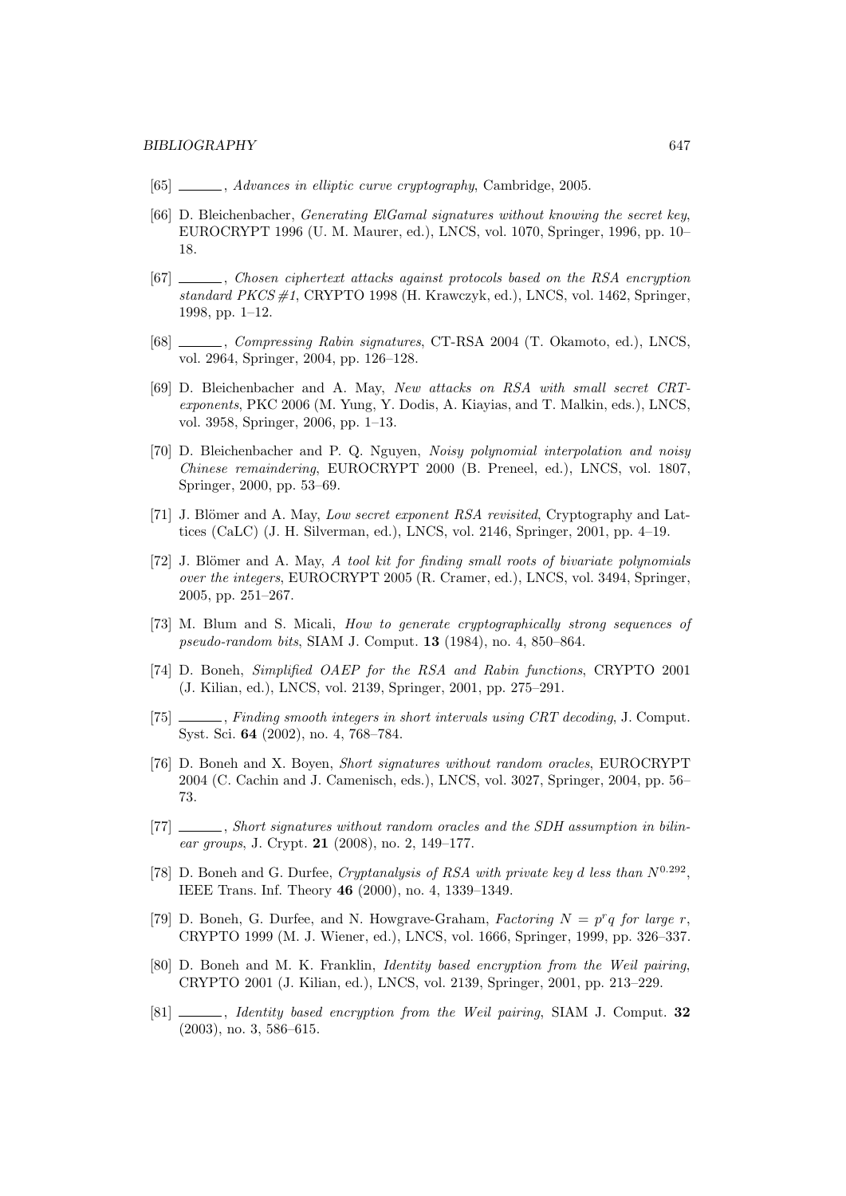[65] ______, *Advances in elliptic curve cryptography*, Cambridge, 2005.

[66] D. Bleichenbacher, *Generating ElGamal signatures without knowing the secret key*, EUROCRYPT 1996 (U. M. Maurer, ed.), LNCS, vol. 1070, Springer, 1996, pp. 10–18.

[67] ______, *Chosen ciphertext attacks against protocols based on the RSA encryption standard PKCS #1*, CRYPTO 1998 (H. Krawczyk, ed.), LNCS, vol. 1462, Springer, 1998, pp. 1–12.

[68] ______, *Compressing Rabin signatures*, CT-RSA 2004 (T. Okamoto, ed.), LNCS, vol. 2964, Springer, 2004, pp. 126–128.

[69] D. Bleichenbacher and A. May, *New attacks on RSA with small secret CRT-exponents*, PKC 2006 (M. Yung, Y. Dodis, A. Kiayias, and T. Malkin, eds.), LNCS, vol. 3958, Springer, 2006, pp. 1–13.

[70] D. Bleichenbacher and P. Q. Nguyen, *Noisy polynomial interpolation and noisy Chinese remaindering*, EUROCRYPT 2000 (B. Preneel, ed.), LNCS, vol. 1807, Springer, 2000, pp. 53–69.

[71] J. Blömer and A. May, *Low secret exponent RSA revisited*, Cryptography and Lattices (CaLC) (J. H. Silverman, ed.), LNCS, vol. 2146, Springer, 2001, pp. 4–19.

[72] J. Blömer and A. May, *A tool kit for finding small roots of bivariate polynomials over the integers*, EUROCRYPT 2005 (R. Cramer, ed.), LNCS, vol. 3494, Springer, 2005, pp. 251–267.

[73] M. Blum and S. Micali, *How to generate cryptographically strong sequences of pseudo-random bits*, SIAM J. Comput. **13** (1984), no. 4, 850–864.

[74] D. Boneh, *Simplified OAEP for the RSA and Rabin functions*, CRYPTO 2001 (J. Kilian, ed.), LNCS, vol. 2139, Springer, 2001, pp. 275–291.

[75] ______, *Finding smooth integers in short intervals using CRT decoding*, J. Comput. Syst. Sci. **64** (2002), no. 4, 768–784.

[76] D. Boneh and X. Boyen, *Short signatures without random oracles*, EUROCRYPT 2004 (C. Cachin and J. Camenisch, eds.), LNCS, vol. 3027, Springer, 2004, pp. 56–73.

[77] ______, *Short signatures without random oracles and the SDH assumption in bilinear groups*, J. Crypt. **21** (2008), no. 2, 149–177.

[78] D. Boneh and G. Durfee, *Cryptanalysis of RSA with private key $d$ less than $N^{0.292}$*, IEEE Trans. Inf. Theory **46** (2000), no. 4, 1339–1349.

[79] D. Boneh, G. Durfee, and N. Howgrave-Graham, *Factoring $N = p^r q$ for large $r$*, CRYPTO 1999 (M. J. Wiener, ed.), LNCS, vol. 1666, Springer, 1999, pp. 326–337.

[80] D. Boneh and M. K. Franklin, *Identity based encryption from the Weil pairing*, CRYPTO 2001 (J. Kilian, ed.), LNCS, vol. 2139, Springer, 2001, pp. 213–229.

[81] ______, *Identity based encryption from the Weil pairing*, SIAM J. Comput. **32** (2003), no. 3, 586–615.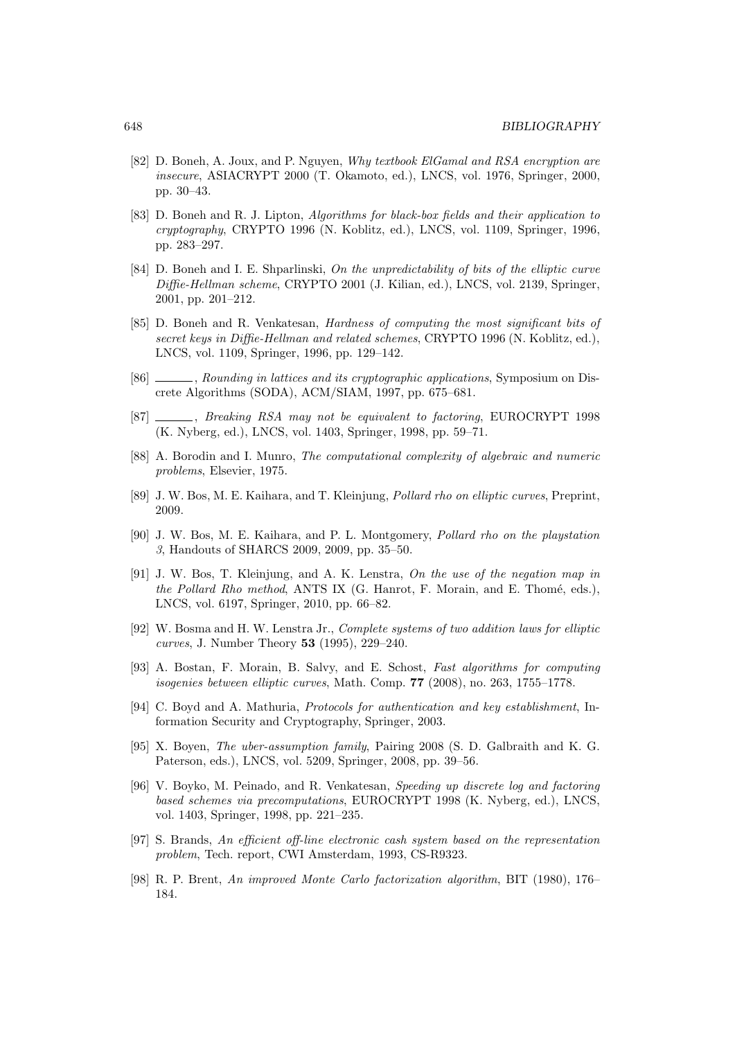[82] D. Boneh, A. Joux, and P. Nguyen, *Why textbook ElGamal and RSA encryption are insecure*, ASIACRYPT 2000 (T. Okamoto, ed.), LNCS, vol. 1976, Springer, 2000, pp. 30–43.

[83] D. Boneh and R. J. Lipton, *Algorithms for black-box fields and their application to cryptography*, CRYPTO 1996 (N. Koblitz, ed.), LNCS, vol. 1109, Springer, 1996, pp. 283–297.

[84] D. Boneh and I. E. Shparlinski, *On the unpredictability of bits of the elliptic curve Diffie-Hellman scheme*, CRYPTO 2001 (J. Kilian, ed.), LNCS, vol. 2139, Springer, 2001, pp. 201–212.

[85] D. Boneh and R. Venkatesan, *Hardness of computing the most significant bits of secret keys in Diffie-Hellman and related schemes*, CRYPTO 1996 (N. Koblitz, ed.), LNCS, vol. 1109, Springer, 1996, pp. 129–142.

[86] ———, *Rounding in lattices and its cryptographic applications*, Symposium on Discrete Algorithms (SODA), ACM/SIAM, 1997, pp. 675–681.

[87] ———, *Breaking RSA may not be equivalent to factoring*, EUROCRYPT 1998 (K. Nyberg, ed.), LNCS, vol. 1403, Springer, 1998, pp. 59–71.

[88] A. Borodin and I. Munro, *The computational complexity of algebraic and numeric problems*, Elsevier, 1975.

[89] J. W. Bos, M. E. Kaihara, and T. Kleinjung, *Pollard rho on elliptic curves*, Preprint, 2009.

[90] J. W. Bos, M. E. Kaihara, and P. L. Montgomery, *Pollard rho on the playstation 3*, Handouts of SHARCS 2009, 2009, pp. 35–50.

[91] J. W. Bos, T. Kleinjung, and A. K. Lenstra, *On the use of the negation map in the Pollard Rho method*, ANTS IX (G. Hanrot, F. Morain, and E. Thomé, eds.), LNCS, vol. 6197, Springer, 2010, pp. 66–82.

[92] W. Bosma and H. W. Lenstra Jr., *Complete systems of two addition laws for elliptic curves*, J. Number Theory **53** (1995), 229–240.

[93] A. Bostan, F. Morain, B. Salvy, and E. Schost, *Fast algorithms for computing isogenies between elliptic curves*, Math. Comp. **77** (2008), no. 263, 1755–1778.

[94] C. Boyd and A. Mathuria, *Protocols for authentication and key establishment*, Information Security and Cryptography, Springer, 2003.

[95] X. Boyen, *The uber-assumption family*, Pairing 2008 (S. D. Galbraith and K. G. Paterson, eds.), LNCS, vol. 5209, Springer, 2008, pp. 39–56.

[96] V. Boyko, M. Peinado, and R. Venkatesan, *Speeding up discrete log and factoring based schemes via precomputations*, EUROCRYPT 1998 (K. Nyberg, ed.), LNCS, vol. 1403, Springer, 1998, pp. 221–235.

[97] S. Brands, *An efficient off-line electronic cash system based on the representation problem*, Tech. report, CWI Amsterdam, 1993, CS-R9323.

[98] R. P. Brent, *An improved Monte Carlo factorization algorithm*, BIT (1980), 176–184.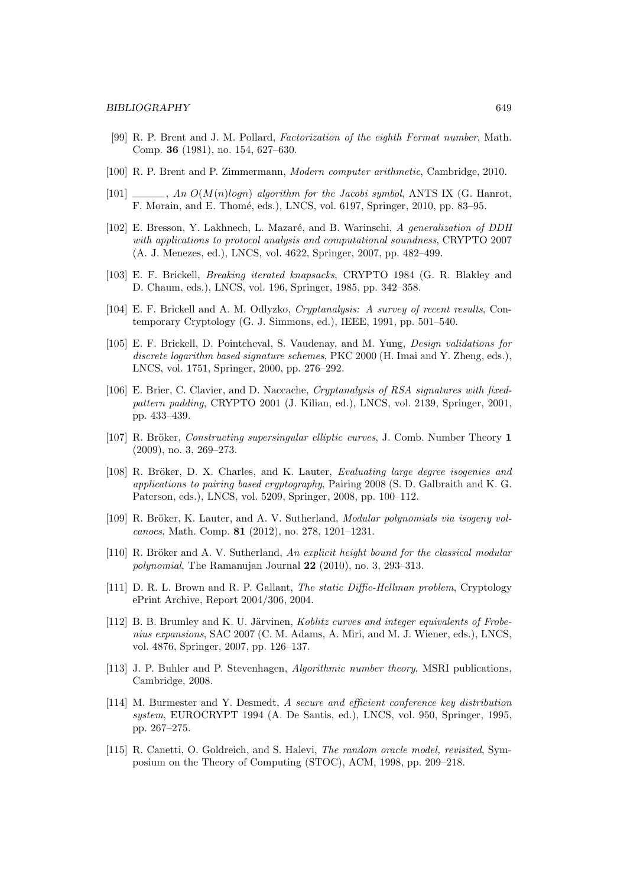[99] R. P. Brent and J. M. Pollard, *Factorization of the eighth Fermat number*, Math. Comp. **36** (1981), no. 154, 627–630.

[100] R. P. Brent and P. Zimmermann, *Modern computer arithmetic*, Cambridge, 2010.

[101] ______, *An $O(M(n)logn)$ algorithm for the Jacobi symbol*, ANTS IX (G. Hanrot, F. Morain, and E. Thomé, eds.), LNCS, vol. 6197, Springer, 2010, pp. 83–95.

[102] E. Bresson, Y. Lakhnech, L. Mazaré, and B. Warinschi, *A generalization of DDH with applications to protocol analysis and computational soundness*, CRYPTO 2007 (A. J. Menezes, ed.), LNCS, vol. 4622, Springer, 2007, pp. 482–499.

[103] E. F. Brickell, *Breaking iterated knapsacks*, CRYPTO 1984 (G. R. Blakley and D. Chaum, eds.), LNCS, vol. 196, Springer, 1985, pp. 342–358.

[104] E. F. Brickell and A. M. Odlyzko, *Cryptanalysis: A survey of recent results*, Contemporary Cryptology (G. J. Simmons, ed.), IEEE, 1991, pp. 501–540.

[105] E. F. Brickell, D. Pointcheval, S. Vaudenay, and M. Yung, *Design validations for discrete logarithm based signature schemes*, PKC 2000 (H. Imai and Y. Zheng, eds.), LNCS, vol. 1751, Springer, 2000, pp. 276–292.

[106] E. Brier, C. Clavier, and D. Naccache, *Cryptanalysis of RSA signatures with fixed-pattern padding*, CRYPTO 2001 (J. Kilian, ed.), LNCS, vol. 2139, Springer, 2001, pp. 433–439.

[107] R. Bröker, *Constructing supersingular elliptic curves*, J. Comb. Number Theory **1** (2009), no. 3, 269–273.

[108] R. Bröker, D. X. Charles, and K. Lauter, *Evaluating large degree isogenies and applications to pairing based cryptography*, Pairing 2008 (S. D. Galbraith and K. G. Paterson, eds.), LNCS, vol. 5209, Springer, 2008, pp. 100–112.

[109] R. Bröker, K. Lauter, and A. V. Sutherland, *Modular polynomials via isogeny volcanoes*, Math. Comp. **81** (2012), no. 278, 1201–1231.

[110] R. Bröker and A. V. Sutherland, *An explicit height bound for the classical modular polynomial*, The Ramanujan Journal **22** (2010), no. 3, 293–313.

[111] D. R. L. Brown and R. P. Gallant, *The static Diffie-Hellman problem*, Cryptology ePrint Archive, Report 2004/306, 2004.

[112] B. B. Brumley and K. U. Järvinen, *Koblitz curves and integer equivalents of Frobenius expansions*, SAC 2007 (C. M. Adams, A. Miri, and M. J. Wiener, eds.), LNCS, vol. 4876, Springer, 2007, pp. 126–137.

[113] J. P. Buhler and P. Stevenhagen, *Algorithmic number theory*, MSRI publications, Cambridge, 2008.

[114] M. Burmester and Y. Desmedt, *A secure and efficient conference key distribution system*, EUROCRYPT 1994 (A. De Santis, ed.), LNCS, vol. 950, Springer, 1995, pp. 267–275.

[115] R. Canetti, O. Goldreich, and S. Halevi, *The random oracle model, revisited*, Symposium on the Theory of Computing (STOC), ACM, 1998, pp. 209–218.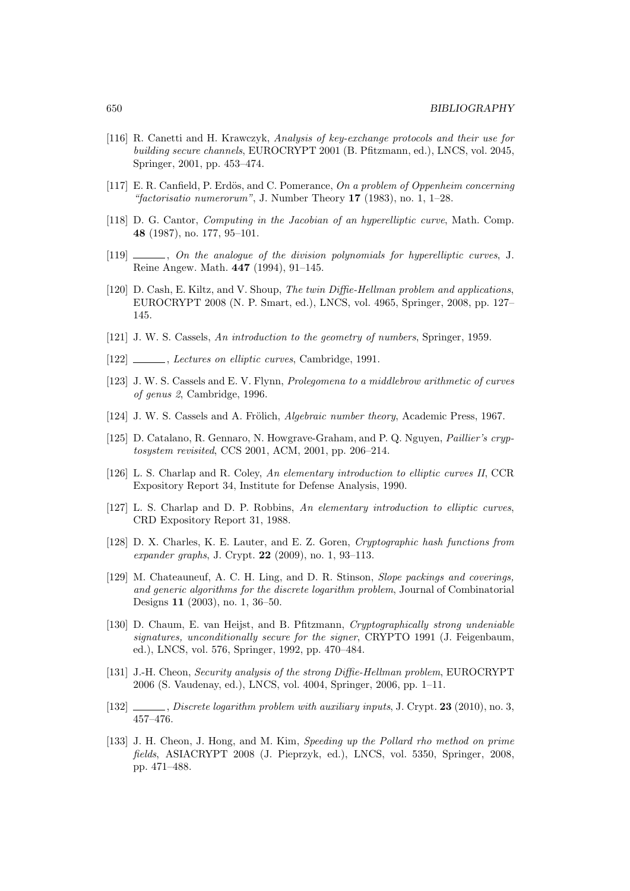[116] R. Canetti and H. Krawczyk, *Analysis of key-exchange protocols and their use for building secure channels*, EUROCRYPT 2001 (B. Pfitzmann, ed.), LNCS, vol. 2045, Springer, 2001, pp. 453–474.

[117] E. R. Canfield, P. Erdös, and C. Pomerance, *On a problem of Oppenheim concerning "factorisatio numerorum"*, J. Number Theory **17** (1983), no. 1, 1–28.

[118] D. G. Cantor, *Computing in the Jacobian of an hyperelliptic curve*, Math. Comp. **48** (1987), no. 177, 95–101.

[119] ______, *On the analogue of the division polynomials for hyperelliptic curves*, J. Reine Angew. Math. **447** (1994), 91–145.

[120] D. Cash, E. Kiltz, and V. Shoup, *The twin Diffie-Hellman problem and applications*, EUROCRYPT 2008 (N. P. Smart, ed.), LNCS, vol. 4965, Springer, 2008, pp. 127–145.

[121] J. W. S. Cassels, *An introduction to the geometry of numbers*, Springer, 1959.

[122] ______, *Lectures on elliptic curves*, Cambridge, 1991.

[123] J. W. S. Cassels and E. V. Flynn, *Prolegomena to a middlebrow arithmetic of curves of genus 2*, Cambridge, 1996.

[124] J. W. S. Cassels and A. Frölich, *Algebraic number theory*, Academic Press, 1967.

[125] D. Catalano, R. Gennaro, N. Howgrave-Graham, and P. Q. Nguyen, *Paillier's cryptosystem revisited*, CCS 2001, ACM, 2001, pp. 206–214.

[126] L. S. Charlap and R. Coley, *An elementary introduction to elliptic curves II*, CCR Expository Report 34, Institute for Defense Analysis, 1990.

[127] L. S. Charlap and D. P. Robbins, *An elementary introduction to elliptic curves*, CRD Expository Report 31, 1988.

[128] D. X. Charles, K. E. Lauter, and E. Z. Goren, *Cryptographic hash functions from expander graphs*, J. Crypt. **22** (2009), no. 1, 93–113.

[129] M. Chateauneuf, A. C. H. Ling, and D. R. Stinson, *Slope packings and coverings, and generic algorithms for the discrete logarithm problem*, Journal of Combinatorial Designs **11** (2003), no. 1, 36–50.

[130] D. Chaum, E. van Heijst, and B. Pfitzmann, *Cryptographically strong undeniable signatures, unconditionally secure for the signer*, CRYPTO 1991 (J. Feigenbaum, ed.), LNCS, vol. 576, Springer, 1992, pp. 470–484.

[131] J.-H. Cheon, *Security analysis of the strong Diffie-Hellman problem*, EUROCRYPT 2006 (S. Vaudenay, ed.), LNCS, vol. 4004, Springer, 2006, pp. 1–11.

[132] ______, *Discrete logarithm problem with auxiliary inputs*, J. Crypt. **23** (2010), no. 3, 457–476.

[133] J. H. Cheon, J. Hong, and M. Kim, *Speeding up the Pollard rho method on prime fields*, ASIACRYPT 2008 (J. Pieprzyk, ed.), LNCS, vol. 5350, Springer, 2008, pp. 471–488.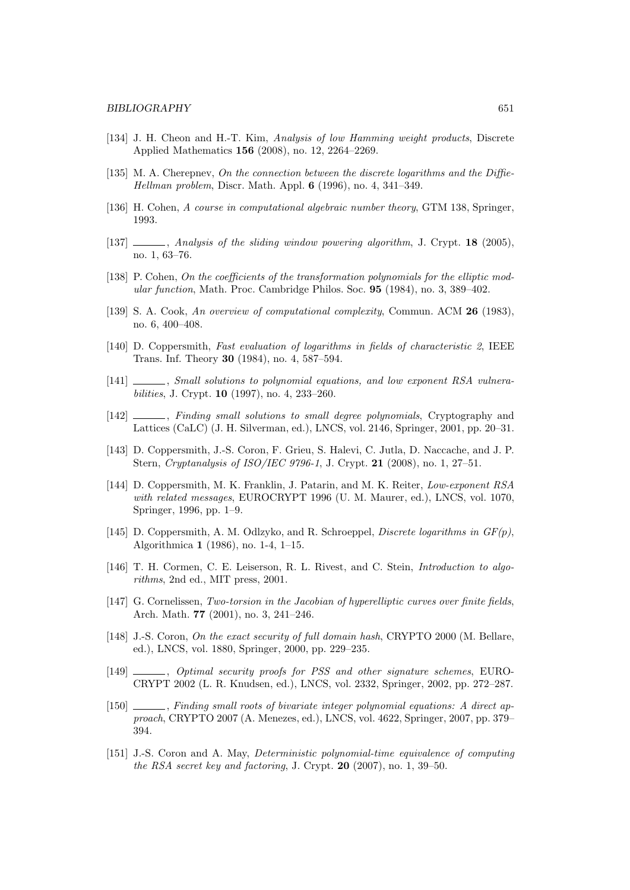[134] J. H. Cheon and H.-T. Kim, *Analysis of low Hamming weight products*, Discrete Applied Mathematics **156** (2008), no. 12, 2264–2269.

[135] M. A. Cherepnev, *On the connection between the discrete logarithms and the Diffie-Hellman problem*, Discr. Math. Appl. **6** (1996), no. 4, 341–349.

[136] H. Cohen, *A course in computational algebraic number theory*, GTM 138, Springer, 1993.

[137] ______, *Analysis of the sliding window powering algorithm*, J. Crypt. **18** (2005), no. 1, 63–76.

[138] P. Cohen, *On the coefficients of the transformation polynomials for the elliptic modular function*, Math. Proc. Cambridge Philos. Soc. **95** (1984), no. 3, 389–402.

[139] S. A. Cook, *An overview of computational complexity*, Commun. ACM **26** (1983), no. 6, 400–408.

[140] D. Coppersmith, *Fast evaluation of logarithms in fields of characteristic 2*, IEEE Trans. Inf. Theory **30** (1984), no. 4, 587–594.

[141] ______, *Small solutions to polynomial equations, and low exponent RSA vulnerabilities*, J. Crypt. **10** (1997), no. 4, 233–260.

[142] ______, *Finding small solutions to small degree polynomials*, Cryptography and Lattices (CaLC) (J. H. Silverman, ed.), LNCS, vol. 2146, Springer, 2001, pp. 20–31.

[143] D. Coppersmith, J.-S. Coron, F. Grieu, S. Halevi, C. Jutla, D. Naccache, and J. P. Stern, *Cryptanalysis of ISO/IEC 9796-1*, J. Crypt. **21** (2008), no. 1, 27–51.

[144] D. Coppersmith, M. K. Franklin, J. Patarin, and M. K. Reiter, *Low-exponent RSA with related messages*, EUROCRYPT 1996 (U. M. Maurer, ed.), LNCS, vol. 1070, Springer, 1996, pp. 1–9.

[145] D. Coppersmith, A. M. Odlzyko, and R. Schroeppel, *Discrete logarithms in GF(p)*, Algorithmica **1** (1986), no. 1-4, 1–15.

[146] T. H. Cormen, C. E. Leiserson, R. L. Rivest, and C. Stein, *Introduction to algorithms*, 2nd ed., MIT press, 2001.

[147] G. Cornelissen, *Two-torsion in the Jacobian of hyperelliptic curves over finite fields*, Arch. Math. **77** (2001), no. 3, 241–246.

[148] J.-S. Coron, *On the exact security of full domain hash*, CRYPTO 2000 (M. Bellare, ed.), LNCS, vol. 1880, Springer, 2000, pp. 229–235.

[149] ______, *Optimal security proofs for PSS and other signature schemes*, EUROCRYPT 2002 (L. R. Knudsen, ed.), LNCS, vol. 2332, Springer, 2002, pp. 272–287.

[150] ______, *Finding small roots of bivariate integer polynomial equations: A direct approach*, CRYPTO 2007 (A. Menezes, ed.), LNCS, vol. 4622, Springer, 2007, pp. 379–394.

[151] J.-S. Coron and A. May, *Deterministic polynomial-time equivalence of computing the RSA secret key and factoring*, J. Crypt. **20** (2007), no. 1, 39–50.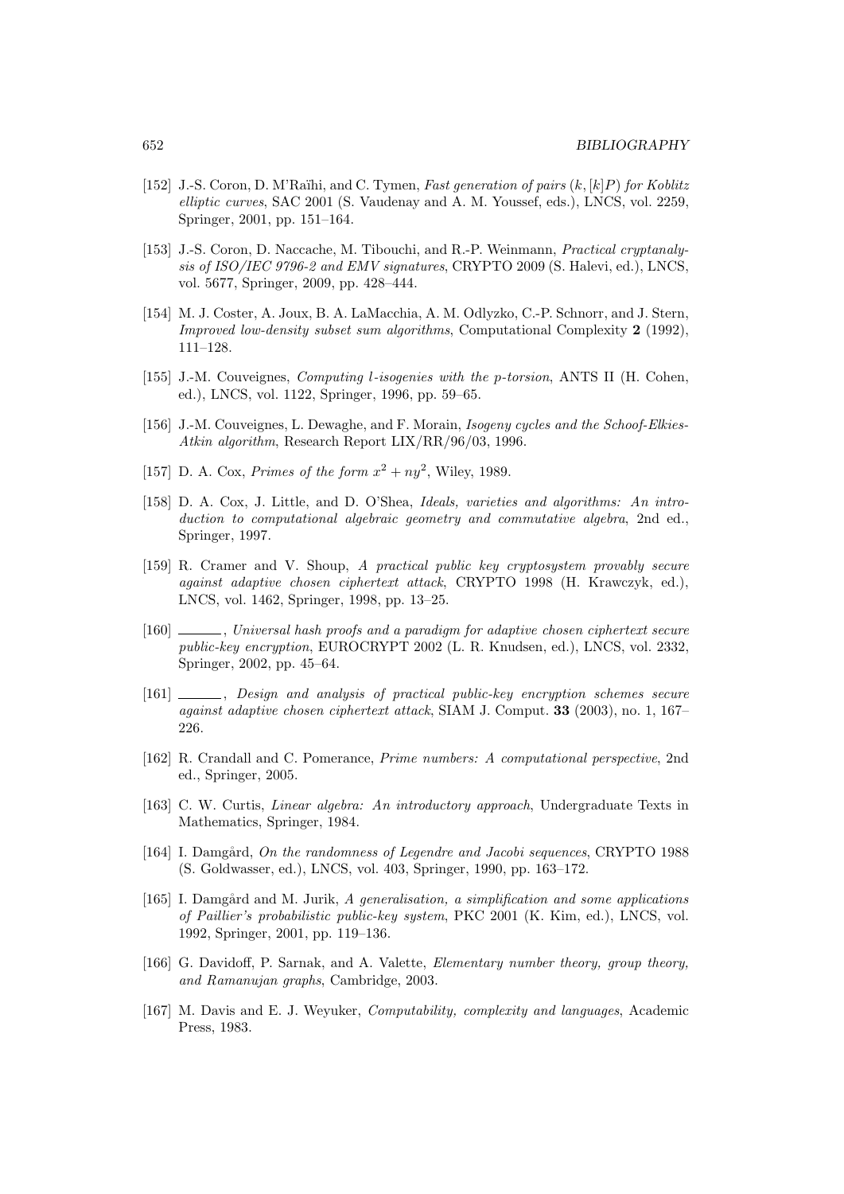[152] J.-S. Coron, D. M'Raïhi, and C. Tymen, *Fast generation of pairs $(k, [k]P)$ for Koblitz elliptic curves*, SAC 2001 (S. Vaudenay and A. M. Youssef, eds.), LNCS, vol. 2259, Springer, 2001, pp. 151–164.

[153] J.-S. Coron, D. Naccache, M. Tibouchi, and R.-P. Weinmann, *Practical cryptanalysis of ISO/IEC 9796-2 and EMV signatures*, CRYPTO 2009 (S. Halevi, ed.), LNCS, vol. 5677, Springer, 2009, pp. 428–444.

[154] M. J. Coster, A. Joux, B. A. LaMacchia, A. M. Odlyzko, C.-P. Schnorr, and J. Stern, *Improved low-density subset sum algorithms*, Computational Complexity **2** (1992), 111–128.

[155] J.-M. Couveignes, *Computing $l$-isogenies with the $p$-torsion*, ANTS II (H. Cohen, ed.), LNCS, vol. 1122, Springer, 1996, pp. 59–65.

[156] J.-M. Couveignes, L. Dewaghe, and F. Morain, *Isogeny cycles and the Schoof-Elkies-Atkin algorithm*, Research Report LIX/RR/96/03, 1996.

[157] D. A. Cox, *Primes of the form $x^2 + ny^2$*, Wiley, 1989.

[158] D. A. Cox, J. Little, and D. O'Shea, *Ideals, varieties and algorithms: An introduction to computational algebraic geometry and commutative algebra*, 2nd ed., Springer, 1997.

[159] R. Cramer and V. Shoup, *A practical public key cryptosystem provably secure against adaptive chosen ciphertext attack*, CRYPTO 1998 (H. Krawczyk, ed.), LNCS, vol. 1462, Springer, 1998, pp. 13–25.

[160] ______, *Universal hash proofs and a paradigm for adaptive chosen ciphertext secure public-key encryption*, EUROCRYPT 2002 (L. R. Knudsen, ed.), LNCS, vol. 2332, Springer, 2002, pp. 45–64.

[161] ______, *Design and analysis of practical public-key encryption schemes secure against adaptive chosen ciphertext attack*, SIAM J. Comput. **33** (2003), no. 1, 167–226.

[162] R. Crandall and C. Pomerance, *Prime numbers: A computational perspective*, 2nd ed., Springer, 2005.

[163] C. W. Curtis, *Linear algebra: An introductory approach*, Undergraduate Texts in Mathematics, Springer, 1984.

[164] I. Damgård, *On the randomness of Legendre and Jacobi sequences*, CRYPTO 1988 (S. Goldwasser, ed.), LNCS, vol. 403, Springer, 1990, pp. 163–172.

[165] I. Damgård and M. Jurik, *A generalisation, a simplification and some applications of Paillier's probabilistic public-key system*, PKC 2001 (K. Kim, ed.), LNCS, vol. 1992, Springer, 2001, pp. 119–136.

[166] G. Davidoff, P. Sarnak, and A. Valette, *Elementary number theory, group theory, and Ramanujan graphs*, Cambridge, 2003.

[167] M. Davis and E. J. Weyuker, *Computability, complexity and languages*, Academic Press, 1983.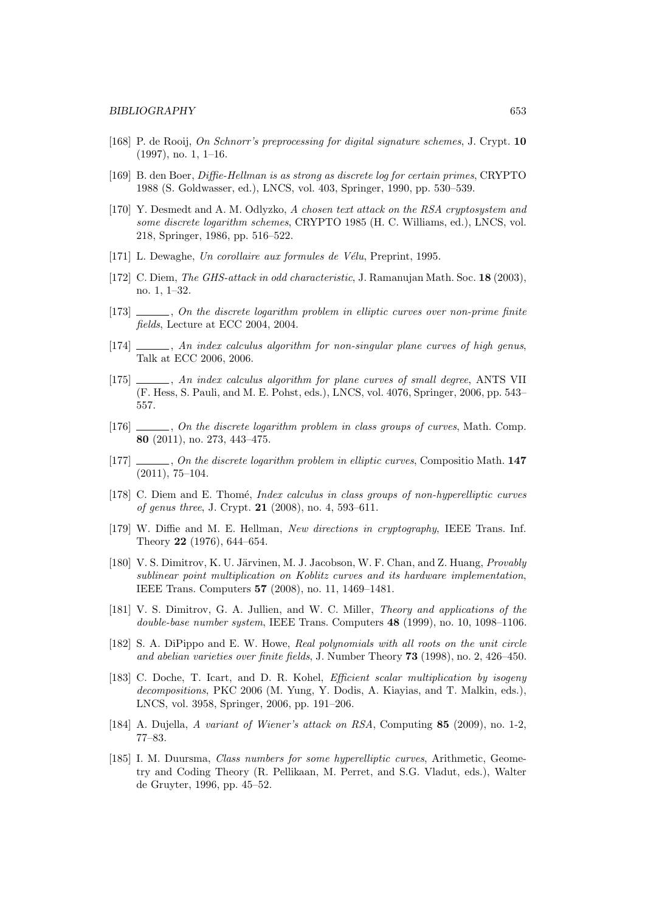[168] P. de Rooij, *On Schnorr's preprocessing for digital signature schemes*, J. Crypt. **10** (1997), no. 1, 1–16.

[169] B. den Boer, *Diffie-Hellman is as strong as discrete log for certain primes*, CRYPTO 1988 (S. Goldwasser, ed.), LNCS, vol. 403, Springer, 1990, pp. 530–539.

[170] Y. Desmedt and A. M. Odlyzko, *A chosen text attack on the RSA cryptosystem and some discrete logarithm schemes*, CRYPTO 1985 (H. C. Williams, ed.), LNCS, vol. 218, Springer, 1986, pp. 516–522.

[171] L. Dewaghe, *Un corollaire aux formules de Vélu*, Preprint, 1995.

[172] C. Diem, *The GHS-attack in odd characteristic*, J. Ramanujan Math. Soc. **18** (2003), no. 1, 1–32.

[173] ______, *On the discrete logarithm problem in elliptic curves over non-prime finite fields*, Lecture at ECC 2004, 2004.

[174] ______, *An index calculus algorithm for non-singular plane curves of high genus*, Talk at ECC 2006, 2006.

[175] ______, *An index calculus algorithm for plane curves of small degree*, ANTS VII (F. Hess, S. Pauli, and M. E. Pohst, eds.), LNCS, vol. 4076, Springer, 2006, pp. 543–557.

[176] ______, *On the discrete logarithm problem in class groups of curves*, Math. Comp. **80** (2011), no. 273, 443–475.

[177] ______, *On the discrete logarithm problem in elliptic curves*, Compositio Math. **147** (2011), 75–104.

[178] C. Diem and E. Thomé, *Index calculus in class groups of non-hyperelliptic curves of genus three*, J. Crypt. **21** (2008), no. 4, 593–611.

[179] W. Diffie and M. E. Hellman, *New directions in cryptography*, IEEE Trans. Inf. Theory **22** (1976), 644–654.

[180] V. S. Dimitrov, K. U. Järvinen, M. J. Jacobson, W. F. Chan, and Z. Huang, *Provably sublinear point multiplication on Koblitz curves and its hardware implementation*, IEEE Trans. Computers **57** (2008), no. 11, 1469–1481.

[181] V. S. Dimitrov, G. A. Jullien, and W. C. Miller, *Theory and applications of the double-base number system*, IEEE Trans. Computers **48** (1999), no. 10, 1098–1106.

[182] S. A. DiPippo and E. W. Howe, *Real polynomials with all roots on the unit circle and abelian varieties over finite fields*, J. Number Theory **73** (1998), no. 2, 426–450.

[183] C. Doche, T. Icart, and D. R. Kohel, *Efficient scalar multiplication by isogeny decompositions*, PKC 2006 (M. Yung, Y. Dodis, A. Kiayias, and T. Malkin, eds.), LNCS, vol. 3958, Springer, 2006, pp. 191–206.

[184] A. Dujella, *A variant of Wiener's attack on RSA*, Computing **85** (2009), no. 1-2, 77–83.

[185] I. M. Duursma, *Class numbers for some hyperelliptic curves*, Arithmetic, Geometry and Coding Theory (R. Pellikaan, M. Perret, and S.G. Vladut, eds.), Walter de Gruyter, 1996, pp. 45–52.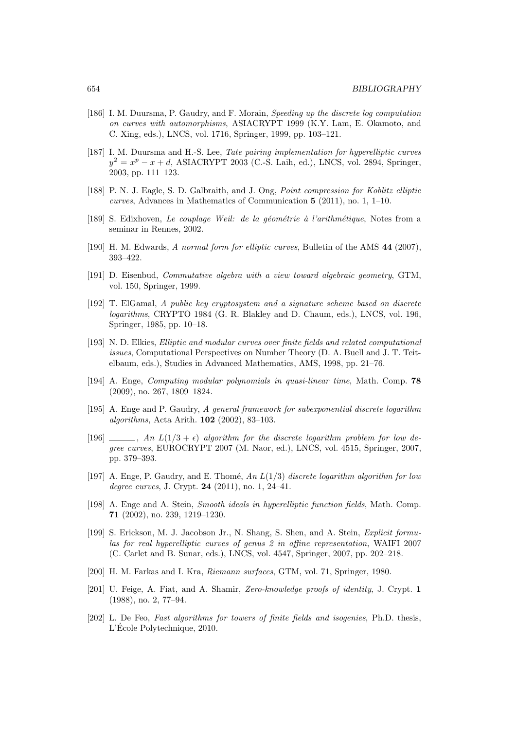[186] I. M. Duursma, P. Gaudry, and F. Morain, *Speeding up the discrete log computation on curves with automorphisms*, ASIACRYPT 1999 (K.Y. Lam, E. Okamoto, and C. Xing, eds.), LNCS, vol. 1716, Springer, 1999, pp. 103–121.

[187] I. M. Duursma and H.-S. Lee, *Tate pairing implementation for hyperelliptic curves* $y^2 = x^p - x + d$, ASIACRYPT 2003 (C.-S. Laih, ed.), LNCS, vol. 2894, Springer, 2003, pp. 111–123.

[188] P. N. J. Eagle, S. D. Galbraith, and J. Ong, *Point compression for Koblitz elliptic curves*, Advances in Mathematics of Communication **5** (2011), no. 1, 1–10.

[189] S. Edixhoven, *Le couplage Weil: de la géométrie à l'arithmétique*, Notes from a seminar in Rennes, 2002.

[190] H. M. Edwards, *A normal form for elliptic curves*, Bulletin of the AMS **44** (2007), 393–422.

[191] D. Eisenbud, *Commutative algebra with a view toward algebraic geometry*, GTM, vol. 150, Springer, 1999.

[192] T. ElGamal, *A public key cryptosystem and a signature scheme based on discrete logarithms*, CRYPTO 1984 (G. R. Blakley and D. Chaum, eds.), LNCS, vol. 196, Springer, 1985, pp. 10–18.

[193] N. D. Elkies, *Elliptic and modular curves over finite fields and related computational issues*, Computational Perspectives on Number Theory (D. A. Buell and J. T. Teitelbaum, eds.), Studies in Advanced Mathematics, AMS, 1998, pp. 21–76.

[194] A. Enge, *Computing modular polynomials in quasi-linear time*, Math. Comp. **78** (2009), no. 267, 1809–1824.

[195] A. Enge and P. Gaudry, *A general framework for subexponential discrete logarithm algorithms*, Acta Arith. **102** (2002), 83–103.

[196] ______, *An* $L(1/3 + \epsilon)$ *algorithm for the discrete logarithm problem for low degree curves*, EUROCRYPT 2007 (M. Naor, ed.), LNCS, vol. 4515, Springer, 2007, pp. 379–393.

[197] A. Enge, P. Gaudry, and E. Thomé, *An* $L(1/3)$ *discrete logarithm algorithm for low degree curves*, J. Crypt. **24** (2011), no. 1, 24–41.

[198] A. Enge and A. Stein, *Smooth ideals in hyperelliptic function fields*, Math. Comp. **71** (2002), no. 239, 1219–1230.

[199] S. Erickson, M. J. Jacobson Jr., N. Shang, S. Shen, and A. Stein, *Explicit formulas for real hyperelliptic curves of genus 2 in affine representation*, WAIFI 2007 (C. Carlet and B. Sunar, eds.), LNCS, vol. 4547, Springer, 2007, pp. 202–218.

[200] H. M. Farkas and I. Kra, *Riemann surfaces*, GTM, vol. 71, Springer, 1980.

[201] U. Feige, A. Fiat, and A. Shamir, *Zero-knowledge proofs of identity*, J. Crypt. **1** (1988), no. 2, 77–94.

[202] L. De Feo, *Fast algorithms for towers of finite fields and isogenies*, Ph.D. thesis, L'École Polytechnique, 2010.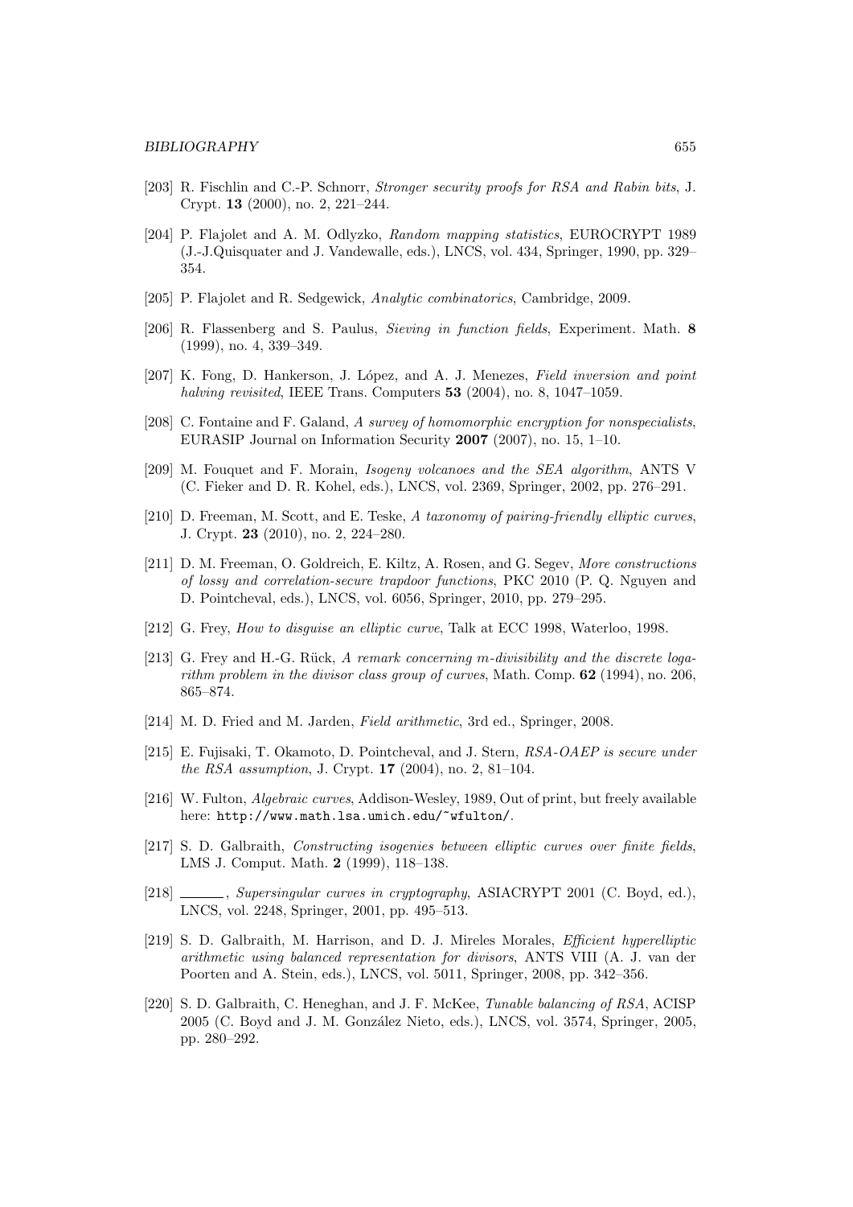[203] R. Fischlin and C.-P. Schnorr, *Stronger security proofs for RSA and Rabin bits*, J. Crypt. **13** (2000), no. 2, 221–244.

[204] P. Flajolet and A. M. Odlyzko, *Random mapping statistics*, EUROCRYPT 1989 (J.-J.Quisquater and J. Vandewalle, eds.), LNCS, vol. 434, Springer, 1990, pp. 329–354.

[205] P. Flajolet and R. Sedgewick, *Analytic combinatorics*, Cambridge, 2009.

[206] R. Flassenberg and S. Paulus, *Sieving in function fields*, Experiment. Math. **8** (1999), no. 4, 339–349.

[207] K. Fong, D. Hankerson, J. López, and A. J. Menezes, *Field inversion and point halving revisited*, IEEE Trans. Computers **53** (2004), no. 8, 1047–1059.

[208] C. Fontaine and F. Galand, *A survey of homomorphic encryption for nonspecialists*, EURASIP Journal on Information Security **2007** (2007), no. 15, 1–10.

[209] M. Fouquet and F. Morain, *Isogeny volcanoes and the SEA algorithm*, ANTS V (C. Fieker and D. R. Kohel, eds.), LNCS, vol. 2369, Springer, 2002, pp. 276–291.

[210] D. Freeman, M. Scott, and E. Teske, *A taxonomy of pairing-friendly elliptic curves*, J. Crypt. **23** (2010), no. 2, 224–280.

[211] D. M. Freeman, O. Goldreich, E. Kiltz, A. Rosen, and G. Segev, *More constructions of lossy and correlation-secure trapdoor functions*, PKC 2010 (P. Q. Nguyen and D. Pointcheval, eds.), LNCS, vol. 6056, Springer, 2010, pp. 279–295.

[212] G. Frey, *How to disguise an elliptic curve*, Talk at ECC 1998, Waterloo, 1998.

[213] G. Frey and H.-G. Rück, *A remark concerning $m$-divisibility and the discrete logarithm problem in the divisor class group of curves*, Math. Comp. **62** (1994), no. 206, 865–874.

[214] M. D. Fried and M. Jarden, *Field arithmetic*, 3rd ed., Springer, 2008.

[215] E. Fujisaki, T. Okamoto, D. Pointcheval, and J. Stern, *RSA-OAEP is secure under the RSA assumption*, J. Crypt. **17** (2004), no. 2, 81–104.

[216] W. Fulton, *Algebraic curves*, Addison-Wesley, 1989, Out of print, but freely available here: `http://www.math.lsa.umich.edu/~wfulton/`.

[217] S. D. Galbraith, *Constructing isogenies between elliptic curves over finite fields*, LMS J. Comput. Math. **2** (1999), 118–138.

[218] ______, *Supersingular curves in cryptography*, ASIACRYPT 2001 (C. Boyd, ed.), LNCS, vol. 2248, Springer, 2001, pp. 495–513.

[219] S. D. Galbraith, M. Harrison, and D. J. Mireles Morales, *Efficient hyperelliptic arithmetic using balanced representation for divisors*, ANTS VIII (A. J. van der Poorten and A. Stein, eds.), LNCS, vol. 5011, Springer, 2008, pp. 342–356.

[220] S. D. Galbraith, C. Heneghan, and J. F. McKee, *Tunable balancing of RSA*, ACISP 2005 (C. Boyd and J. M. González Nieto, eds.), LNCS, vol. 3574, Springer, 2005, pp. 280–292.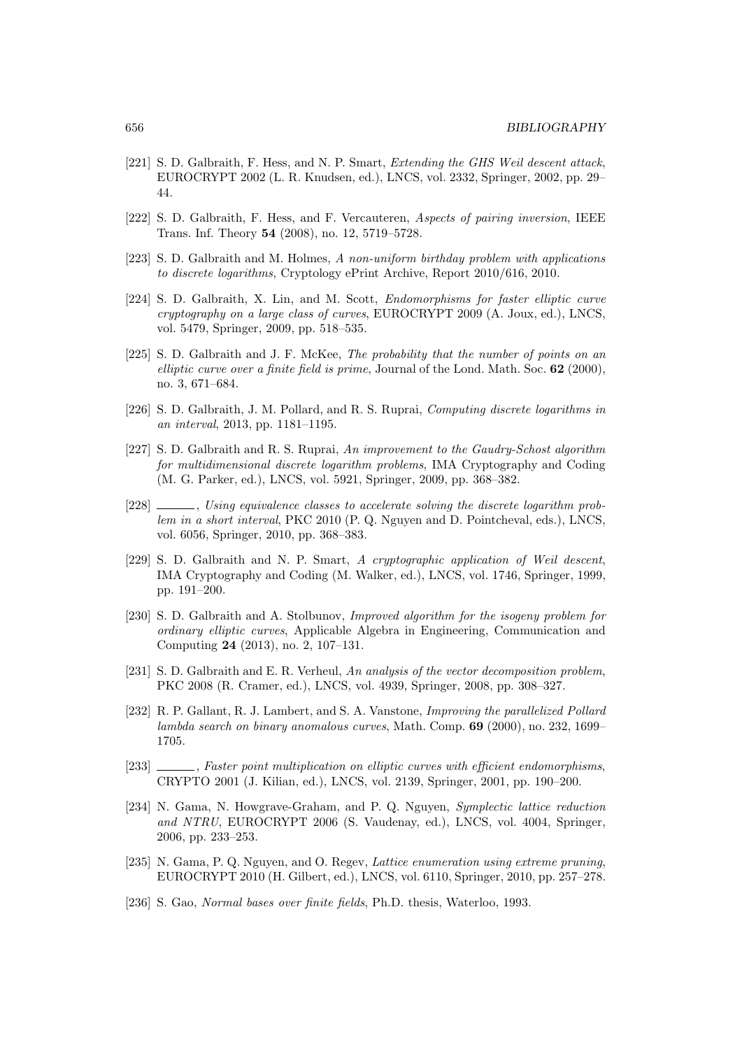[221] S. D. Galbraith, F. Hess, and N. P. Smart, *Extending the GHS Weil descent attack*, EUROCRYPT 2002 (L. R. Knudsen, ed.), LNCS, vol. 2332, Springer, 2002, pp. 29–44.

[222] S. D. Galbraith, F. Hess, and F. Vercauteren, *Aspects of pairing inversion*, IEEE Trans. Inf. Theory **54** (2008), no. 12, 5719–5728.

[223] S. D. Galbraith and M. Holmes, *A non-uniform birthday problem with applications to discrete logarithms*, Cryptology ePrint Archive, Report 2010/616, 2010.

[224] S. D. Galbraith, X. Lin, and M. Scott, *Endomorphisms for faster elliptic curve cryptography on a large class of curves*, EUROCRYPT 2009 (A. Joux, ed.), LNCS, vol. 5479, Springer, 2009, pp. 518–535.

[225] S. D. Galbraith and J. F. McKee, *The probability that the number of points on an elliptic curve over a finite field is prime*, Journal of the Lond. Math. Soc. **62** (2000), no. 3, 671–684.

[226] S. D. Galbraith, J. M. Pollard, and R. S. Ruprai, *Computing discrete logarithms in an interval*, 2013, pp. 1181–1195.

[227] S. D. Galbraith and R. S. Ruprai, *An improvement to the Gaudry-Schost algorithm for multidimensional discrete logarithm problems*, IMA Cryptography and Coding (M. G. Parker, ed.), LNCS, vol. 5921, Springer, 2009, pp. 368–382.

[228] ______, *Using equivalence classes to accelerate solving the discrete logarithm problem in a short interval*, PKC 2010 (P. Q. Nguyen and D. Pointcheval, eds.), LNCS, vol. 6056, Springer, 2010, pp. 368–383.

[229] S. D. Galbraith and N. P. Smart, *A cryptographic application of Weil descent*, IMA Cryptography and Coding (M. Walker, ed.), LNCS, vol. 1746, Springer, 1999, pp. 191–200.

[230] S. D. Galbraith and A. Stolbunov, *Improved algorithm for the isogeny problem for ordinary elliptic curves*, Applicable Algebra in Engineering, Communication and Computing **24** (2013), no. 2, 107–131.

[231] S. D. Galbraith and E. R. Verheul, *An analysis of the vector decomposition problem*, PKC 2008 (R. Cramer, ed.), LNCS, vol. 4939, Springer, 2008, pp. 308–327.

[232] R. P. Gallant, R. J. Lambert, and S. A. Vanstone, *Improving the parallelized Pollard lambda search on binary anomalous curves*, Math. Comp. **69** (2000), no. 232, 1699–1705.

[233] ______, *Faster point multiplication on elliptic curves with efficient endomorphisms*, CRYPTO 2001 (J. Kilian, ed.), LNCS, vol. 2139, Springer, 2001, pp. 190–200.

[234] N. Gama, N. Howgrave-Graham, and P. Q. Nguyen, *Symplectic lattice reduction and NTRU*, EUROCRYPT 2006 (S. Vaudenay, ed.), LNCS, vol. 4004, Springer, 2006, pp. 233–253.

[235] N. Gama, P. Q. Nguyen, and O. Regev, *Lattice enumeration using extreme pruning*, EUROCRYPT 2010 (H. Gilbert, ed.), LNCS, vol. 6110, Springer, 2010, pp. 257–278.

[236] S. Gao, *Normal bases over finite fields*, Ph.D. thesis, Waterloo, 1993.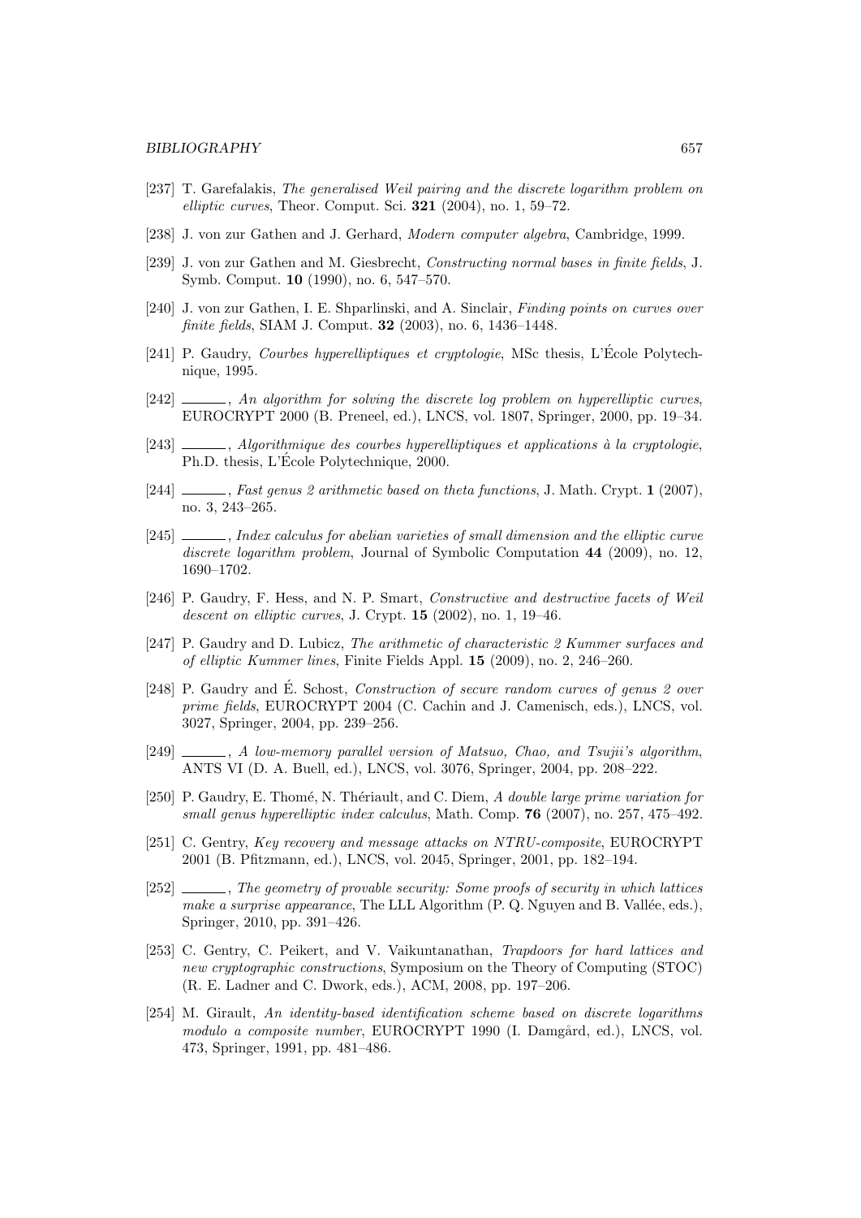[237] T. Garefalakis, *The generalised Weil pairing and the discrete logarithm problem on elliptic curves*, Theor. Comput. Sci. **321** (2004), no. 1, 59–72.

[238] J. von zur Gathen and J. Gerhard, *Modern computer algebra*, Cambridge, 1999.

[239] J. von zur Gathen and M. Giesbrecht, *Constructing normal bases in finite fields*, J. Symb. Comput. **10** (1990), no. 6, 547–570.

[240] J. von zur Gathen, I. E. Shparlinski, and A. Sinclair, *Finding points on curves over finite fields*, SIAM J. Comput. **32** (2003), no. 6, 1436–1448.

[241] P. Gaudry, *Courbes hyperelliptiques et cryptologie*, MSc thesis, L'École Polytechnique, 1995.

[242] ______, *An algorithm for solving the discrete log problem on hyperelliptic curves*, EUROCRYPT 2000 (B. Preneel, ed.), LNCS, vol. 1807, Springer, 2000, pp. 19–34.

[243] ______, *Algorithmique des courbes hyperelliptiques et applications à la cryptologie*, Ph.D. thesis, L'École Polytechnique, 2000.

[244] ______, *Fast genus 2 arithmetic based on theta functions*, J. Math. Crypt. **1** (2007), no. 3, 243–265.

[245] ______, *Index calculus for abelian varieties of small dimension and the elliptic curve discrete logarithm problem*, Journal of Symbolic Computation **44** (2009), no. 12, 1690–1702.

[246] P. Gaudry, F. Hess, and N. P. Smart, *Constructive and destructive facets of Weil descent on elliptic curves*, J. Crypt. **15** (2002), no. 1, 19–46.

[247] P. Gaudry and D. Lubicz, *The arithmetic of characteristic 2 Kummer surfaces and of elliptic Kummer lines*, Finite Fields Appl. **15** (2009), no. 2, 246–260.

[248] P. Gaudry and É. Schost, *Construction of secure random curves of genus 2 over prime fields*, EUROCRYPT 2004 (C. Cachin and J. Camenisch, eds.), LNCS, vol. 3027, Springer, 2004, pp. 239–256.

[249] ______, *A low-memory parallel version of Matsuo, Chao, and Tsujii's algorithm*, ANTS VI (D. A. Buell, ed.), LNCS, vol. 3076, Springer, 2004, pp. 208–222.

[250] P. Gaudry, E. Thomé, N. Thériault, and C. Diem, *A double large prime variation for small genus hyperelliptic index calculus*, Math. Comp. **76** (2007), no. 257, 475–492.

[251] C. Gentry, *Key recovery and message attacks on NTRU-composite*, EUROCRYPT 2001 (B. Pfitzmann, ed.), LNCS, vol. 2045, Springer, 2001, pp. 182–194.

[252] ______, *The geometry of provable security: Some proofs of security in which lattices make a surprise appearance*, The LLL Algorithm (P. Q. Nguyen and B. Vallée, eds.), Springer, 2010, pp. 391–426.

[253] C. Gentry, C. Peikert, and V. Vaikuntanathan, *Trapdoors for hard lattices and new cryptographic constructions*, Symposium on the Theory of Computing (STOC) (R. E. Ladner and C. Dwork, eds.), ACM, 2008, pp. 197–206.

[254] M. Girault, *An identity-based identification scheme based on discrete logarithms modulo a composite number*, EUROCRYPT 1990 (I. Damgård, ed.), LNCS, vol. 473, Springer, 1991, pp. 481–486.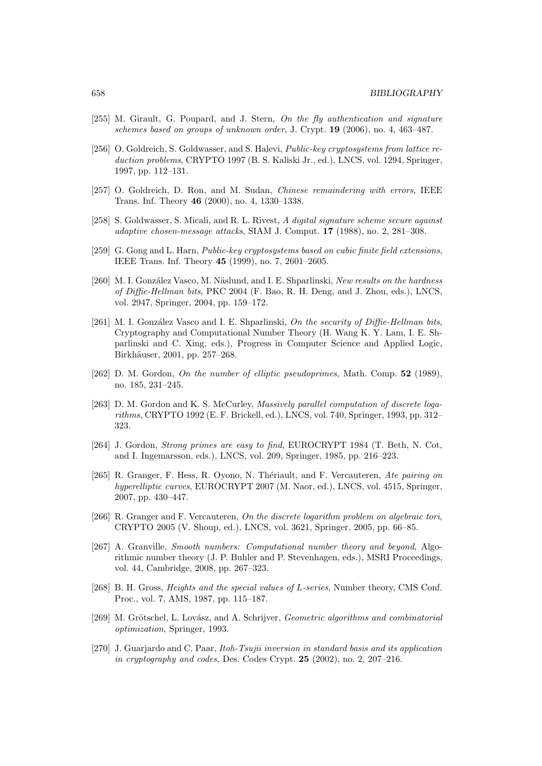[255] M. Girault, G. Poupard, and J. Stern, *On the fly authentication and signature schemes based on groups of unknown order*, J. Crypt. **19** (2006), no. 4, 463–487.

[256] O. Goldreich, S. Goldwasser, and S. Halevi, *Public-key cryptosystems from lattice reduction problems*, CRYPTO 1997 (B. S. Kaliski Jr., ed.), LNCS, vol. 1294, Springer, 1997, pp. 112–131.

[257] O. Goldreich, D. Ron, and M. Sudan, *Chinese remaindering with errors*, IEEE Trans. Inf. Theory **46** (2000), no. 4, 1330–1338.

[258] S. Goldwasser, S. Micali, and R. L. Rivest, *A digital signature scheme secure against adaptive chosen-message attacks*, SIAM J. Comput. **17** (1988), no. 2, 281–308.

[259] G. Gong and L. Harn, *Public-key cryptosystems based on cubic finite field extensions*, IEEE Trans. Inf. Theory **45** (1999), no. 7, 2601–2605.

[260] M. I. González Vasco, M. Näslund, and I. E. Shparlinski, *New results on the hardness of Diffie-Hellman bits*, PKC 2004 (F. Bao, R. H. Deng, and J. Zhou, eds.), LNCS, vol. 2947, Springer, 2004, pp. 159–172.

[261] M. I. González Vasco and I. E. Shparlinski, *On the security of Diffie-Hellman bits*, Cryptography and Computational Number Theory (H. Wang K. Y. Lam, I. E. Shparlinski and C. Xing, eds.), Progress in Computer Science and Applied Logic, Birkhäuser, 2001, pp. 257–268.

[262] D. M. Gordon, *On the number of elliptic pseudoprimes*, Math. Comp. **52** (1989), no. 185, 231–245.

[263] D. M. Gordon and K. S. McCurley, *Massively parallel computation of discrete logarithms*, CRYPTO 1992 (E. F. Brickell, ed.), LNCS, vol. 740, Springer, 1993, pp. 312–323.

[264] J. Gordon, *Strong primes are easy to find*, EUROCRYPT 1984 (T. Beth, N. Cot, and I. Ingemarsson, eds.), LNCS, vol. 209, Springer, 1985, pp. 216–223.

[265] R. Granger, F. Hess, R. Oyono, N. Thériault, and F. Vercauteren, *Ate pairing on hyperelliptic curves*, EUROCRYPT 2007 (M. Naor, ed.), LNCS, vol. 4515, Springer, 2007, pp. 430–447.

[266] R. Granger and F. Vercauteren, *On the discrete logarithm problem on algebraic tori*, CRYPTO 2005 (V. Shoup, ed.), LNCS, vol. 3621, Springer, 2005, pp. 66–85.

[267] A. Granville, *Smooth numbers: Computational number theory and beyond*, Algorithmic number theory (J. P. Buhler and P. Stevenhagen, eds.), MSRI Proceedings, vol. 44, Cambridge, 2008, pp. 267–323.

[268] B. H. Gross, *Heights and the special values of L-series*, Number theory, CMS Conf. Proc., vol. 7, AMS, 1987, pp. 115–187.

[269] M. Grötschel, L. Lovász, and A. Schrijver, *Geometric algorithms and combinatorial optimization*, Springer, 1993.

[270] J. Guarjardo and C. Paar, *Itoh-Tsujii inversion in standard basis and its application in cryptography and codes*, Des. Codes Crypt. **25** (2002), no. 2, 207–216.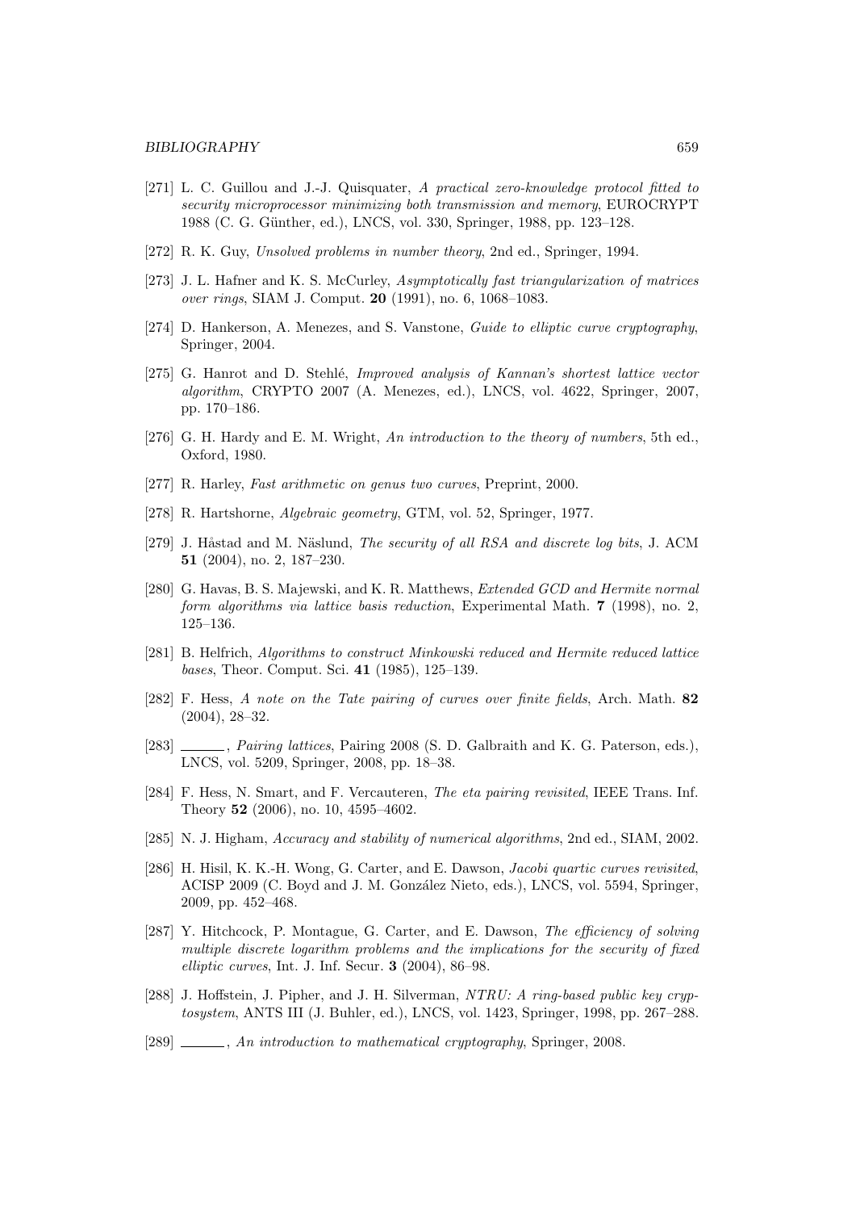[271] L. C. Guillou and J.-J. Quisquater, *A practical zero-knowledge protocol fitted to security microprocessor minimizing both transmission and memory*, EUROCRYPT 1988 (C. G. Günther, ed.), LNCS, vol. 330, Springer, 1988, pp. 123–128.

[272] R. K. Guy, *Unsolved problems in number theory*, 2nd ed., Springer, 1994.

[273] J. L. Hafner and K. S. McCurley, *Asymptotically fast triangularization of matrices over rings*, SIAM J. Comput. **20** (1991), no. 6, 1068–1083.

[274] D. Hankerson, A. Menezes, and S. Vanstone, *Guide to elliptic curve cryptography*, Springer, 2004.

[275] G. Hanrot and D. Stehlé, *Improved analysis of Kannan's shortest lattice vector algorithm*, CRYPTO 2007 (A. Menezes, ed.), LNCS, vol. 4622, Springer, 2007, pp. 170–186.

[276] G. H. Hardy and E. M. Wright, *An introduction to the theory of numbers*, 5th ed., Oxford, 1980.

[277] R. Harley, *Fast arithmetic on genus two curves*, Preprint, 2000.

[278] R. Hartshorne, *Algebraic geometry*, GTM, vol. 52, Springer, 1977.

[279] J. Håstad and M. Näslund, *The security of all RSA and discrete log bits*, J. ACM **51** (2004), no. 2, 187–230.

[280] G. Havas, B. S. Majewski, and K. R. Matthews, *Extended GCD and Hermite normal form algorithms via lattice basis reduction*, Experimental Math. **7** (1998), no. 2, 125–136.

[281] B. Helfrich, *Algorithms to construct Minkowski reduced and Hermite reduced lattice bases*, Theor. Comput. Sci. **41** (1985), 125–139.

[282] F. Hess, *A note on the Tate pairing of curves over finite fields*, Arch. Math. **82** (2004), 28–32.

[283] ______, *Pairing lattices*, Pairing 2008 (S. D. Galbraith and K. G. Paterson, eds.), LNCS, vol. 5209, Springer, 2008, pp. 18–38.

[284] F. Hess, N. Smart, and F. Vercauteren, *The eta pairing revisited*, IEEE Trans. Inf. Theory **52** (2006), no. 10, 4595–4602.

[285] N. J. Higham, *Accuracy and stability of numerical algorithms*, 2nd ed., SIAM, 2002.

[286] H. Hisil, K. K.-H. Wong, G. Carter, and E. Dawson, *Jacobi quartic curves revisited*, ACISP 2009 (C. Boyd and J. M. González Nieto, eds.), LNCS, vol. 5594, Springer, 2009, pp. 452–468.

[287] Y. Hitchcock, P. Montague, G. Carter, and E. Dawson, *The efficiency of solving multiple discrete logarithm problems and the implications for the security of fixed elliptic curves*, Int. J. Inf. Secur. **3** (2004), 86–98.

[288] J. Hoffstein, J. Pipher, and J. H. Silverman, *NTRU: A ring-based public key cryptosystem*, ANTS III (J. Buhler, ed.), LNCS, vol. 1423, Springer, 1998, pp. 267–288.

[289] ______, *An introduction to mathematical cryptography*, Springer, 2008.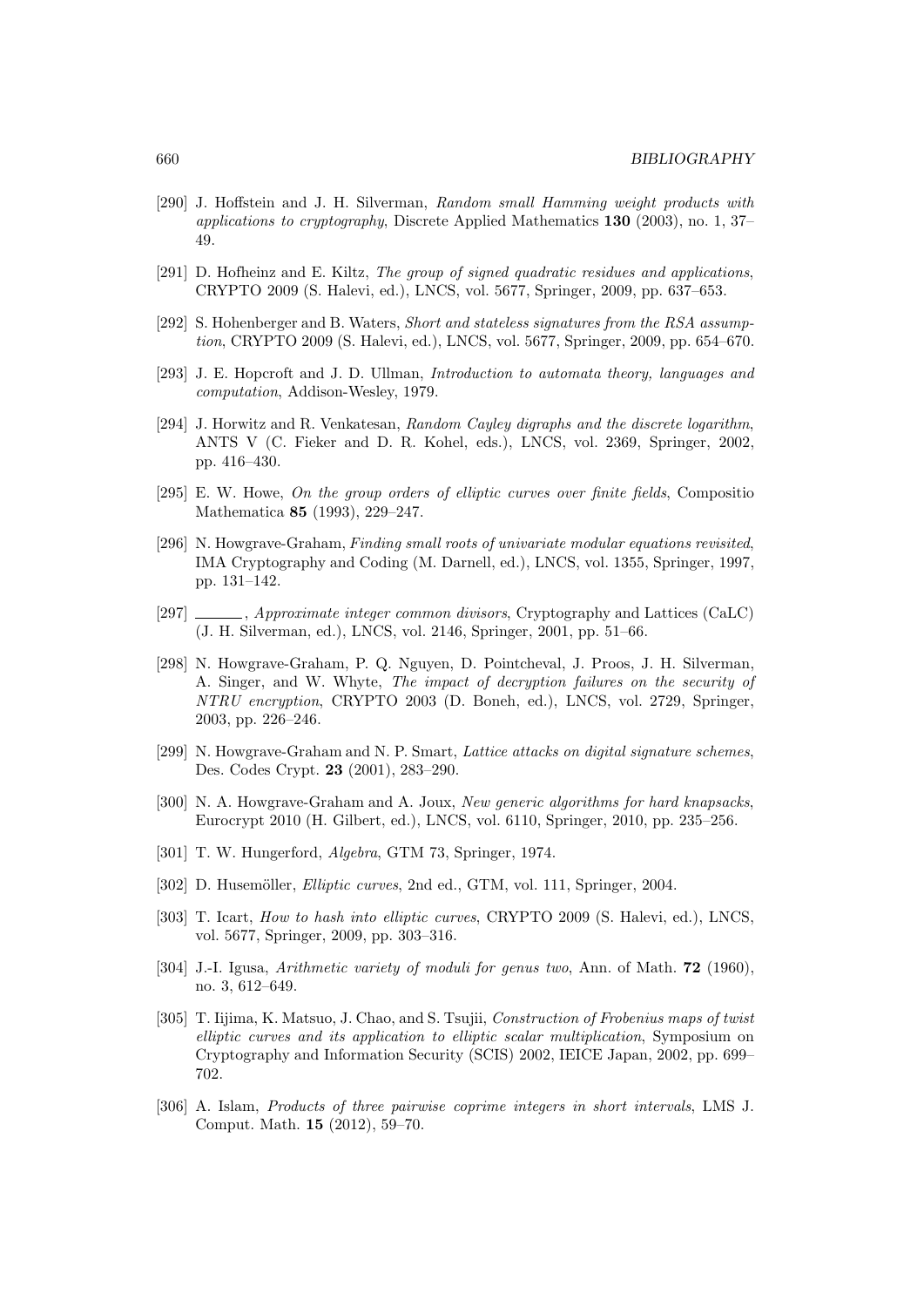[290] J. Hoffstein and J. H. Silverman, *Random small Hamming weight products with applications to cryptography*, Discrete Applied Mathematics **130** (2003), no. 1, 37–49.

[291] D. Hofheinz and E. Kiltz, *The group of signed quadratic residues and applications*, CRYPTO 2009 (S. Halevi, ed.), LNCS, vol. 5677, Springer, 2009, pp. 637–653.

[292] S. Hohenberger and B. Waters, *Short and stateless signatures from the RSA assumption*, CRYPTO 2009 (S. Halevi, ed.), LNCS, vol. 5677, Springer, 2009, pp. 654–670.

[293] J. E. Hopcroft and J. D. Ullman, *Introduction to automata theory, languages and computation*, Addison-Wesley, 1979.

[294] J. Horwitz and R. Venkatesan, *Random Cayley digraphs and the discrete logarithm*, ANTS V (C. Fieker and D. R. Kohel, eds.), LNCS, vol. 2369, Springer, 2002, pp. 416–430.

[295] E. W. Howe, *On the group orders of elliptic curves over finite fields*, Compositio Mathematica **85** (1993), 229–247.

[296] N. Howgrave-Graham, *Finding small roots of univariate modular equations revisited*, IMA Cryptography and Coding (M. Darnell, ed.), LNCS, vol. 1355, Springer, 1997, pp. 131–142.

[297] ______, *Approximate integer common divisors*, Cryptography and Lattices (CaLC) (J. H. Silverman, ed.), LNCS, vol. 2146, Springer, 2001, pp. 51–66.

[298] N. Howgrave-Graham, P. Q. Nguyen, D. Pointcheval, J. Proos, J. H. Silverman, A. Singer, and W. Whyte, *The impact of decryption failures on the security of NTRU encryption*, CRYPTO 2003 (D. Boneh, ed.), LNCS, vol. 2729, Springer, 2003, pp. 226–246.

[299] N. Howgrave-Graham and N. P. Smart, *Lattice attacks on digital signature schemes*, Des. Codes Crypt. **23** (2001), 283–290.

[300] N. A. Howgrave-Graham and A. Joux, *New generic algorithms for hard knapsacks*, Eurocrypt 2010 (H. Gilbert, ed.), LNCS, vol. 6110, Springer, 2010, pp. 235–256.

[301] T. W. Hungerford, *Algebra*, GTM 73, Springer, 1974.

[302] D. Husemöller, *Elliptic curves*, 2nd ed., GTM, vol. 111, Springer, 2004.

[303] T. Icart, *How to hash into elliptic curves*, CRYPTO 2009 (S. Halevi, ed.), LNCS, vol. 5677, Springer, 2009, pp. 303–316.

[304] J.-I. Igusa, *Arithmetic variety of moduli for genus two*, Ann. of Math. **72** (1960), no. 3, 612–649.

[305] T. Iijima, K. Matsuo, J. Chao, and S. Tsujii, *Construction of Frobenius maps of twist elliptic curves and its application to elliptic scalar multiplication*, Symposium on Cryptography and Information Security (SCIS) 2002, IEICE Japan, 2002, pp. 699–702.

[306] A. Islam, *Products of three pairwise coprime integers in short intervals*, LMS J. Comput. Math. **15** (2012), 59–70.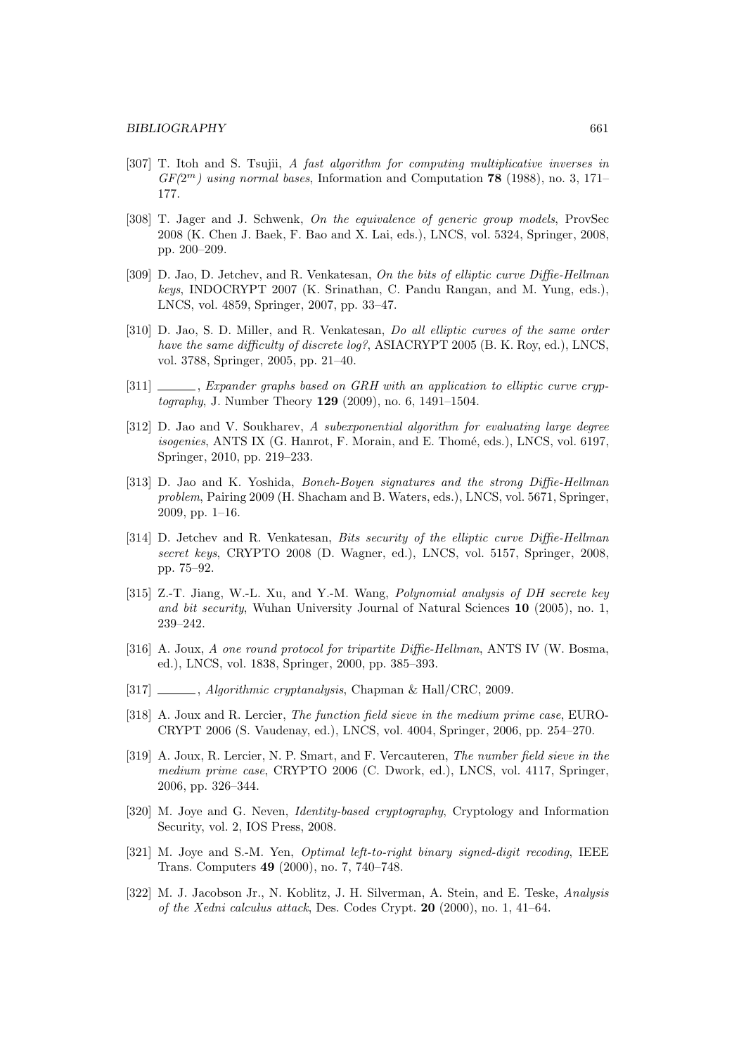[307] T. Itoh and S. Tsujii, *A fast algorithm for computing multiplicative inverses in $GF(2^m)$ using normal bases*, Information and Computation **78** (1988), no. 3, 171–177.

[308] T. Jager and J. Schwenk, *On the equivalence of generic group models*, ProvSec 2008 (K. Chen J. Baek, F. Bao and X. Lai, eds.), LNCS, vol. 5324, Springer, 2008, pp. 200–209.

[309] D. Jao, D. Jetchev, and R. Venkatesan, *On the bits of elliptic curve Diffie-Hellman keys*, INDOCRYPT 2007 (K. Srinathan, C. Pandu Rangan, and M. Yung, eds.), LNCS, vol. 4859, Springer, 2007, pp. 33–47.

[310] D. Jao, S. D. Miller, and R. Venkatesan, *Do all elliptic curves of the same order have the same difficulty of discrete log?*, ASIACRYPT 2005 (B. K. Roy, ed.), LNCS, vol. 3788, Springer, 2005, pp. 21–40.

[311] ______, *Expander graphs based on GRH with an application to elliptic curve cryptography*, J. Number Theory **129** (2009), no. 6, 1491–1504.

[312] D. Jao and V. Soukharev, *A subexponential algorithm for evaluating large degree isogenies*, ANTS IX (G. Hanrot, F. Morain, and E. Thomé, eds.), LNCS, vol. 6197, Springer, 2010, pp. 219–233.

[313] D. Jao and K. Yoshida, *Boneh-Boyen signatures and the strong Diffie-Hellman problem*, Pairing 2009 (H. Shacham and B. Waters, eds.), LNCS, vol. 5671, Springer, 2009, pp. 1–16.

[314] D. Jetchev and R. Venkatesan, *Bits security of the elliptic curve Diffie-Hellman secret keys*, CRYPTO 2008 (D. Wagner, ed.), LNCS, vol. 5157, Springer, 2008, pp. 75–92.

[315] Z.-T. Jiang, W.-L. Xu, and Y.-M. Wang, *Polynomial analysis of DH secrete key and bit security*, Wuhan University Journal of Natural Sciences **10** (2005), no. 1, 239–242.

[316] A. Joux, *A one round protocol for tripartite Diffie-Hellman*, ANTS IV (W. Bosma, ed.), LNCS, vol. 1838, Springer, 2000, pp. 385–393.

[317] ______, *Algorithmic cryptanalysis*, Chapman & Hall/CRC, 2009.

[318] A. Joux and R. Lercier, *The function field sieve in the medium prime case*, EUROCRYPT 2006 (S. Vaudenay, ed.), LNCS, vol. 4004, Springer, 2006, pp. 254–270.

[319] A. Joux, R. Lercier, N. P. Smart, and F. Vercauteren, *The number field sieve in the medium prime case*, CRYPTO 2006 (C. Dwork, ed.), LNCS, vol. 4117, Springer, 2006, pp. 326–344.

[320] M. Joye and G. Neven, *Identity-based cryptography*, Cryptology and Information Security, vol. 2, IOS Press, 2008.

[321] M. Joye and S.-M. Yen, *Optimal left-to-right binary signed-digit recoding*, IEEE Trans. Computers **49** (2000), no. 7, 740–748.

[322] M. J. Jacobson Jr., N. Koblitz, J. H. Silverman, A. Stein, and E. Teske, *Analysis of the Xedni calculus attack*, Des. Codes Crypt. **20** (2000), no. 1, 41–64.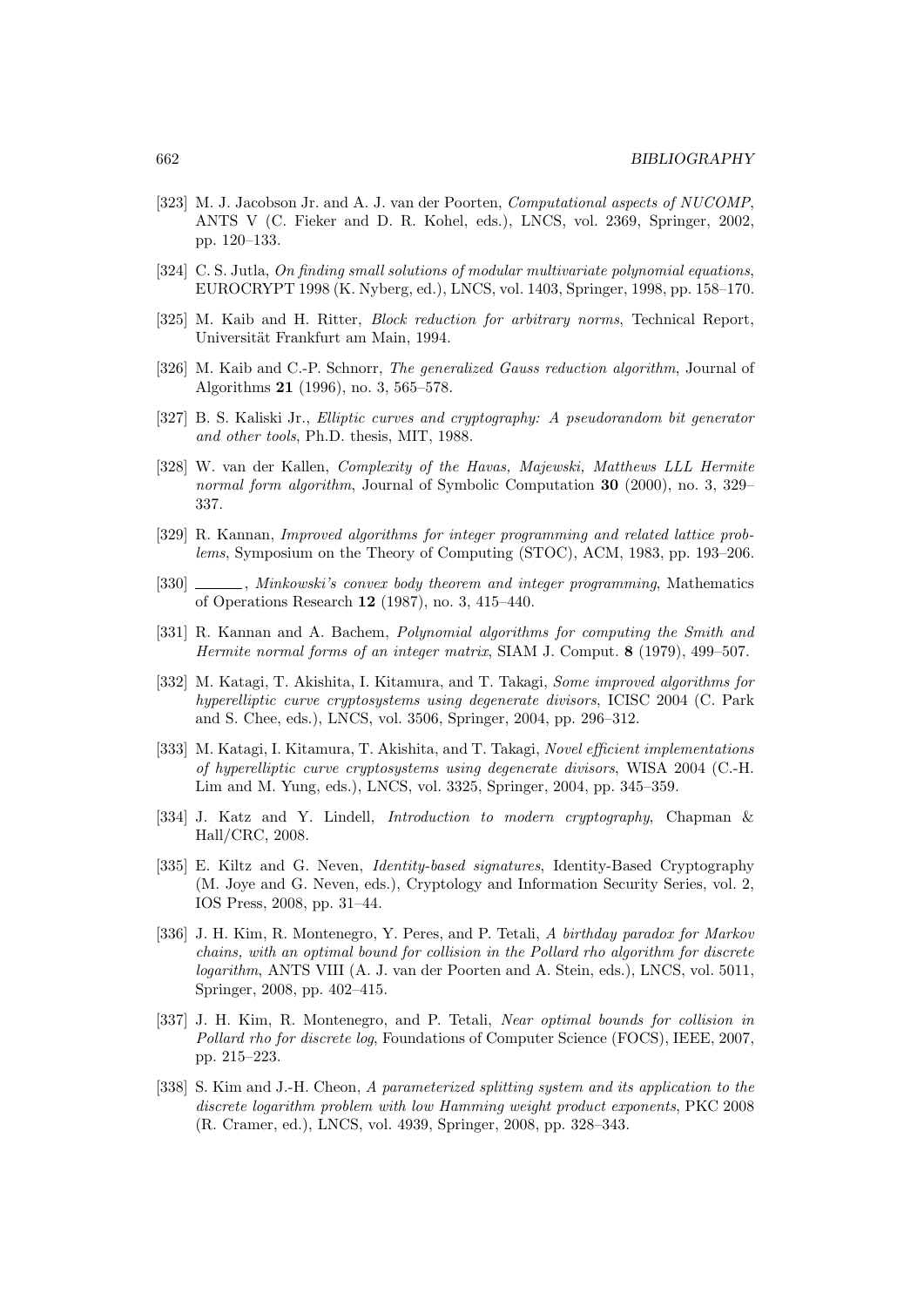[323] M. J. Jacobson Jr. and A. J. van der Poorten, *Computational aspects of NUCOMP*, ANTS V (C. Fieker and D. R. Kohel, eds.), LNCS, vol. 2369, Springer, 2002, pp. 120–133.

[324] C. S. Jutla, *On finding small solutions of modular multivariate polynomial equations*, EUROCRYPT 1998 (K. Nyberg, ed.), LNCS, vol. 1403, Springer, 1998, pp. 158–170.

[325] M. Kaib and H. Ritter, *Block reduction for arbitrary norms*, Technical Report, Universität Frankfurt am Main, 1994.

[326] M. Kaib and C.-P. Schnorr, *The generalized Gauss reduction algorithm*, Journal of Algorithms **21** (1996), no. 3, 565–578.

[327] B. S. Kaliski Jr., *Elliptic curves and cryptography: A pseudorandom bit generator and other tools*, Ph.D. thesis, MIT, 1988.

[328] W. van der Kallen, *Complexity of the Havas, Majewski, Matthews LLL Hermite normal form algorithm*, Journal of Symbolic Computation **30** (2000), no. 3, 329–337.

[329] R. Kannan, *Improved algorithms for integer programming and related lattice problems*, Symposium on the Theory of Computing (STOC), ACM, 1983, pp. 193–206.

[330] ______, *Minkowski's convex body theorem and integer programming*, Mathematics of Operations Research **12** (1987), no. 3, 415–440.

[331] R. Kannan and A. Bachem, *Polynomial algorithms for computing the Smith and Hermite normal forms of an integer matrix*, SIAM J. Comput. **8** (1979), 499–507.

[332] M. Katagi, T. Akishita, I. Kitamura, and T. Takagi, *Some improved algorithms for hyperelliptic curve cryptosystems using degenerate divisors*, ICISC 2004 (C. Park and S. Chee, eds.), LNCS, vol. 3506, Springer, 2004, pp. 296–312.

[333] M. Katagi, I. Kitamura, T. Akishita, and T. Takagi, *Novel efficient implementations of hyperelliptic curve cryptosystems using degenerate divisors*, WISA 2004 (C.-H. Lim and M. Yung, eds.), LNCS, vol. 3325, Springer, 2004, pp. 345–359.

[334] J. Katz and Y. Lindell, *Introduction to modern cryptography*, Chapman & Hall/CRC, 2008.

[335] E. Kiltz and G. Neven, *Identity-based signatures*, Identity-Based Cryptography (M. Joye and G. Neven, eds.), Cryptology and Information Security Series, vol. 2, IOS Press, 2008, pp. 31–44.

[336] J. H. Kim, R. Montenegro, Y. Peres, and P. Tetali, *A birthday paradox for Markov chains, with an optimal bound for collision in the Pollard rho algorithm for discrete logarithm*, ANTS VIII (A. J. van der Poorten and A. Stein, eds.), LNCS, vol. 5011, Springer, 2008, pp. 402–415.

[337] J. H. Kim, R. Montenegro, and P. Tetali, *Near optimal bounds for collision in Pollard rho for discrete log*, Foundations of Computer Science (FOCS), IEEE, 2007, pp. 215–223.

[338] S. Kim and J.-H. Cheon, *A parameterized splitting system and its application to the discrete logarithm problem with low Hamming weight product exponents*, PKC 2008 (R. Cramer, ed.), LNCS, vol. 4939, Springer, 2008, pp. 328–343.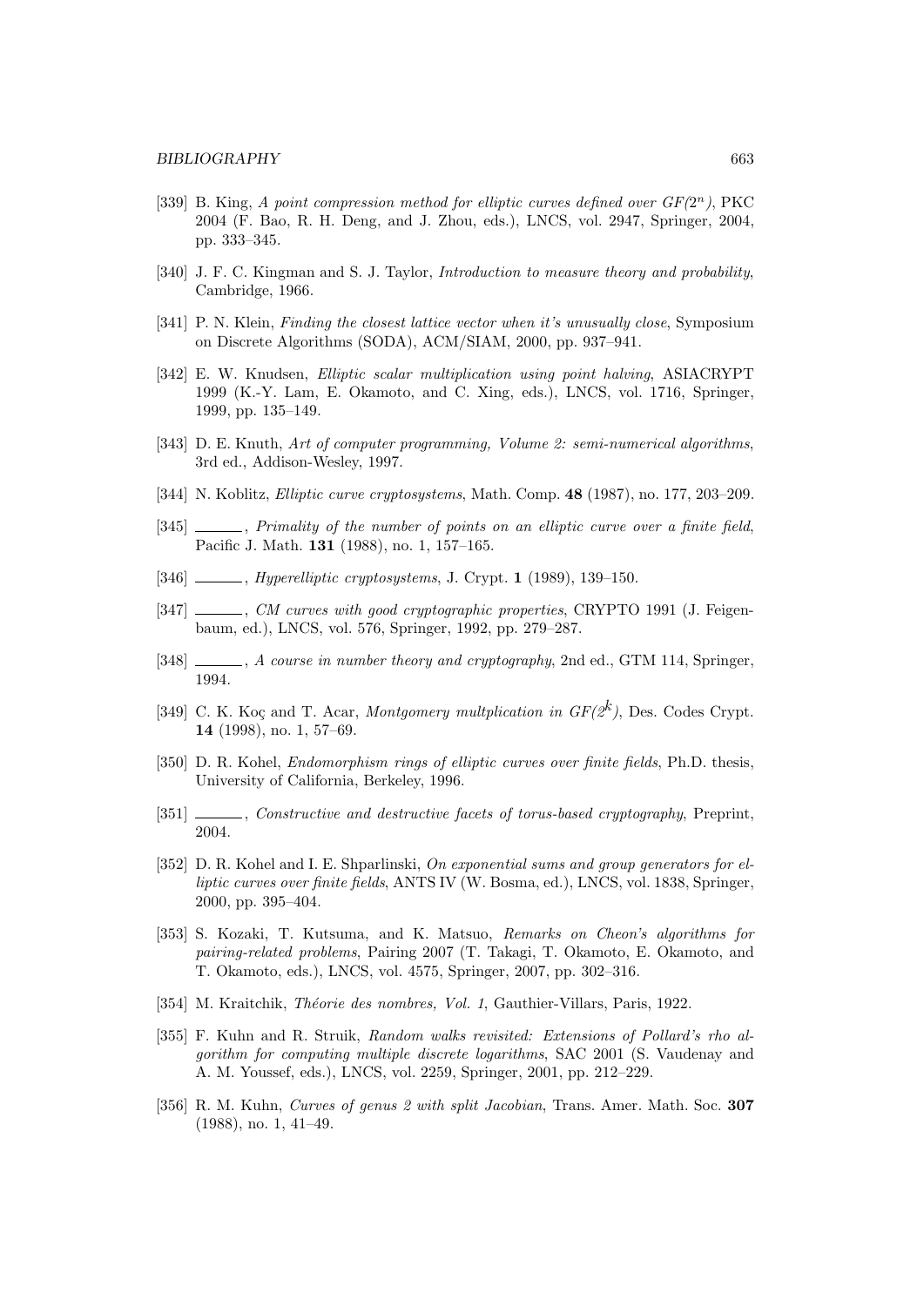[339] B. King, *A point compression method for elliptic curves defined over GF($2^n$)*, PKC 2004 (F. Bao, R. H. Deng, and J. Zhou, eds.), LNCS, vol. 2947, Springer, 2004, pp. 333–345.

[340] J. F. C. Kingman and S. J. Taylor, *Introduction to measure theory and probability*, Cambridge, 1966.

[341] P. N. Klein, *Finding the closest lattice vector when it's unusually close*, Symposium on Discrete Algorithms (SODA), ACM/SIAM, 2000, pp. 937–941.

[342] E. W. Knudsen, *Elliptic scalar multiplication using point halving*, ASIACRYPT 1999 (K.-Y. Lam, E. Okamoto, and C. Xing, eds.), LNCS, vol. 1716, Springer, 1999, pp. 135–149.

[343] D. E. Knuth, *Art of computer programming, Volume 2: semi-numerical algorithms*, 3rd ed., Addison-Wesley, 1997.

[344] N. Koblitz, *Elliptic curve cryptosystems*, Math. Comp. **48** (1987), no. 177, 203–209.

[345] ______, *Primality of the number of points on an elliptic curve over a finite field*, Pacific J. Math. **131** (1988), no. 1, 157–165.

[346] ______, *Hyperelliptic cryptosystems*, J. Crypt. **1** (1989), 139–150.

[347] ______, *CM curves with good cryptographic properties*, CRYPTO 1991 (J. Feigenbaum, ed.), LNCS, vol. 576, Springer, 1992, pp. 279–287.

[348] ______, *A course in number theory and cryptography*, 2nd ed., GTM 114, Springer, 1994.

[349] C. K. Koç and T. Acar, *Montgomery multplication in GF($2^k$)*, Des. Codes Crypt. **14** (1998), no. 1, 57–69.

[350] D. R. Kohel, *Endomorphism rings of elliptic curves over finite fields*, Ph.D. thesis, University of California, Berkeley, 1996.

[351] ______, *Constructive and destructive facets of torus-based cryptography*, Preprint, 2004.

[352] D. R. Kohel and I. E. Shparlinski, *On exponential sums and group generators for elliptic curves over finite fields*, ANTS IV (W. Bosma, ed.), LNCS, vol. 1838, Springer, 2000, pp. 395–404.

[353] S. Kozaki, T. Kutsuma, and K. Matsuo, *Remarks on Cheon's algorithms for pairing-related problems*, Pairing 2007 (T. Takagi, T. Okamoto, E. Okamoto, and T. Okamoto, eds.), LNCS, vol. 4575, Springer, 2007, pp. 302–316.

[354] M. Kraitchik, *Théorie des nombres, Vol. 1*, Gauthier-Villars, Paris, 1922.

[355] F. Kuhn and R. Struik, *Random walks revisited: Extensions of Pollard's rho algorithm for computing multiple discrete logarithms*, SAC 2001 (S. Vaudenay and A. M. Youssef, eds.), LNCS, vol. 2259, Springer, 2001, pp. 212–229.

[356] R. M. Kuhn, *Curves of genus 2 with split Jacobian*, Trans. Amer. Math. Soc. **307** (1988), no. 1, 41–49.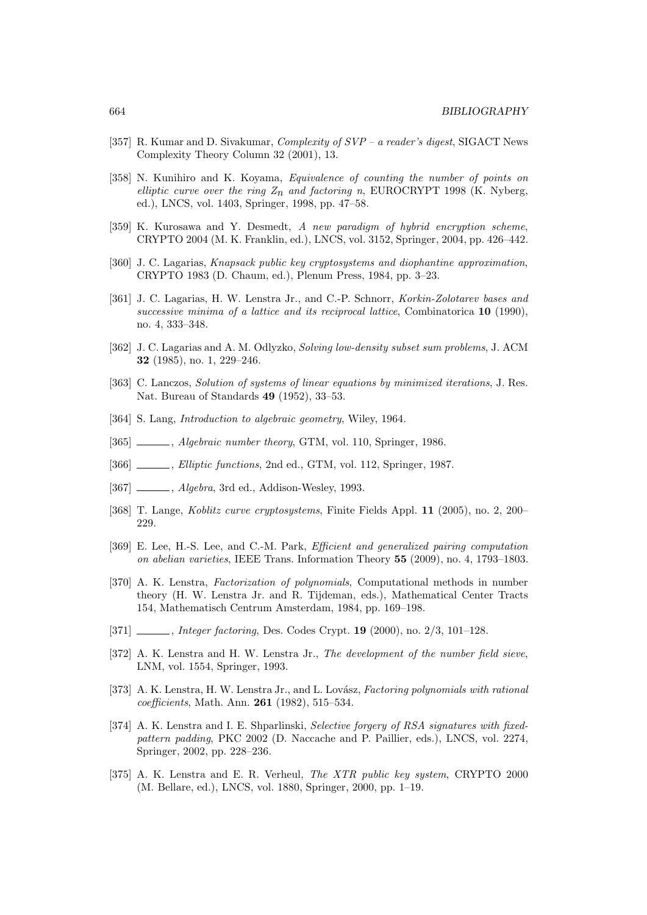[357] R. Kumar and D. Sivakumar, *Complexity of SVP – a reader's digest*, SIGACT News Complexity Theory Column 32 (2001), 13.

[358] N. Kunihiro and K. Koyama, *Equivalence of counting the number of points on elliptic curve over the ring $Z_n$ and factoring $n$*, EUROCRYPT 1998 (K. Nyberg, ed.), LNCS, vol. 1403, Springer, 1998, pp. 47–58.

[359] K. Kurosawa and Y. Desmedt, *A new paradigm of hybrid encryption scheme*, CRYPTO 2004 (M. K. Franklin, ed.), LNCS, vol. 3152, Springer, 2004, pp. 426–442.

[360] J. C. Lagarias, *Knapsack public key cryptosystems and diophantine approximation*, CRYPTO 1983 (D. Chaum, ed.), Plenum Press, 1984, pp. 3–23.

[361] J. C. Lagarias, H. W. Lenstra Jr., and C.-P. Schnorr, *Korkin-Zolotarev bases and successive minima of a lattice and its reciprocal lattice*, Combinatorica **10** (1990), no. 4, 333–348.

[362] J. C. Lagarias and A. M. Odlyzko, *Solving low-density subset sum problems*, J. ACM **32** (1985), no. 1, 229–246.

[363] C. Lanczos, *Solution of systems of linear equations by minimized iterations*, J. Res. Nat. Bureau of Standards **49** (1952), 33–53.

[364] S. Lang, *Introduction to algebraic geometry*, Wiley, 1964.

[365] ______, *Algebraic number theory*, GTM, vol. 110, Springer, 1986.

[366] ______, *Elliptic functions*, 2nd ed., GTM, vol. 112, Springer, 1987.

[367] ______, *Algebra*, 3rd ed., Addison-Wesley, 1993.

[368] T. Lange, *Koblitz curve cryptosystems*, Finite Fields Appl. **11** (2005), no. 2, 200–229.

[369] E. Lee, H.-S. Lee, and C.-M. Park, *Efficient and generalized pairing computation on abelian varieties*, IEEE Trans. Information Theory **55** (2009), no. 4, 1793–1803.

[370] A. K. Lenstra, *Factorization of polynomials*, Computational methods in number theory (H. W. Lenstra Jr. and R. Tijdeman, eds.), Mathematical Center Tracts 154, Mathematisch Centrum Amsterdam, 1984, pp. 169–198.

[371] ______, *Integer factoring*, Des. Codes Crypt. **19** (2000), no. 2/3, 101–128.

[372] A. K. Lenstra and H. W. Lenstra Jr., *The development of the number field sieve*, LNM, vol. 1554, Springer, 1993.

[373] A. K. Lenstra, H. W. Lenstra Jr., and L. Lovász, *Factoring polynomials with rational coefficients*, Math. Ann. **261** (1982), 515–534.

[374] A. K. Lenstra and I. E. Shparlinski, *Selective forgery of RSA signatures with fixed-pattern padding*, PKC 2002 (D. Naccache and P. Paillier, eds.), LNCS, vol. 2274, Springer, 2002, pp. 228–236.

[375] A. K. Lenstra and E. R. Verheul, *The XTR public key system*, CRYPTO 2000 (M. Bellare, ed.), LNCS, vol. 1880, Springer, 2000, pp. 1–19.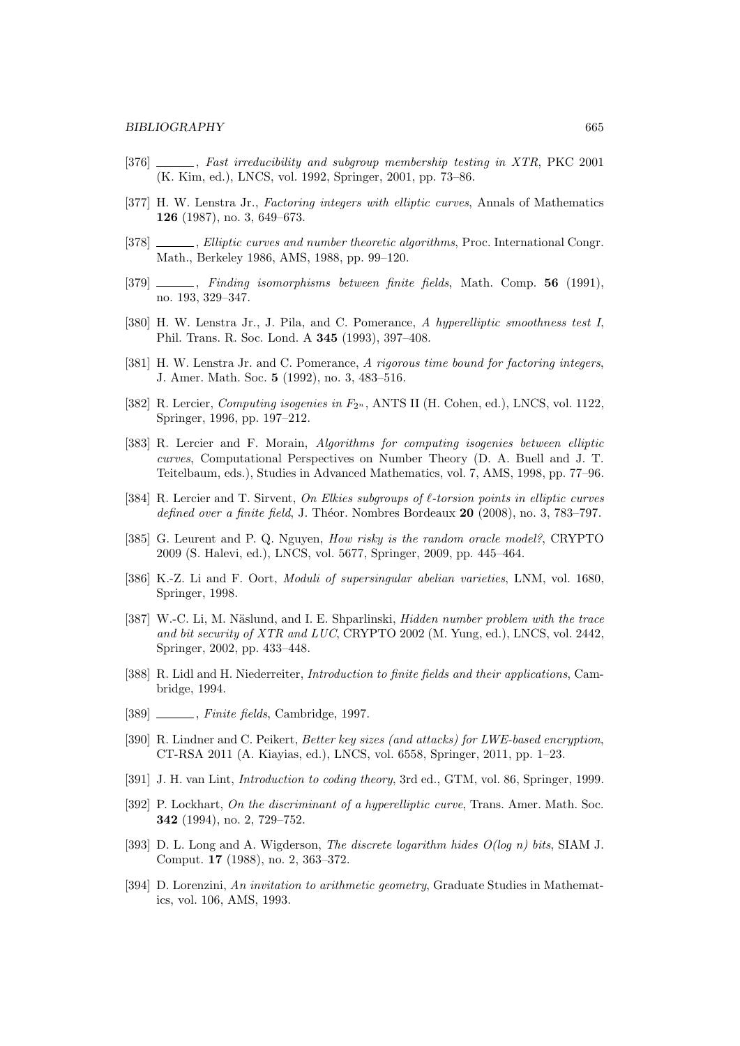[376] ______, *Fast irreducibility and subgroup membership testing in XTR*, PKC 2001 (K. Kim, ed.), LNCS, vol. 1992, Springer, 2001, pp. 73–86.

[377] H. W. Lenstra Jr., *Factoring integers with elliptic curves*, Annals of Mathematics **126** (1987), no. 3, 649–673.

[378] ______, *Elliptic curves and number theoretic algorithms*, Proc. International Congr. Math., Berkeley 1986, AMS, 1988, pp. 99–120.

[379] ______, *Finding isomorphisms between finite fields*, Math. Comp. **56** (1991), no. 193, 329–347.

[380] H. W. Lenstra Jr., J. Pila, and C. Pomerance, *A hyperelliptic smoothness test I*, Phil. Trans. R. Soc. Lond. A **345** (1993), 397–408.

[381] H. W. Lenstra Jr. and C. Pomerance, *A rigorous time bound for factoring integers*, J. Amer. Math. Soc. **5** (1992), no. 3, 483–516.

[382] R. Lercier, *Computing isogenies in* $F_{2^n}$, ANTS II (H. Cohen, ed.), LNCS, vol. 1122, Springer, 1996, pp. 197–212.

[383] R. Lercier and F. Morain, *Algorithms for computing isogenies between elliptic curves*, Computational Perspectives on Number Theory (D. A. Buell and J. T. Teitelbaum, eds.), Studies in Advanced Mathematics, vol. 7, AMS, 1998, pp. 77–96.

[384] R. Lercier and T. Sirvent, *On Elkies subgroups of* $\ell$*-torsion points in elliptic curves defined over a finite field*, J. Théor. Nombres Bordeaux **20** (2008), no. 3, 783–797.

[385] G. Leurent and P. Q. Nguyen, *How risky is the random oracle model?*, CRYPTO 2009 (S. Halevi, ed.), LNCS, vol. 5677, Springer, 2009, pp. 445–464.

[386] K.-Z. Li and F. Oort, *Moduli of supersingular abelian varieties*, LNM, vol. 1680, Springer, 1998.

[387] W.-C. Li, M. Näslund, and I. E. Shparlinski, *Hidden number problem with the trace and bit security of XTR and LUC*, CRYPTO 2002 (M. Yung, ed.), LNCS, vol. 2442, Springer, 2002, pp. 433–448.

[388] R. Lidl and H. Niederreiter, *Introduction to finite fields and their applications*, Cambridge, 1994.

[389] ______, *Finite fields*, Cambridge, 1997.

[390] R. Lindner and C. Peikert, *Better key sizes (and attacks) for LWE-based encryption*, CT-RSA 2011 (A. Kiayias, ed.), LNCS, vol. 6558, Springer, 2011, pp. 1–23.

[391] J. H. van Lint, *Introduction to coding theory*, 3rd ed., GTM, vol. 86, Springer, 1999.

[392] P. Lockhart, *On the discriminant of a hyperelliptic curve*, Trans. Amer. Math. Soc. **342** (1994), no. 2, 729–752.

[393] D. L. Long and A. Wigderson, *The discrete logarithm hides O(log n) bits*, SIAM J. Comput. **17** (1988), no. 2, 363–372.

[394] D. Lorenzini, *An invitation to arithmetic geometry*, Graduate Studies in Mathematics, vol. 106, AMS, 1993.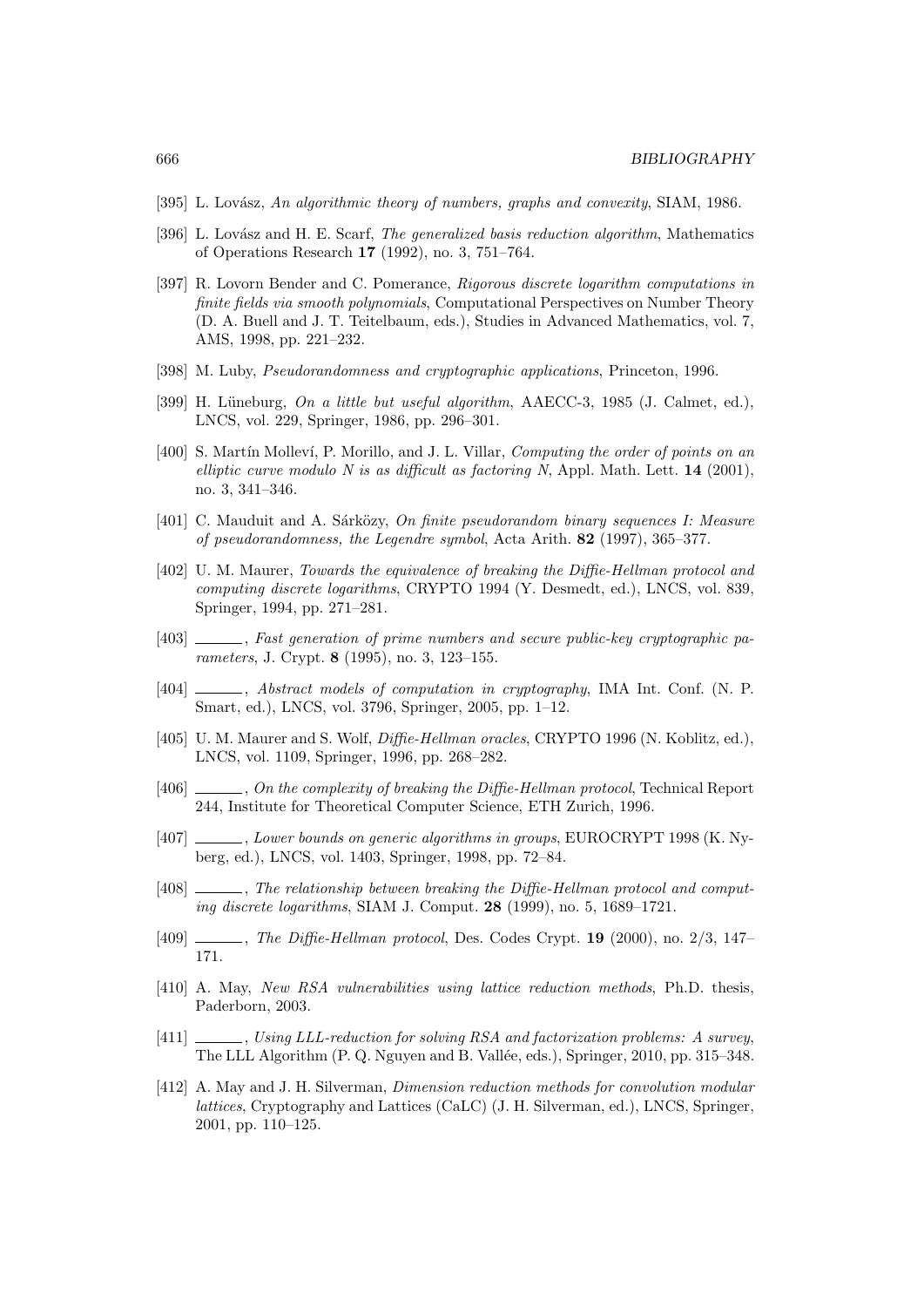[395] L. Lovász, *An algorithmic theory of numbers, graphs and convexity*, SIAM, 1986.

[396] L. Lovász and H. E. Scarf, *The generalized basis reduction algorithm*, Mathematics of Operations Research **17** (1992), no. 3, 751–764.

[397] R. Lovorn Bender and C. Pomerance, *Rigorous discrete logarithm computations in finite fields via smooth polynomials*, Computational Perspectives on Number Theory (D. A. Buell and J. T. Teitelbaum, eds.), Studies in Advanced Mathematics, vol. 7, AMS, 1998, pp. 221–232.

[398] M. Luby, *Pseudorandomness and cryptographic applications*, Princeton, 1996.

[399] H. Lüneburg, *On a little but useful algorithm*, AAECC-3, 1985 (J. Calmet, ed.), LNCS, vol. 229, Springer, 1986, pp. 296–301.

[400] S. Martín Molleví, P. Morillo, and J. L. Villar, *Computing the order of points on an elliptic curve modulo N is as difficult as factoring N*, Appl. Math. Lett. **14** (2001), no. 3, 341–346.

[401] C. Mauduit and A. Sárközy, *On finite pseudorandom binary sequences I: Measure of pseudorandomness, the Legendre symbol*, Acta Arith. **82** (1997), 365–377.

[402] U. M. Maurer, *Towards the equivalence of breaking the Diffie-Hellman protocol and computing discrete logarithms*, CRYPTO 1994 (Y. Desmedt, ed.), LNCS, vol. 839, Springer, 1994, pp. 271–281.

[403] ______, *Fast generation of prime numbers and secure public-key cryptographic parameters*, J. Crypt. **8** (1995), no. 3, 123–155.

[404] ______, *Abstract models of computation in cryptography*, IMA Int. Conf. (N. P. Smart, ed.), LNCS, vol. 3796, Springer, 2005, pp. 1–12.

[405] U. M. Maurer and S. Wolf, *Diffie-Hellman oracles*, CRYPTO 1996 (N. Koblitz, ed.), LNCS, vol. 1109, Springer, 1996, pp. 268–282.

[406] ______, *On the complexity of breaking the Diffie-Hellman protocol*, Technical Report 244, Institute for Theoretical Computer Science, ETH Zurich, 1996.

[407] ______, *Lower bounds on generic algorithms in groups*, EUROCRYPT 1998 (K. Nyberg, ed.), LNCS, vol. 1403, Springer, 1998, pp. 72–84.

[408] ______, *The relationship between breaking the Diffie-Hellman protocol and computing discrete logarithms*, SIAM J. Comput. **28** (1999), no. 5, 1689–1721.

[409] ______, *The Diffie-Hellman protocol*, Des. Codes Crypt. **19** (2000), no. 2/3, 147–171.

[410] A. May, *New RSA vulnerabilities using lattice reduction methods*, Ph.D. thesis, Paderborn, 2003.

[411] ______, *Using LLL-reduction for solving RSA and factorization problems: A survey*, The LLL Algorithm (P. Q. Nguyen and B. Vallée, eds.), Springer, 2010, pp. 315–348.

[412] A. May and J. H. Silverman, *Dimension reduction methods for convolution modular lattices*, Cryptography and Lattices (CaLC) (J. H. Silverman, ed.), LNCS, Springer, 2001, pp. 110–125.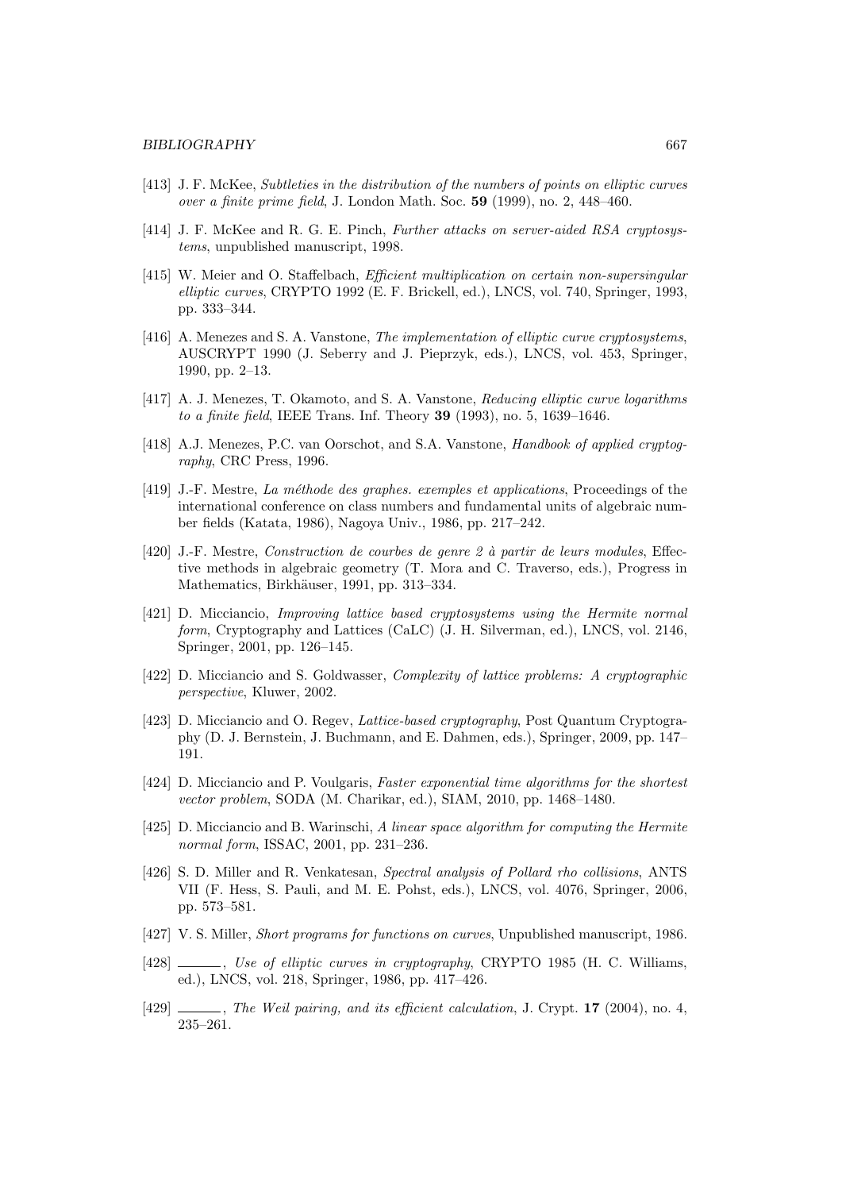[413] J. F. McKee, *Subtleties in the distribution of the numbers of points on elliptic curves over a finite prime field*, J. London Math. Soc. **59** (1999), no. 2, 448–460.

[414] J. F. McKee and R. G. E. Pinch, *Further attacks on server-aided RSA cryptosystems*, unpublished manuscript, 1998.

[415] W. Meier and O. Staffelbach, *Efficient multiplication on certain non-supersingular elliptic curves*, CRYPTO 1992 (E. F. Brickell, ed.), LNCS, vol. 740, Springer, 1993, pp. 333–344.

[416] A. Menezes and S. A. Vanstone, *The implementation of elliptic curve cryptosystems*, AUSCRYPT 1990 (J. Seberry and J. Pieprzyk, eds.), LNCS, vol. 453, Springer, 1990, pp. 2–13.

[417] A. J. Menezes, T. Okamoto, and S. A. Vanstone, *Reducing elliptic curve logarithms to a finite field*, IEEE Trans. Inf. Theory **39** (1993), no. 5, 1639–1646.

[418] A.J. Menezes, P.C. van Oorschot, and S.A. Vanstone, *Handbook of applied cryptography*, CRC Press, 1996.

[419] J.-F. Mestre, *La méthode des graphes. exemples et applications*, Proceedings of the international conference on class numbers and fundamental units of algebraic number fields (Katata, 1986), Nagoya Univ., 1986, pp. 217–242.

[420] J.-F. Mestre, *Construction de courbes de genre 2 à partir de leurs modules*, Effective methods in algebraic geometry (T. Mora and C. Traverso, eds.), Progress in Mathematics, Birkhäuser, 1991, pp. 313–334.

[421] D. Micciancio, *Improving lattice based cryptosystems using the Hermite normal form*, Cryptography and Lattices (CaLC) (J. H. Silverman, ed.), LNCS, vol. 2146, Springer, 2001, pp. 126–145.

[422] D. Micciancio and S. Goldwasser, *Complexity of lattice problems: A cryptographic perspective*, Kluwer, 2002.

[423] D. Micciancio and O. Regev, *Lattice-based cryptography*, Post Quantum Cryptography (D. J. Bernstein, J. Buchmann, and E. Dahmen, eds.), Springer, 2009, pp. 147–191.

[424] D. Micciancio and P. Voulgaris, *Faster exponential time algorithms for the shortest vector problem*, SODA (M. Charikar, ed.), SIAM, 2010, pp. 1468–1480.

[425] D. Micciancio and B. Warinschi, *A linear space algorithm for computing the Hermite normal form*, ISSAC, 2001, pp. 231–236.

[426] S. D. Miller and R. Venkatesan, *Spectral analysis of Pollard rho collisions*, ANTS VII (F. Hess, S. Pauli, and M. E. Pohst, eds.), LNCS, vol. 4076, Springer, 2006, pp. 573–581.

[427] V. S. Miller, *Short programs for functions on curves*, Unpublished manuscript, 1986.

[428] ———, *Use of elliptic curves in cryptography*, CRYPTO 1985 (H. C. Williams, ed.), LNCS, vol. 218, Springer, 1986, pp. 417–426.

[429] ———, *The Weil pairing, and its efficient calculation*, J. Crypt. **17** (2004), no. 4, 235–261.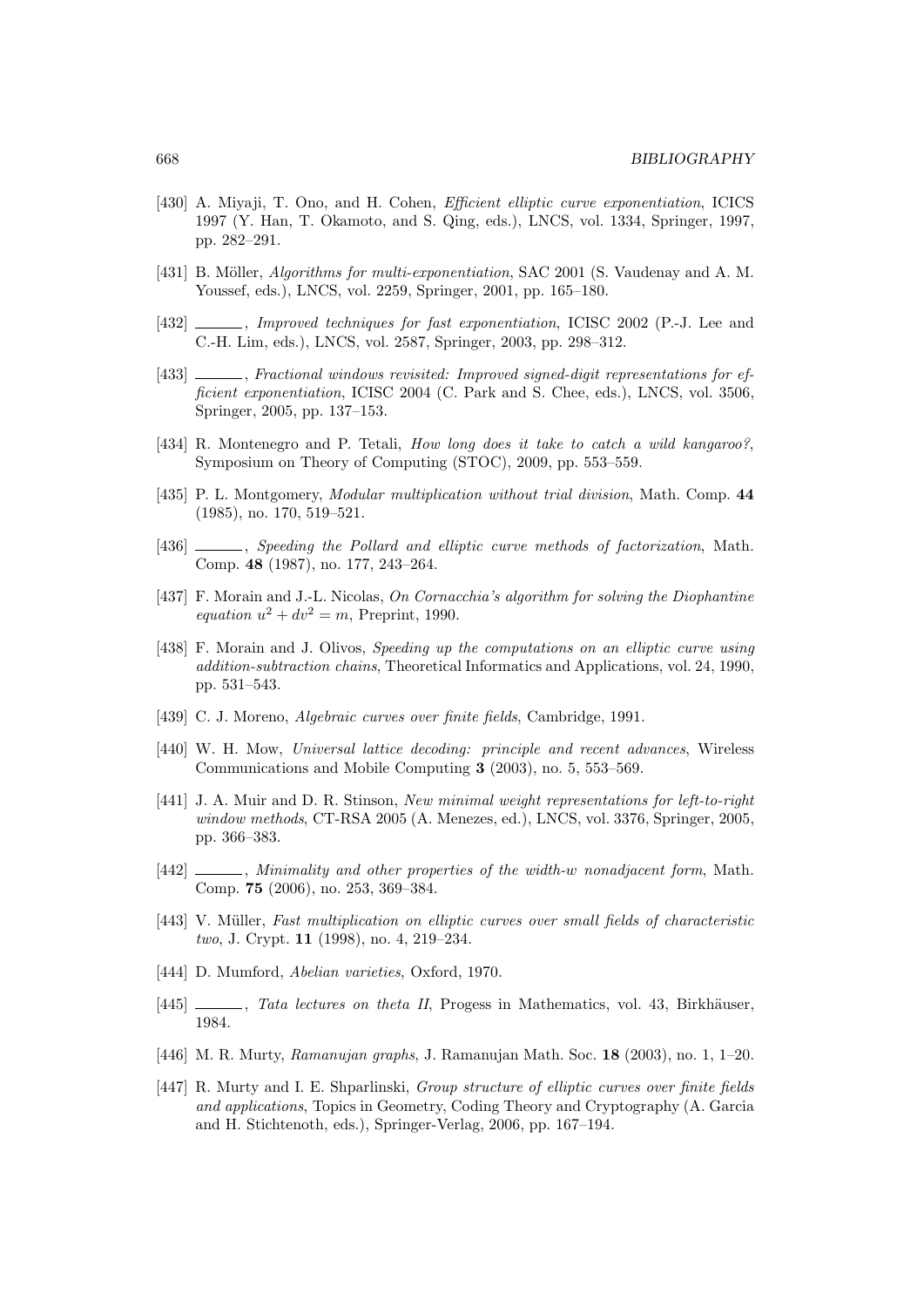[430] A. Miyaji, T. Ono, and H. Cohen, *Efficient elliptic curve exponentiation*, ICICS 1997 (Y. Han, T. Okamoto, and S. Qing, eds.), LNCS, vol. 1334, Springer, 1997, pp. 282–291.

[431] B. Möller, *Algorithms for multi-exponentiation*, SAC 2001 (S. Vaudenay and A. M. Youssef, eds.), LNCS, vol. 2259, Springer, 2001, pp. 165–180.

[432] ______, *Improved techniques for fast exponentiation*, ICISC 2002 (P.-J. Lee and C.-H. Lim, eds.), LNCS, vol. 2587, Springer, 2003, pp. 298–312.

[433] ______, *Fractional windows revisited: Improved signed-digit representations for efficient exponentiation*, ICISC 2004 (C. Park and S. Chee, eds.), LNCS, vol. 3506, Springer, 2005, pp. 137–153.

[434] R. Montenegro and P. Tetali, *How long does it take to catch a wild kangaroo?*, Symposium on Theory of Computing (STOC), 2009, pp. 553–559.

[435] P. L. Montgomery, *Modular multiplication without trial division*, Math. Comp. **44** (1985), no. 170, 519–521.

[436] ______, *Speeding the Pollard and elliptic curve methods of factorization*, Math. Comp. **48** (1987), no. 177, 243–264.

[437] F. Morain and J.-L. Nicolas, *On Cornacchia's algorithm for solving the Diophantine equation* $u^2 + dv^2 = m$, Preprint, 1990.

[438] F. Morain and J. Olivos, *Speeding up the computations on an elliptic curve using addition-subtraction chains*, Theoretical Informatics and Applications, vol. 24, 1990, pp. 531–543.

[439] C. J. Moreno, *Algebraic curves over finite fields*, Cambridge, 1991.

[440] W. H. Mow, *Universal lattice decoding: principle and recent advances*, Wireless Communications and Mobile Computing **3** (2003), no. 5, 553–569.

[441] J. A. Muir and D. R. Stinson, *New minimal weight representations for left-to-right window methods*, CT-RSA 2005 (A. Menezes, ed.), LNCS, vol. 3376, Springer, 2005, pp. 366–383.

[442] ______, *Minimality and other properties of the width-w nonadjacent form*, Math. Comp. **75** (2006), no. 253, 369–384.

[443] V. Müller, *Fast multiplication on elliptic curves over small fields of characteristic two*, J. Crypt. **11** (1998), no. 4, 219–234.

[444] D. Mumford, *Abelian varieties*, Oxford, 1970.

[445] ______, *Tata lectures on theta II*, Progess in Mathematics, vol. 43, Birkhäuser, 1984.

[446] M. R. Murty, *Ramanujan graphs*, J. Ramanujan Math. Soc. **18** (2003), no. 1, 1–20.

[447] R. Murty and I. E. Shparlinski, *Group structure of elliptic curves over finite fields and applications*, Topics in Geometry, Coding Theory and Cryptography (A. Garcia and H. Stichtenoth, eds.), Springer-Verlag, 2006, pp. 167–194.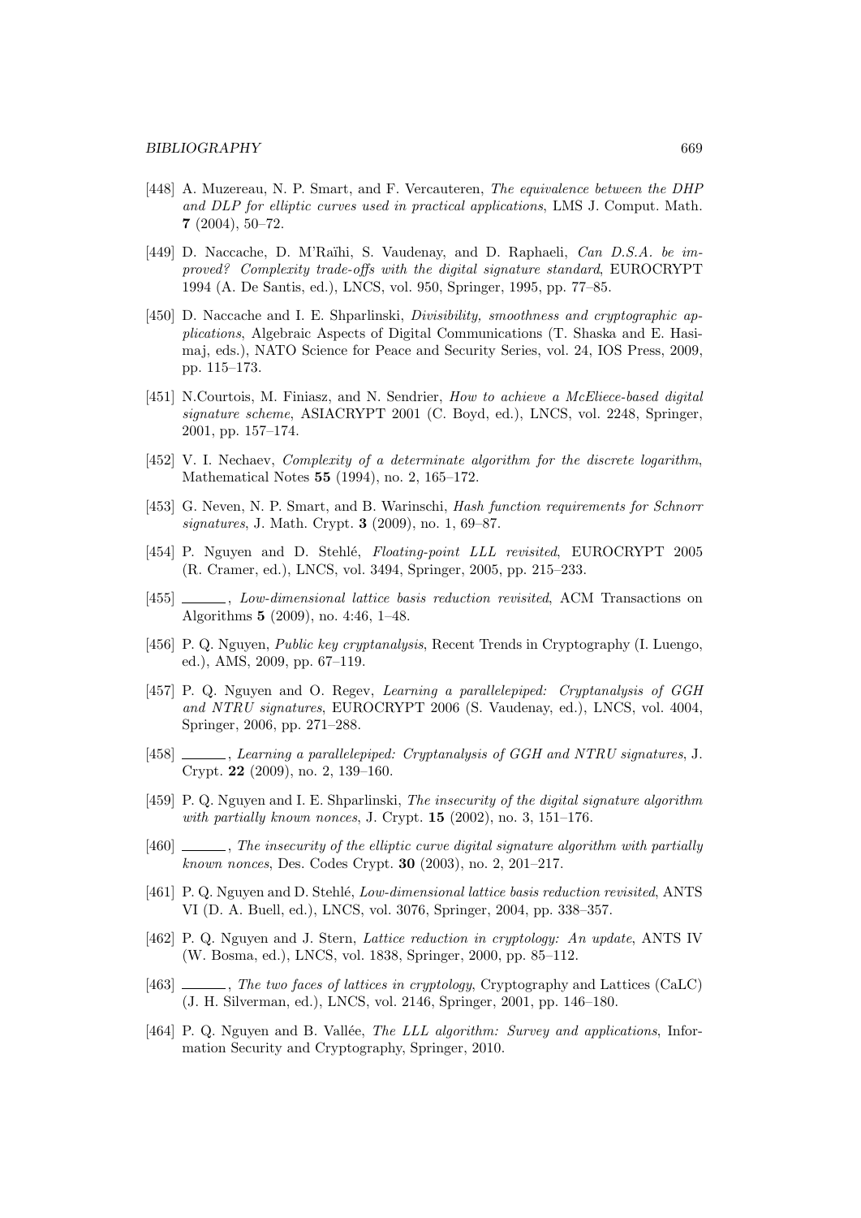[448] A. Muzereau, N. P. Smart, and F. Vercauteren, *The equivalence between the DHP and DLP for elliptic curves used in practical applications*, LMS J. Comput. Math. **7** (2004), 50–72.

[449] D. Naccache, D. M'Raïhi, S. Vaudenay, and D. Raphaeli, *Can D.S.A. be improved? Complexity trade-offs with the digital signature standard*, EUROCRYPT 1994 (A. De Santis, ed.), LNCS, vol. 950, Springer, 1995, pp. 77–85.

[450] D. Naccache and I. E. Shparlinski, *Divisibility, smoothness and cryptographic applications*, Algebraic Aspects of Digital Communications (T. Shaska and E. Hasimaj, eds.), NATO Science for Peace and Security Series, vol. 24, IOS Press, 2009, pp. 115–173.

[451] N.Courtois, M. Finiasz, and N. Sendrier, *How to achieve a McEliece-based digital signature scheme*, ASIACRYPT 2001 (C. Boyd, ed.), LNCS, vol. 2248, Springer, 2001, pp. 157–174.

[452] V. I. Nechaev, *Complexity of a determinate algorithm for the discrete logarithm*, Mathematical Notes **55** (1994), no. 2, 165–172.

[453] G. Neven, N. P. Smart, and B. Warinschi, *Hash function requirements for Schnorr signatures*, J. Math. Crypt. **3** (2009), no. 1, 69–87.

[454] P. Nguyen and D. Stehlé, *Floating-point LLL revisited*, EUROCRYPT 2005 (R. Cramer, ed.), LNCS, vol. 3494, Springer, 2005, pp. 215–233.

[455] ______, *Low-dimensional lattice basis reduction revisited*, ACM Transactions on Algorithms **5** (2009), no. 4:46, 1–48.

[456] P. Q. Nguyen, *Public key cryptanalysis*, Recent Trends in Cryptography (I. Luengo, ed.), AMS, 2009, pp. 67–119.

[457] P. Q. Nguyen and O. Regev, *Learning a parallelepiped: Cryptanalysis of GGH and NTRU signatures*, EUROCRYPT 2006 (S. Vaudenay, ed.), LNCS, vol. 4004, Springer, 2006, pp. 271–288.

[458] ______, *Learning a parallelepiped: Cryptanalysis of GGH and NTRU signatures*, J. Crypt. **22** (2009), no. 2, 139–160.

[459] P. Q. Nguyen and I. E. Shparlinski, *The insecurity of the digital signature algorithm with partially known nonces*, J. Crypt. **15** (2002), no. 3, 151–176.

[460] ______, *The insecurity of the elliptic curve digital signature algorithm with partially known nonces*, Des. Codes Crypt. **30** (2003), no. 2, 201–217.

[461] P. Q. Nguyen and D. Stehlé, *Low-dimensional lattice basis reduction revisited*, ANTS VI (D. A. Buell, ed.), LNCS, vol. 3076, Springer, 2004, pp. 338–357.

[462] P. Q. Nguyen and J. Stern, *Lattice reduction in cryptology: An update*, ANTS IV (W. Bosma, ed.), LNCS, vol. 1838, Springer, 2000, pp. 85–112.

[463] ______, *The two faces of lattices in cryptology*, Cryptography and Lattices (CaLC) (J. H. Silverman, ed.), LNCS, vol. 2146, Springer, 2001, pp. 146–180.

[464] P. Q. Nguyen and B. Vallée, *The LLL algorithm: Survey and applications*, Information Security and Cryptography, Springer, 2010.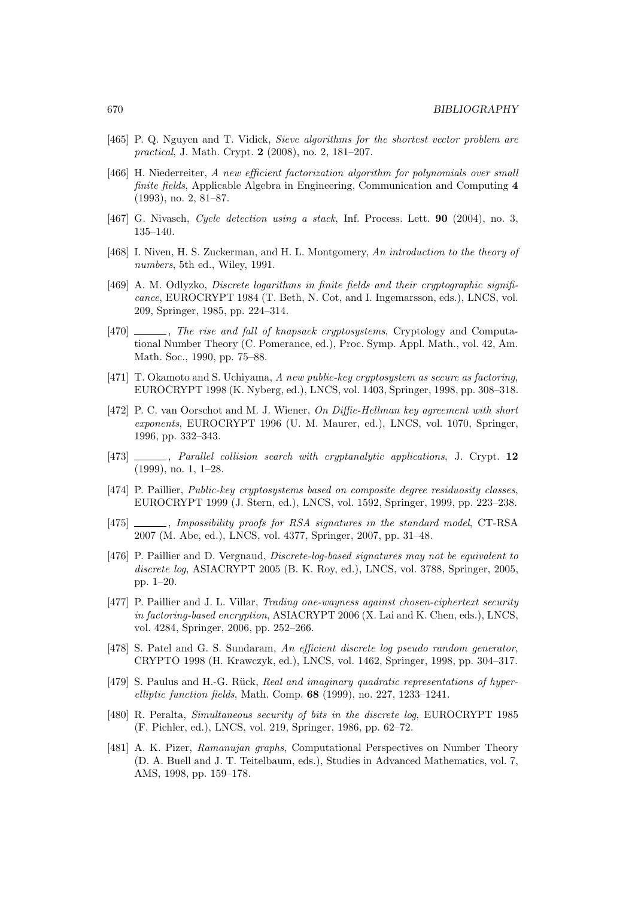[465] P. Q. Nguyen and T. Vidick, *Sieve algorithms for the shortest vector problem are practical*, J. Math. Crypt. **2** (2008), no. 2, 181–207.

[466] H. Niederreiter, *A new efficient factorization algorithm for polynomials over small finite fields*, Applicable Algebra in Engineering, Communication and Computing **4** (1993), no. 2, 81–87.

[467] G. Nivasch, *Cycle detection using a stack*, Inf. Process. Lett. **90** (2004), no. 3, 135–140.

[468] I. Niven, H. S. Zuckerman, and H. L. Montgomery, *An introduction to the theory of numbers*, 5th ed., Wiley, 1991.

[469] A. M. Odlyzko, *Discrete logarithms in finite fields and their cryptographic significance*, EUROCRYPT 1984 (T. Beth, N. Cot, and I. Ingemarsson, eds.), LNCS, vol. 209, Springer, 1985, pp. 224–314.

[470] ______, *The rise and fall of knapsack cryptosystems*, Cryptology and Computational Number Theory (C. Pomerance, ed.), Proc. Symp. Appl. Math., vol. 42, Am. Math. Soc., 1990, pp. 75–88.

[471] T. Okamoto and S. Uchiyama, *A new public-key cryptosystem as secure as factoring*, EUROCRYPT 1998 (K. Nyberg, ed.), LNCS, vol. 1403, Springer, 1998, pp. 308–318.

[472] P. C. van Oorschot and M. J. Wiener, *On Diffie-Hellman key agreement with short exponents*, EUROCRYPT 1996 (U. M. Maurer, ed.), LNCS, vol. 1070, Springer, 1996, pp. 332–343.

[473] ______, *Parallel collision search with cryptanalytic applications*, J. Crypt. **12** (1999), no. 1, 1–28.

[474] P. Paillier, *Public-key cryptosystems based on composite degree residuosity classes*, EUROCRYPT 1999 (J. Stern, ed.), LNCS, vol. 1592, Springer, 1999, pp. 223–238.

[475] ______, *Impossibility proofs for RSA signatures in the standard model*, CT-RSA 2007 (M. Abe, ed.), LNCS, vol. 4377, Springer, 2007, pp. 31–48.

[476] P. Paillier and D. Vergnaud, *Discrete-log-based signatures may not be equivalent to discrete log*, ASIACRYPT 2005 (B. K. Roy, ed.), LNCS, vol. 3788, Springer, 2005, pp. 1–20.

[477] P. Paillier and J. L. Villar, *Trading one-wayness against chosen-ciphertext security in factoring-based encryption*, ASIACRYPT 2006 (X. Lai and K. Chen, eds.), LNCS, vol. 4284, Springer, 2006, pp. 252–266.

[478] S. Patel and G. S. Sundaram, *An efficient discrete log pseudo random generator*, CRYPTO 1998 (H. Krawczyk, ed.), LNCS, vol. 1462, Springer, 1998, pp. 304–317.

[479] S. Paulus and H.-G. Rück, *Real and imaginary quadratic representations of hyperelliptic function fields*, Math. Comp. **68** (1999), no. 227, 1233–1241.

[480] R. Peralta, *Simultaneous security of bits in the discrete log*, EUROCRYPT 1985 (F. Pichler, ed.), LNCS, vol. 219, Springer, 1986, pp. 62–72.

[481] A. K. Pizer, *Ramanujan graphs*, Computational Perspectives on Number Theory (D. A. Buell and J. T. Teitelbaum, eds.), Studies in Advanced Mathematics, vol. 7, AMS, 1998, pp. 159–178.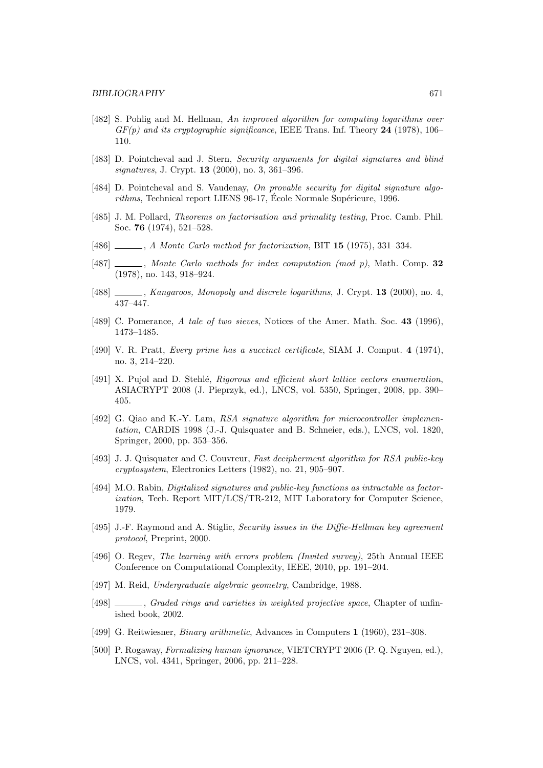[482] S. Pohlig and M. Hellman, *An improved algorithm for computing logarithms over GF(p) and its cryptographic significance*, IEEE Trans. Inf. Theory **24** (1978), 106–110.

[483] D. Pointcheval and J. Stern, *Security arguments for digital signatures and blind signatures*, J. Crypt. **13** (2000), no. 3, 361–396.

[484] D. Pointcheval and S. Vaudenay, *On provable security for digital signature algorithms*, Technical report LIENS 96-17, École Normale Supérieure, 1996.

[485] J. M. Pollard, *Theorems on factorisation and primality testing*, Proc. Camb. Phil. Soc. **76** (1974), 521–528.

[486] ______, *A Monte Carlo method for factorization*, BIT **15** (1975), 331–334.

[487] ______, *Monte Carlo methods for index computation (mod p)*, Math. Comp. **32** (1978), no. 143, 918–924.

[488] ______, *Kangaroos, Monopoly and discrete logarithms*, J. Crypt. **13** (2000), no. 4, 437–447.

[489] C. Pomerance, *A tale of two sieves*, Notices of the Amer. Math. Soc. **43** (1996), 1473–1485.

[490] V. R. Pratt, *Every prime has a succinct certificate*, SIAM J. Comput. **4** (1974), no. 3, 214–220.

[491] X. Pujol and D. Stehlé, *Rigorous and efficient short lattice vectors enumeration*, ASIACRYPT 2008 (J. Pieprzyk, ed.), LNCS, vol. 5350, Springer, 2008, pp. 390–405.

[492] G. Qiao and K.-Y. Lam, *RSA signature algorithm for microcontroller implementation*, CARDIS 1998 (J.-J. Quisquater and B. Schneier, eds.), LNCS, vol. 1820, Springer, 2000, pp. 353–356.

[493] J. J. Quisquater and C. Couvreur, *Fast decipherment algorithm for RSA public-key cryptosystem*, Electronics Letters (1982), no. 21, 905–907.

[494] M.O. Rabin, *Digitalized signatures and public-key functions as intractable as factorization*, Tech. Report MIT/LCS/TR-212, MIT Laboratory for Computer Science, 1979.

[495] J.-F. Raymond and A. Stiglic, *Security issues in the Diffie-Hellman key agreement protocol*, Preprint, 2000.

[496] O. Regev, *The learning with errors problem (Invited survey)*, 25th Annual IEEE Conference on Computational Complexity, IEEE, 2010, pp. 191–204.

[497] M. Reid, *Undergraduate algebraic geometry*, Cambridge, 1988.

[498] ______, *Graded rings and varieties in weighted projective space*, Chapter of unfinished book, 2002.

[499] G. Reitwiesner, *Binary arithmetic*, Advances in Computers **1** (1960), 231–308.

[500] P. Rogaway, *Formalizing human ignorance*, VIETCRYPT 2006 (P. Q. Nguyen, ed.), LNCS, vol. 4341, Springer, 2006, pp. 211–228.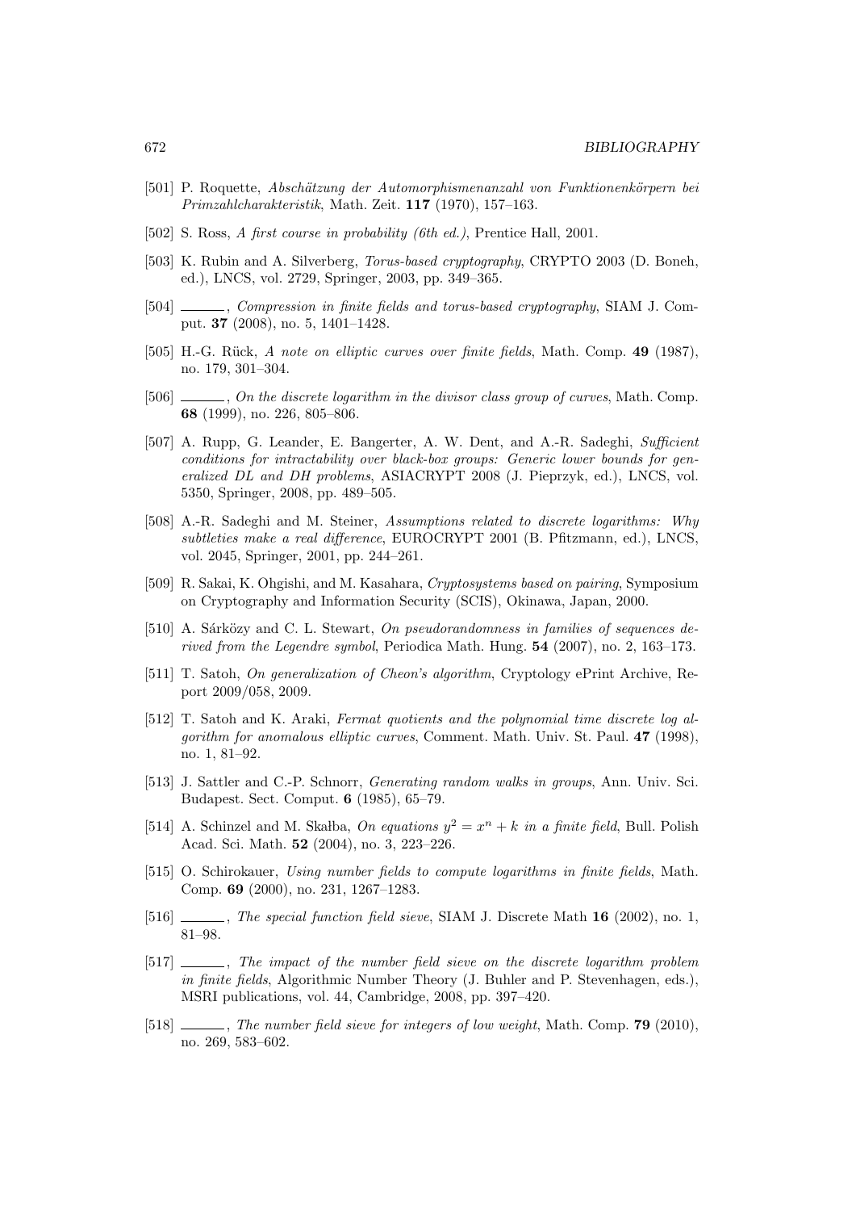[501] P. Roquette, *Abschätzung der Automorphismenanzahl von Funktionenkörpern bei Primzahlcharakteristik*, Math. Zeit. **117** (1970), 157–163.

[502] S. Ross, *A first course in probability (6th ed.)*, Prentice Hall, 2001.

[503] K. Rubin and A. Silverberg, *Torus-based cryptography*, CRYPTO 2003 (D. Boneh, ed.), LNCS, vol. 2729, Springer, 2003, pp. 349–365.

[504] ______, *Compression in finite fields and torus-based cryptography*, SIAM J. Comput. **37** (2008), no. 5, 1401–1428.

[505] H.-G. Rück, *A note on elliptic curves over finite fields*, Math. Comp. **49** (1987), no. 179, 301–304.

[506] ______, *On the discrete logarithm in the divisor class group of curves*, Math. Comp. **68** (1999), no. 226, 805–806.

[507] A. Rupp, G. Leander, E. Bangerter, A. W. Dent, and A.-R. Sadeghi, *Sufficient conditions for intractability over black-box groups: Generic lower bounds for generalized DL and DH problems*, ASIACRYPT 2008 (J. Pieprzyk, ed.), LNCS, vol. 5350, Springer, 2008, pp. 489–505.

[508] A.-R. Sadeghi and M. Steiner, *Assumptions related to discrete logarithms: Why subtleties make a real difference*, EUROCRYPT 2001 (B. Pfitzmann, ed.), LNCS, vol. 2045, Springer, 2001, pp. 244–261.

[509] R. Sakai, K. Ohgishi, and M. Kasahara, *Cryptosystems based on pairing*, Symposium on Cryptography and Information Security (SCIS), Okinawa, Japan, 2000.

[510] A. Sárközy and C. L. Stewart, *On pseudorandomness in families of sequences derived from the Legendre symbol*, Periodica Math. Hung. **54** (2007), no. 2, 163–173.

[511] T. Satoh, *On generalization of Cheon's algorithm*, Cryptology ePrint Archive, Report 2009/058, 2009.

[512] T. Satoh and K. Araki, *Fermat quotients and the polynomial time discrete log algorithm for anomalous elliptic curves*, Comment. Math. Univ. St. Paul. **47** (1998), no. 1, 81–92.

[513] J. Sattler and C.-P. Schnorr, *Generating random walks in groups*, Ann. Univ. Sci. Budapest. Sect. Comput. **6** (1985), 65–79.

[514] A. Schinzel and M. Skałba, *On equations $y^2 = x^n + k$ in a finite field*, Bull. Polish Acad. Sci. Math. **52** (2004), no. 3, 223–226.

[515] O. Schirokauer, *Using number fields to compute logarithms in finite fields*, Math. Comp. **69** (2000), no. 231, 1267–1283.

[516] ______, *The special function field sieve*, SIAM J. Discrete Math **16** (2002), no. 1, 81–98.

[517] ______, *The impact of the number field sieve on the discrete logarithm problem in finite fields*, Algorithmic Number Theory (J. Buhler and P. Stevenhagen, eds.), MSRI publications, vol. 44, Cambridge, 2008, pp. 397–420.

[518] ______, *The number field sieve for integers of low weight*, Math. Comp. **79** (2010), no. 269, 583–602.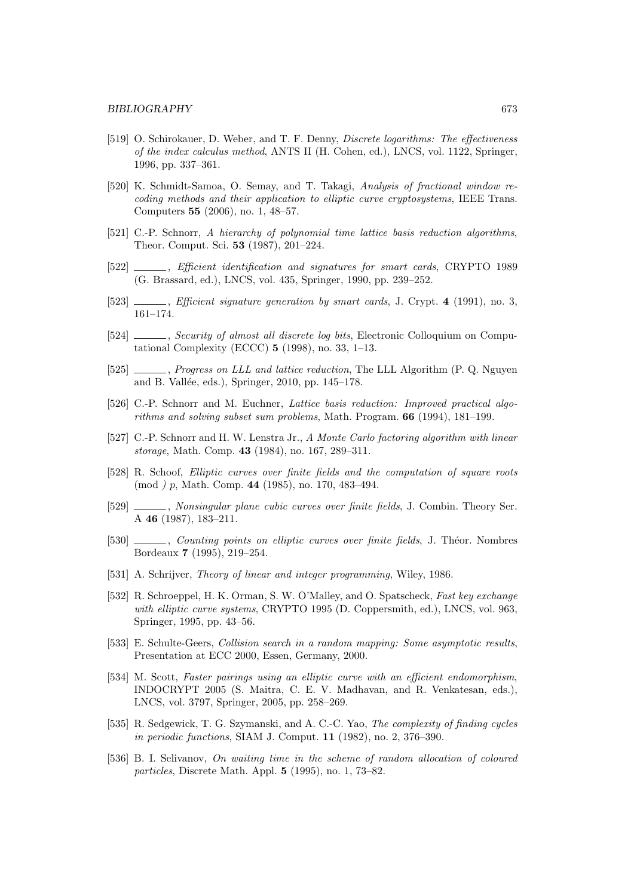[519] O. Schirokauer, D. Weber, and T. F. Denny, *Discrete logarithms: The effectiveness of the index calculus method*, ANTS II (H. Cohen, ed.), LNCS, vol. 1122, Springer, 1996, pp. 337–361.

[520] K. Schmidt-Samoa, O. Semay, and T. Takagi, *Analysis of fractional window recoding methods and their application to elliptic curve cryptosystems*, IEEE Trans. Computers **55** (2006), no. 1, 48–57.

[521] C.-P. Schnorr, *A hierarchy of polynomial time lattice basis reduction algorithms*, Theor. Comput. Sci. **53** (1987), 201–224.

[522] ______, *Efficient identification and signatures for smart cards*, CRYPTO 1989 (G. Brassard, ed.), LNCS, vol. 435, Springer, 1990, pp. 239–252.

[523] ______, *Efficient signature generation by smart cards*, J. Crypt. **4** (1991), no. 3, 161–174.

[524] ______, *Security of almost all discrete log bits*, Electronic Colloquium on Computational Complexity (ECCC) **5** (1998), no. 33, 1–13.

[525] ______, *Progress on LLL and lattice reduction*, The LLL Algorithm (P. Q. Nguyen and B. Vallée, eds.), Springer, 2010, pp. 145–178.

[526] C.-P. Schnorr and M. Euchner, *Lattice basis reduction: Improved practical algorithms and solving subset sum problems*, Math. Program. **66** (1994), 181–199.

[527] C.-P. Schnorr and H. W. Lenstra Jr., *A Monte Carlo factoring algorithm with linear storage*, Math. Comp. **43** (1984), no. 167, 289–311.

[528] R. Schoof, *Elliptic curves over finite fields and the computation of square roots* (mod *) p*, Math. Comp. **44** (1985), no. 170, 483–494.

[529] ______, *Nonsingular plane cubic curves over finite fields*, J. Combin. Theory Ser. A **46** (1987), 183–211.

[530] ______, *Counting points on elliptic curves over finite fields*, J. Théor. Nombres Bordeaux **7** (1995), 219–254.

[531] A. Schrijver, *Theory of linear and integer programming*, Wiley, 1986.

[532] R. Schroeppel, H. K. Orman, S. W. O'Malley, and O. Spatscheck, *Fast key exchange with elliptic curve systems*, CRYPTO 1995 (D. Coppersmith, ed.), LNCS, vol. 963, Springer, 1995, pp. 43–56.

[533] E. Schulte-Geers, *Collision search in a random mapping: Some asymptotic results*, Presentation at ECC 2000, Essen, Germany, 2000.

[534] M. Scott, *Faster pairings using an elliptic curve with an efficient endomorphism*, INDOCRYPT 2005 (S. Maitra, C. E. V. Madhavan, and R. Venkatesan, eds.), LNCS, vol. 3797, Springer, 2005, pp. 258–269.

[535] R. Sedgewick, T. G. Szymanski, and A. C.-C. Yao, *The complexity of finding cycles in periodic functions*, SIAM J. Comput. **11** (1982), no. 2, 376–390.

[536] B. I. Selivanov, *On waiting time in the scheme of random allocation of coloured particles*, Discrete Math. Appl. **5** (1995), no. 1, 73–82.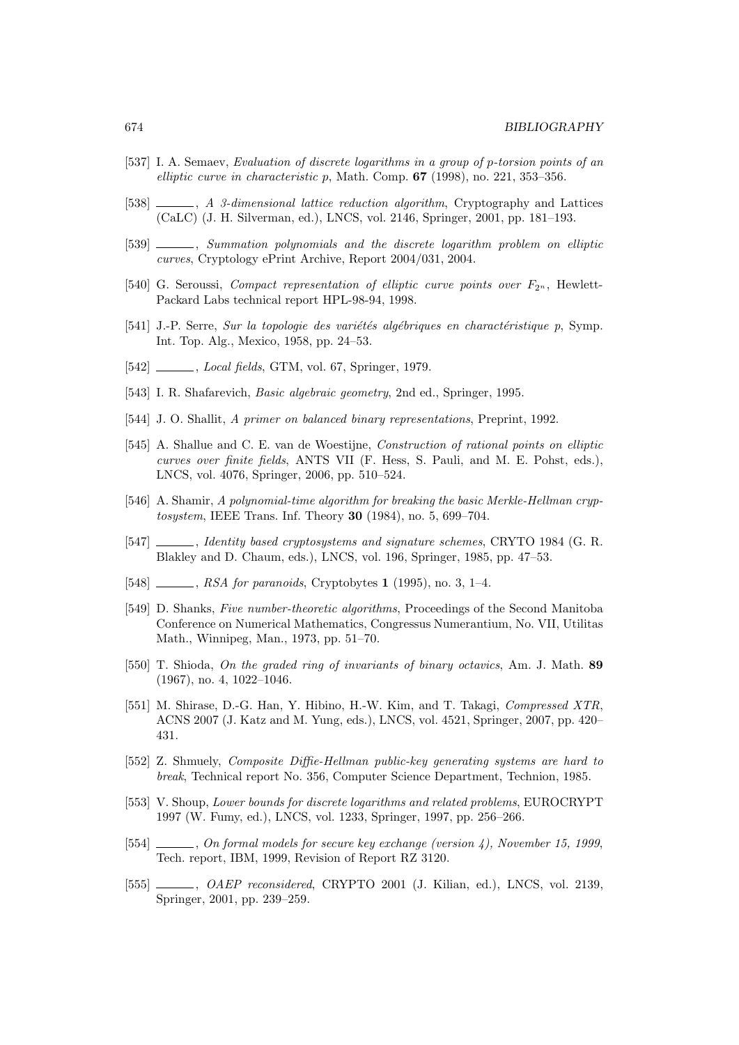[537] I. A. Semaev, *Evaluation of discrete logarithms in a group of p-torsion points of an elliptic curve in characteristic p*, Math. Comp. **67** (1998), no. 221, 353–356.

[538] ______, *A 3-dimensional lattice reduction algorithm*, Cryptography and Lattices (CaLC) (J. H. Silverman, ed.), LNCS, vol. 2146, Springer, 2001, pp. 181–193.

[539] ______, *Summation polynomials and the discrete logarithm problem on elliptic curves*, Cryptology ePrint Archive, Report 2004/031, 2004.

[540] G. Seroussi, *Compact representation of elliptic curve points over $F_{2^n}$*, Hewlett-Packard Labs technical report HPL-98-94, 1998.

[541] J.-P. Serre, *Sur la topologie des variétés algébriques en charactéristique p*, Symp. Int. Top. Alg., Mexico, 1958, pp. 24–53.

[542] ______, *Local fields*, GTM, vol. 67, Springer, 1979.

[543] I. R. Shafarevich, *Basic algebraic geometry*, 2nd ed., Springer, 1995.

[544] J. O. Shallit, *A primer on balanced binary representations*, Preprint, 1992.

[545] A. Shallue and C. E. van de Woestijne, *Construction of rational points on elliptic curves over finite fields*, ANTS VII (F. Hess, S. Pauli, and M. E. Pohst, eds.), LNCS, vol. 4076, Springer, 2006, pp. 510–524.

[546] A. Shamir, *A polynomial-time algorithm for breaking the basic Merkle-Hellman cryptosystem*, IEEE Trans. Inf. Theory **30** (1984), no. 5, 699–704.

[547] ______, *Identity based cryptosystems and signature schemes*, CRYTO 1984 (G. R. Blakley and D. Chaum, eds.), LNCS, vol. 196, Springer, 1985, pp. 47–53.

[548] ______, *RSA for paranoids*, Cryptobytes **1** (1995), no. 3, 1–4.

[549] D. Shanks, *Five number-theoretic algorithms*, Proceedings of the Second Manitoba Conference on Numerical Mathematics, Congressus Numerantium, No. VII, Utilitas Math., Winnipeg, Man., 1973, pp. 51–70.

[550] T. Shioda, *On the graded ring of invariants of binary octavics*, Am. J. Math. **89** (1967), no. 4, 1022–1046.

[551] M. Shirase, D.-G. Han, Y. Hibino, H.-W. Kim, and T. Takagi, *Compressed XTR*, ACNS 2007 (J. Katz and M. Yung, eds.), LNCS, vol. 4521, Springer, 2007, pp. 420–431.

[552] Z. Shmuely, *Composite Diffie-Hellman public-key generating systems are hard to break*, Technical report No. 356, Computer Science Department, Technion, 1985.

[553] V. Shoup, *Lower bounds for discrete logarithms and related problems*, EUROCRYPT 1997 (W. Fumy, ed.), LNCS, vol. 1233, Springer, 1997, pp. 256–266.

[554] ______, *On formal models for secure key exchange (version 4), November 15, 1999*, Tech. report, IBM, 1999, Revision of Report RZ 3120.

[555] ______, *OAEP reconsidered*, CRYPTO 2001 (J. Kilian, ed.), LNCS, vol. 2139, Springer, 2001, pp. 239–259.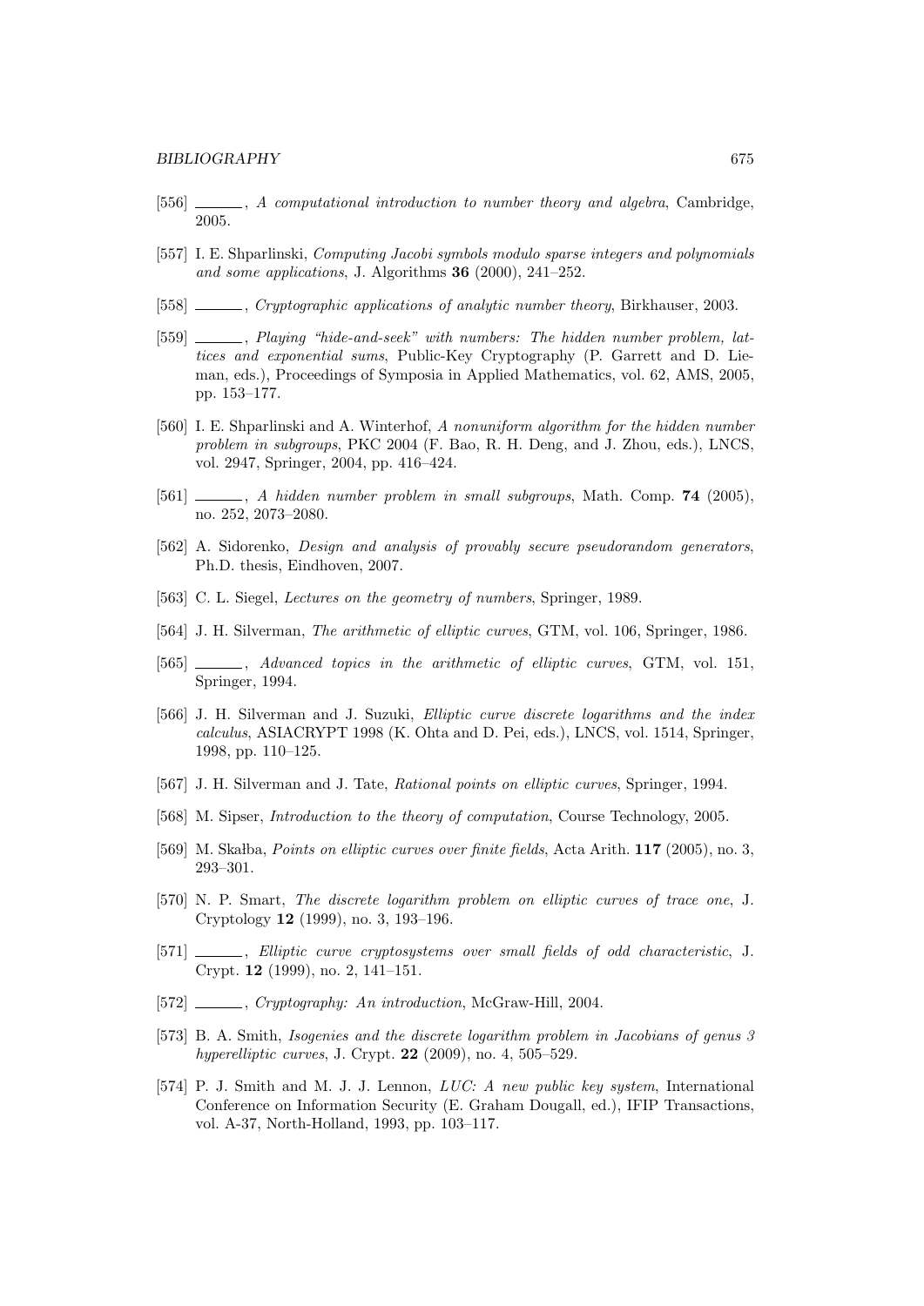[556] ______, *A computational introduction to number theory and algebra*, Cambridge, 2005.

[557] I. E. Shparlinski, *Computing Jacobi symbols modulo sparse integers and polynomials and some applications*, J. Algorithms **36** (2000), 241–252.

[558] ______, *Cryptographic applications of analytic number theory*, Birkhauser, 2003.

[559] ______, *Playing "hide-and-seek" with numbers: The hidden number problem, lattices and exponential sums*, Public-Key Cryptography (P. Garrett and D. Lieman, eds.), Proceedings of Symposia in Applied Mathematics, vol. 62, AMS, 2005, pp. 153–177.

[560] I. E. Shparlinski and A. Winterhof, *A nonuniform algorithm for the hidden number problem in subgroups*, PKC 2004 (F. Bao, R. H. Deng, and J. Zhou, eds.), LNCS, vol. 2947, Springer, 2004, pp. 416–424.

[561] ______, *A hidden number problem in small subgroups*, Math. Comp. **74** (2005), no. 252, 2073–2080.

[562] A. Sidorenko, *Design and analysis of provably secure pseudorandom generators*, Ph.D. thesis, Eindhoven, 2007.

[563] C. L. Siegel, *Lectures on the geometry of numbers*, Springer, 1989.

[564] J. H. Silverman, *The arithmetic of elliptic curves*, GTM, vol. 106, Springer, 1986.

[565] ______, *Advanced topics in the arithmetic of elliptic curves*, GTM, vol. 151, Springer, 1994.

[566] J. H. Silverman and J. Suzuki, *Elliptic curve discrete logarithms and the index calculus*, ASIACRYPT 1998 (K. Ohta and D. Pei, eds.), LNCS, vol. 1514, Springer, 1998, pp. 110–125.

[567] J. H. Silverman and J. Tate, *Rational points on elliptic curves*, Springer, 1994.

[568] M. Sipser, *Introduction to the theory of computation*, Course Technology, 2005.

[569] M. Skałba, *Points on elliptic curves over finite fields*, Acta Arith. **117** (2005), no. 3, 293–301.

[570] N. P. Smart, *The discrete logarithm problem on elliptic curves of trace one*, J. Cryptology **12** (1999), no. 3, 193–196.

[571] ______, *Elliptic curve cryptosystems over small fields of odd characteristic*, J. Crypt. **12** (1999), no. 2, 141–151.

[572] ______, *Cryptography: An introduction*, McGraw-Hill, 2004.

[573] B. A. Smith, *Isogenies and the discrete logarithm problem in Jacobians of genus 3 hyperelliptic curves*, J. Crypt. **22** (2009), no. 4, 505–529.

[574] P. J. Smith and M. J. J. Lennon, *LUC: A new public key system*, International Conference on Information Security (E. Graham Dougall, ed.), IFIP Transactions, vol. A-37, North-Holland, 1993, pp. 103–117.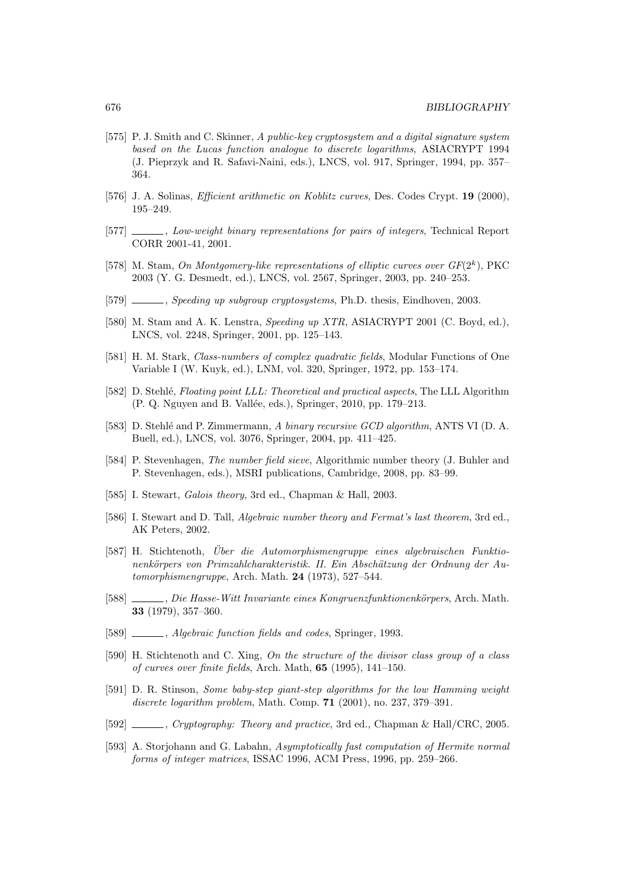[575] P. J. Smith and C. Skinner, *A public-key cryptosystem and a digital signature system based on the Lucas function analogue to discrete logarithms*, ASIACRYPT 1994 (J. Pieprzyk and R. Safavi-Naini, eds.), LNCS, vol. 917, Springer, 1994, pp. 357–364.

[576] J. A. Solinas, *Efficient arithmetic on Koblitz curves*, Des. Codes Crypt. **19** (2000), 195–249.

[577] ______, *Low-weight binary representations for pairs of integers*, Technical Report CORR 2001-41, 2001.

[578] M. Stam, *On Montgomery-like representations of elliptic curves over $GF(2^k)$*, PKC 2003 (Y. G. Desmedt, ed.), LNCS, vol. 2567, Springer, 2003, pp. 240–253.

[579] ______, *Speeding up subgroup cryptosystems*, Ph.D. thesis, Eindhoven, 2003.

[580] M. Stam and A. K. Lenstra, *Speeding up XTR*, ASIACRYPT 2001 (C. Boyd, ed.), LNCS, vol. 2248, Springer, 2001, pp. 125–143.

[581] H. M. Stark, *Class-numbers of complex quadratic fields*, Modular Functions of One Variable I (W. Kuyk, ed.), LNM, vol. 320, Springer, 1972, pp. 153–174.

[582] D. Stehlé, *Floating point LLL: Theoretical and practical aspects*, The LLL Algorithm (P. Q. Nguyen and B. Vallée, eds.), Springer, 2010, pp. 179–213.

[583] D. Stehlé and P. Zimmermann, *A binary recursive GCD algorithm*, ANTS VI (D. A. Buell, ed.), LNCS, vol. 3076, Springer, 2004, pp. 411–425.

[584] P. Stevenhagen, *The number field sieve*, Algorithmic number theory (J. Buhler and P. Stevenhagen, eds.), MSRI publications, Cambridge, 2008, pp. 83–99.

[585] I. Stewart, *Galois theory*, 3rd ed., Chapman & Hall, 2003.

[586] I. Stewart and D. Tall, *Algebraic number theory and Fermat's last theorem*, 3rd ed., AK Peters, 2002.

[587] H. Stichtenoth, *Über die Automorphismengruppe eines algebraischen Funktionenkörpers von Primzahlcharakteristik. II. Ein Abschätzung der Ordnung der Automorphismengruppe*, Arch. Math. **24** (1973), 527–544.

[588] ______, *Die Hasse-Witt Invariante eines Kongruenzfunktionenkörpers*, Arch. Math. **33** (1979), 357–360.

[589] ______, *Algebraic function fields and codes*, Springer, 1993.

[590] H. Stichtenoth and C. Xing, *On the structure of the divisor class group of a class of curves over finite fields*, Arch. Math, **65** (1995), 141–150.

[591] D. R. Stinson, *Some baby-step giant-step algorithms for the low Hamming weight discrete logarithm problem*, Math. Comp. **71** (2001), no. 237, 379–391.

[592] ______, *Cryptography: Theory and practice*, 3rd ed., Chapman & Hall/CRC, 2005.

[593] A. Storjohann and G. Labahn, *Asymptotically fast computation of Hermite normal forms of integer matrices*, ISSAC 1996, ACM Press, 1996, pp. 259–266.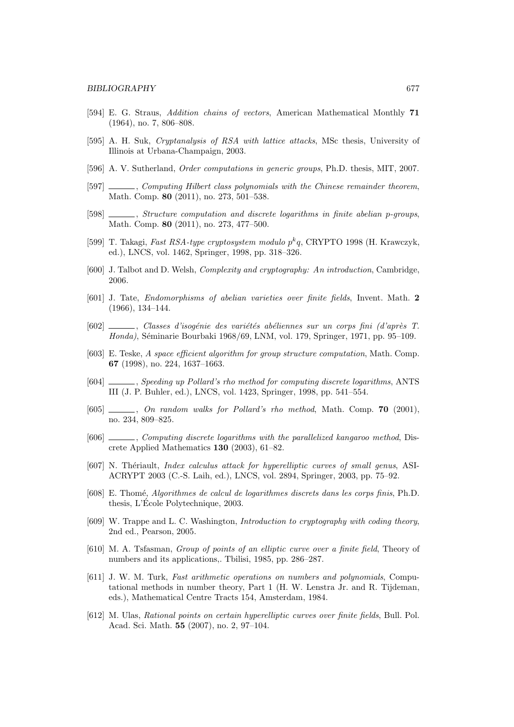[594] E. G. Straus, *Addition chains of vectors*, American Mathematical Monthly **71** (1964), no. 7, 806–808.

[595] A. H. Suk, *Cryptanalysis of RSA with lattice attacks*, MSc thesis, University of Illinois at Urbana-Champaign, 2003.

[596] A. V. Sutherland, *Order computations in generic groups*, Ph.D. thesis, MIT, 2007.

[597] ______, *Computing Hilbert class polynomials with the Chinese remainder theorem*, Math. Comp. **80** (2011), no. 273, 501–538.

[598] ______, *Structure computation and discrete logarithms in finite abelian p-groups*, Math. Comp. **80** (2011), no. 273, 477–500.

[599] T. Takagi, *Fast RSA-type cryptosystem modulo $p^k q$*, CRYPTO 1998 (H. Krawczyk, ed.), LNCS, vol. 1462, Springer, 1998, pp. 318–326.

[600] J. Talbot and D. Welsh, *Complexity and cryptography: An introduction*, Cambridge, 2006.

[601] J. Tate, *Endomorphisms of abelian varieties over finite fields*, Invent. Math. **2** (1966), 134–144.

[602] ______, *Classes d'isogénie des variétés abéliennes sur un corps fini (d'après T. Honda)*, Séminarie Bourbaki 1968/69, LNM, vol. 179, Springer, 1971, pp. 95–109.

[603] E. Teske, *A space efficient algorithm for group structure computation*, Math. Comp. **67** (1998), no. 224, 1637–1663.

[604] ______, *Speeding up Pollard's rho method for computing discrete logarithms*, ANTS III (J. P. Buhler, ed.), LNCS, vol. 1423, Springer, 1998, pp. 541–554.

[605] ______, *On random walks for Pollard's rho method*, Math. Comp. **70** (2001), no. 234, 809–825.

[606] ______, *Computing discrete logarithms with the parallelized kangaroo method*, Discrete Applied Mathematics **130** (2003), 61–82.

[607] N. Thériault, *Index calculus attack for hyperelliptic curves of small genus*, ASIACRYPT 2003 (C.-S. Laih, ed.), LNCS, vol. 2894, Springer, 2003, pp. 75–92.

[608] E. Thomé, *Algorithmes de calcul de logarithmes discrets dans les corps finis*, Ph.D. thesis, L'École Polytechnique, 2003.

[609] W. Trappe and L. C. Washington, *Introduction to cryptography with coding theory*, 2nd ed., Pearson, 2005.

[610] M. A. Tsfasman, *Group of points of an elliptic curve over a finite field*, Theory of numbers and its applications,. Tbilisi, 1985, pp. 286–287.

[611] J. W. M. Turk, *Fast arithmetic operations on numbers and polynomials*, Computational methods in number theory, Part 1 (H. W. Lenstra Jr. and R. Tijdeman, eds.), Mathematical Centre Tracts 154, Amsterdam, 1984.

[612] M. Ulas, *Rational points on certain hyperelliptic curves over finite fields*, Bull. Pol. Acad. Sci. Math. **55** (2007), no. 2, 97–104.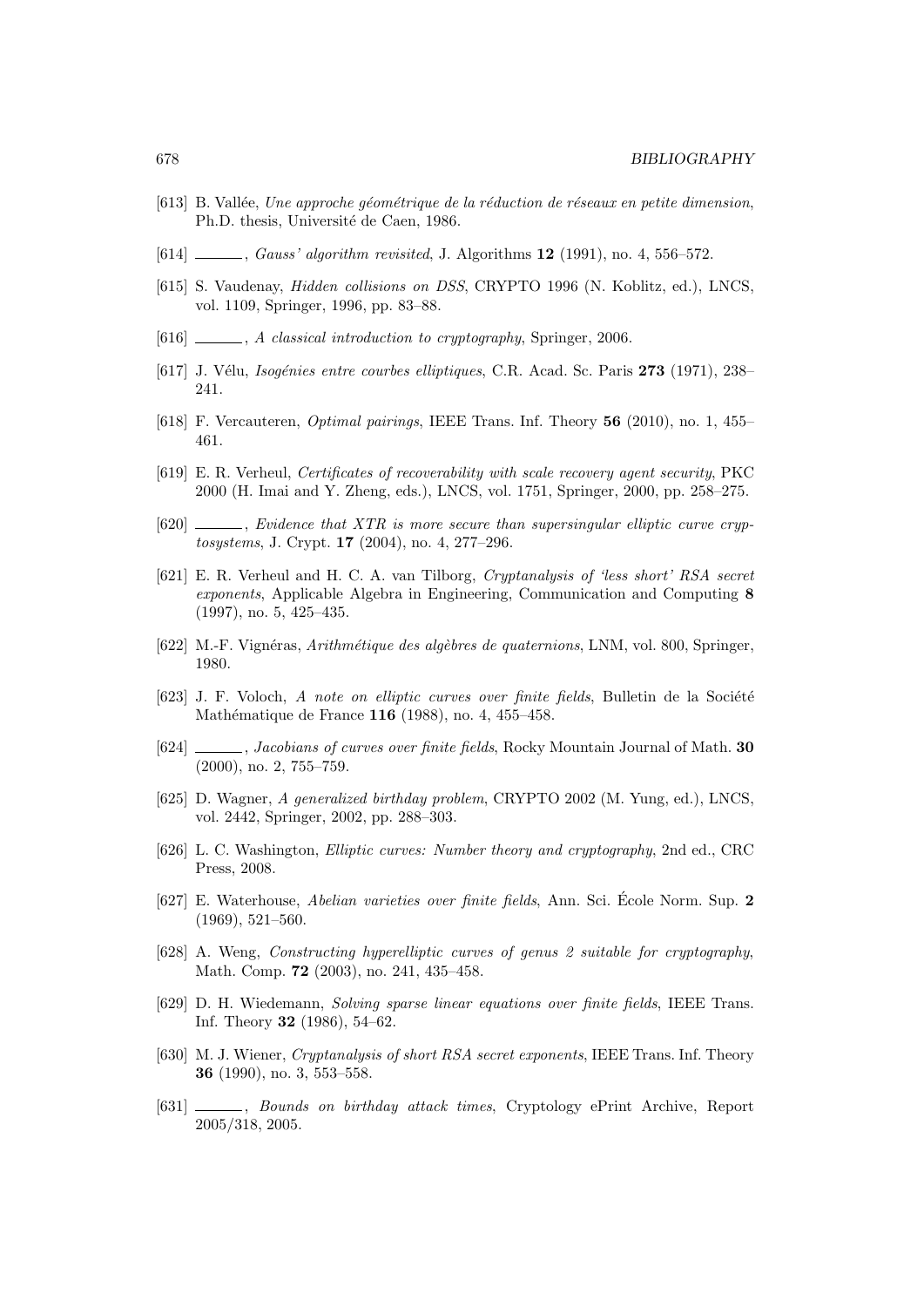[613] B. Vallée, *Une approche géométrique de la réduction de réseaux en petite dimension*, Ph.D. thesis, Université de Caen, 1986.

[614] ______, *Gauss' algorithm revisited*, J. Algorithms **12** (1991), no. 4, 556–572.

[615] S. Vaudenay, *Hidden collisions on DSS*, CRYPTO 1996 (N. Koblitz, ed.), LNCS, vol. 1109, Springer, 1996, pp. 83–88.

[616] ______, *A classical introduction to cryptography*, Springer, 2006.

[617] J. Vélu, *Isogénies entre courbes elliptiques*, C.R. Acad. Sc. Paris **273** (1971), 238–241.

[618] F. Vercauteren, *Optimal pairings*, IEEE Trans. Inf. Theory **56** (2010), no. 1, 455–461.

[619] E. R. Verheul, *Certificates of recoverability with scale recovery agent security*, PKC 2000 (H. Imai and Y. Zheng, eds.), LNCS, vol. 1751, Springer, 2000, pp. 258–275.

[620] ______, *Evidence that XTR is more secure than supersingular elliptic curve cryptosystems*, J. Crypt. **17** (2004), no. 4, 277–296.

[621] E. R. Verheul and H. C. A. van Tilborg, *Cryptanalysis of 'less short' RSA secret exponents*, Applicable Algebra in Engineering, Communication and Computing **8** (1997), no. 5, 425–435.

[622] M.-F. Vignéras, *Arithmétique des algèbres de quaternions*, LNM, vol. 800, Springer, 1980.

[623] J. F. Voloch, *A note on elliptic curves over finite fields*, Bulletin de la Société Mathématique de France **116** (1988), no. 4, 455–458.

[624] ______, *Jacobians of curves over finite fields*, Rocky Mountain Journal of Math. **30** (2000), no. 2, 755–759.

[625] D. Wagner, *A generalized birthday problem*, CRYPTO 2002 (M. Yung, ed.), LNCS, vol. 2442, Springer, 2002, pp. 288–303.

[626] L. C. Washington, *Elliptic curves: Number theory and cryptography*, 2nd ed., CRC Press, 2008.

[627] E. Waterhouse, *Abelian varieties over finite fields*, Ann. Sci. École Norm. Sup. **2** (1969), 521–560.

[628] A. Weng, *Constructing hyperelliptic curves of genus 2 suitable for cryptography*, Math. Comp. **72** (2003), no. 241, 435–458.

[629] D. H. Wiedemann, *Solving sparse linear equations over finite fields*, IEEE Trans. Inf. Theory **32** (1986), 54–62.

[630] M. J. Wiener, *Cryptanalysis of short RSA secret exponents*, IEEE Trans. Inf. Theory **36** (1990), no. 3, 553–558.

[631] ______, *Bounds on birthday attack times*, Cryptology ePrint Archive, Report 2005/318, 2005.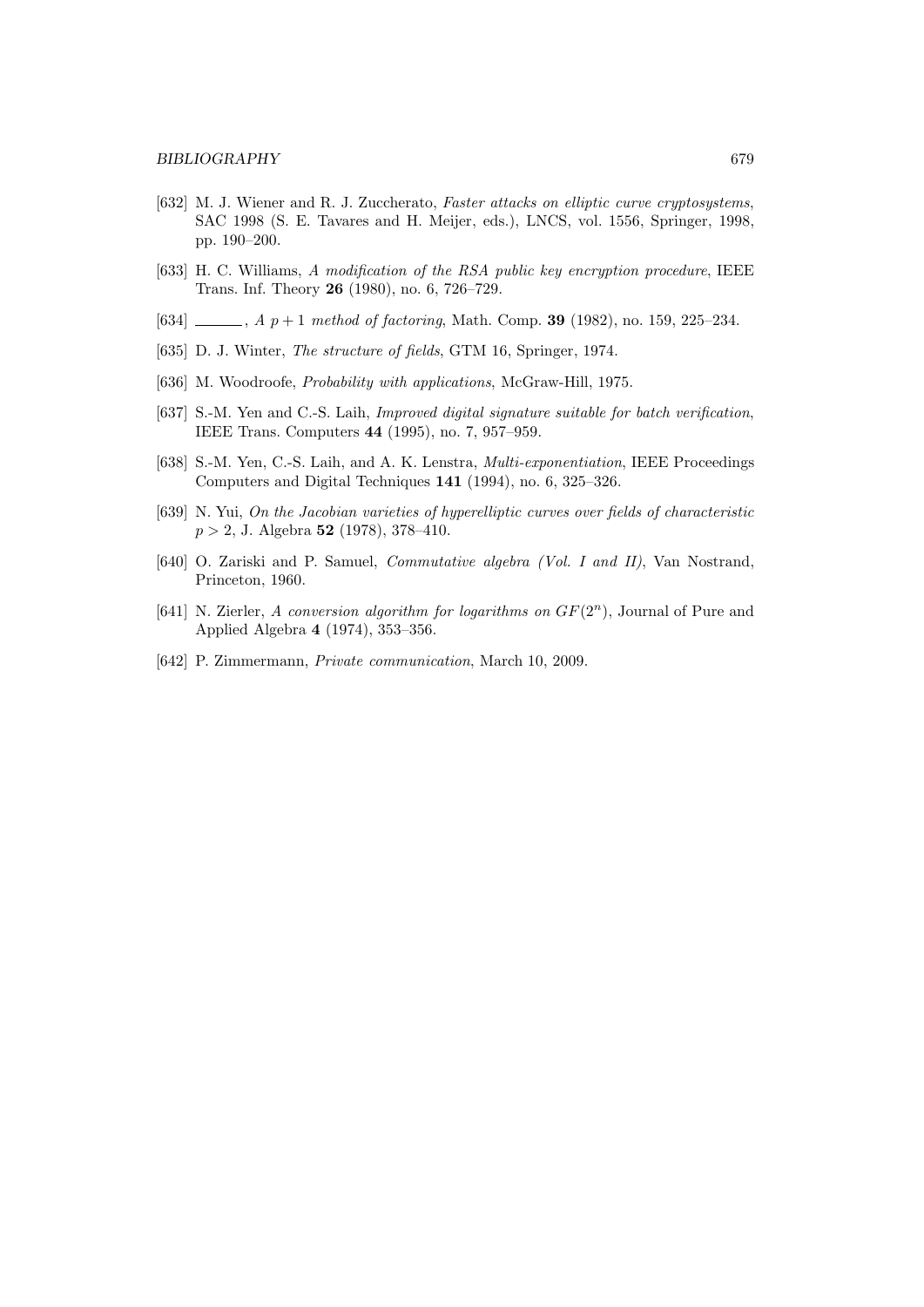[632] M. J. Wiener and R. J. Zuccherato, *Faster attacks on elliptic curve cryptosystems*, SAC 1998 (S. E. Tavares and H. Meijer, eds.), LNCS, vol. 1556, Springer, 1998, pp. 190–200.

[633] H. C. Williams, *A modification of the RSA public key encryption procedure*, IEEE Trans. Inf. Theory **26** (1980), no. 6, 726–729.

[634] ______, *A* $p + 1$ *method of factoring*, Math. Comp. **39** (1982), no. 159, 225–234.

[635] D. J. Winter, *The structure of fields*, GTM 16, Springer, 1974.

[636] M. Woodroofe, *Probability with applications*, McGraw-Hill, 1975.

[637] S.-M. Yen and C.-S. Laih, *Improved digital signature suitable for batch verification*, IEEE Trans. Computers **44** (1995), no. 7, 957–959.

[638] S.-M. Yen, C.-S. Laih, and A. K. Lenstra, *Multi-exponentiation*, IEEE Proceedings Computers and Digital Techniques **141** (1994), no. 6, 325–326.

[639] N. Yui, *On the Jacobian varieties of hyperelliptic curves over fields of characteristic* $p > 2$, J. Algebra **52** (1978), 378–410.

[640] O. Zariski and P. Samuel, *Commutative algebra (Vol. I and II)*, Van Nostrand, Princeton, 1960.

[641] N. Zierler, *A conversion algorithm for logarithms on* $GF(2^n)$, Journal of Pure and Applied Algebra **4** (1974), 353–356.

[642] P. Zimmermann, *Private communication*, March 10, 2009.